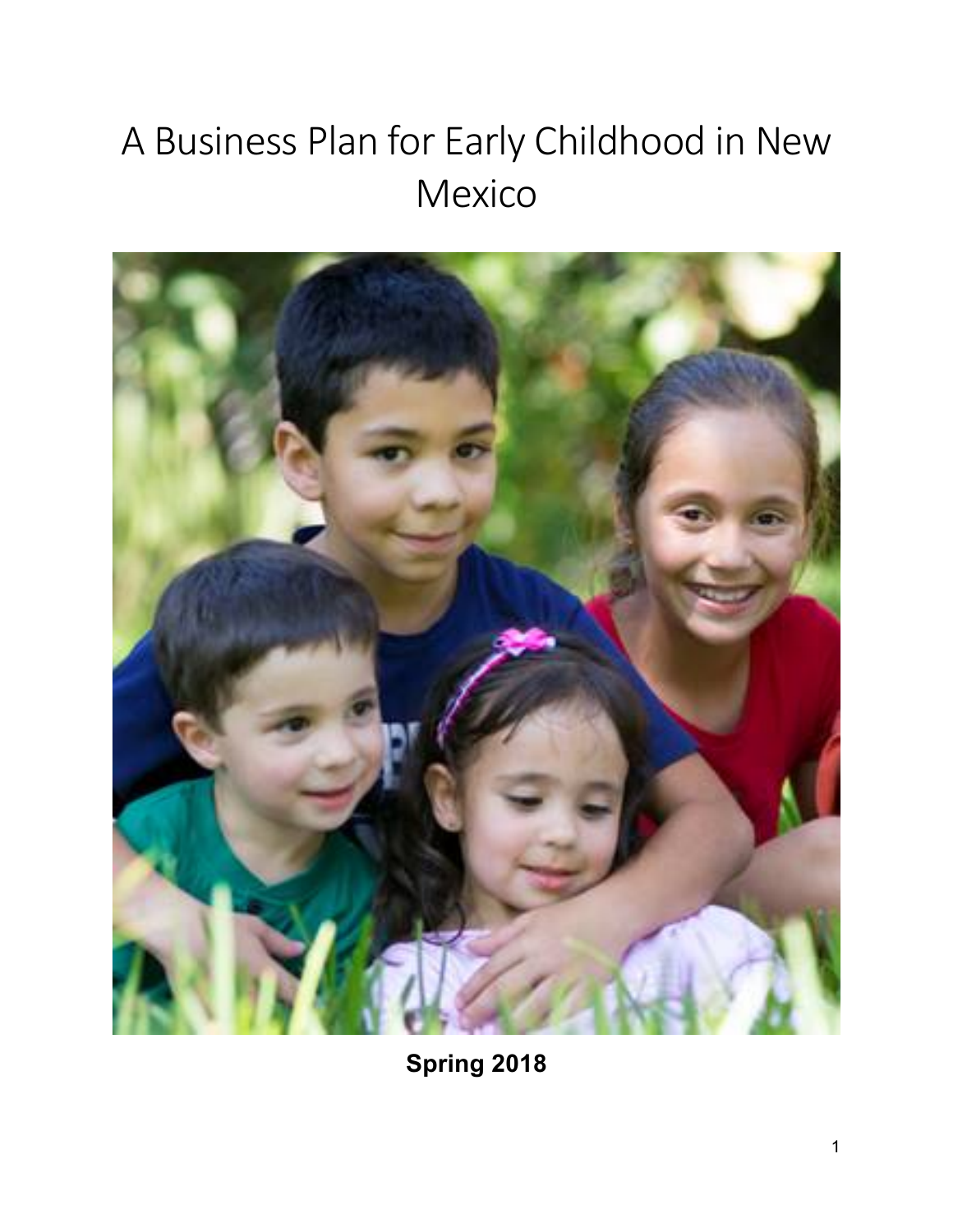# A Business Plan for Early Childhood in New Mexico

**Spring 2018**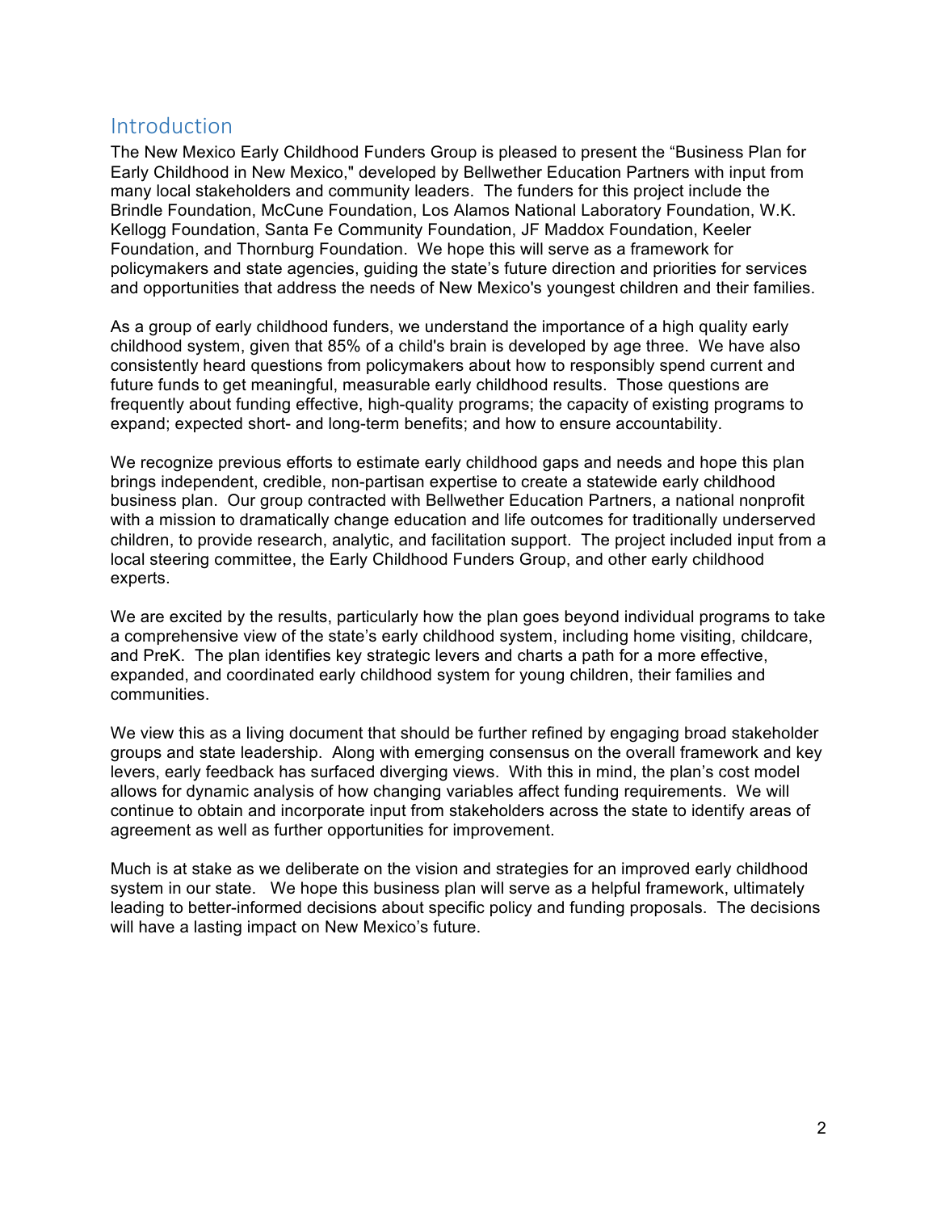## Introduction

The New Mexico Early Childhood Funders Group is pleased to present the "Business Plan for Early Childhood in New Mexico," developed by Bellwether Education Partners with input from many local stakeholders and community leaders. The funders for this project include the Brindle Foundation, McCune Foundation, Los Alamos National Laboratory Foundation, W.K. Kellogg Foundation, Santa Fe Community Foundation, JF Maddox Foundation, Keeler Foundation, and Thornburg Foundation. We hope this will serve as a framework for policymakers and state agencies, guiding the state's future direction and priorities for services and opportunities that address the needs of New Mexico's youngest children and their families.

As a group of early childhood funders, we understand the importance of a high quality early childhood system, given that 85% of a child's brain is developed by age three. We have also consistently heard questions from policymakers about how to responsibly spend current and future funds to get meaningful, measurable early childhood results. Those questions are frequently about funding effective, high-quality programs; the capacity of existing programs to expand; expected short- and long-term benefits; and how to ensure accountability.

We recognize previous efforts to estimate early childhood gaps and needs and hope this plan brings independent, credible, non-partisan expertise to create a statewide early childhood business plan. Our group contracted with Bellwether Education Partners, a national nonprofit with a mission to dramatically change education and life outcomes for traditionally underserved children, to provide research, analytic, and facilitation support. The project included input from a local steering committee, the Early Childhood Funders Group, and other early childhood experts.

We are excited by the results, particularly how the plan goes beyond individual programs to take a comprehensive view of the state's early childhood system, including home visiting, childcare, and PreK. The plan identifies key strategic levers and charts a path for a more effective, expanded, and coordinated early childhood system for young children, their families and communities.

We view this as a living document that should be further refined by engaging broad stakeholder groups and state leadership. Along with emerging consensus on the overall framework and key levers, early feedback has surfaced diverging views. With this in mind, the plan's cost model allows for dynamic analysis of how changing variables affect funding requirements. We will continue to obtain and incorporate input from stakeholders across the state to identify areas of agreement as well as further opportunities for improvement.

Much is at stake as we deliberate on the vision and strategies for an improved early childhood system in our state. We hope this business plan will serve as a helpful framework, ultimately leading to better-informed decisions about specific policy and funding proposals. The decisions will have a lasting impact on New Mexico's future.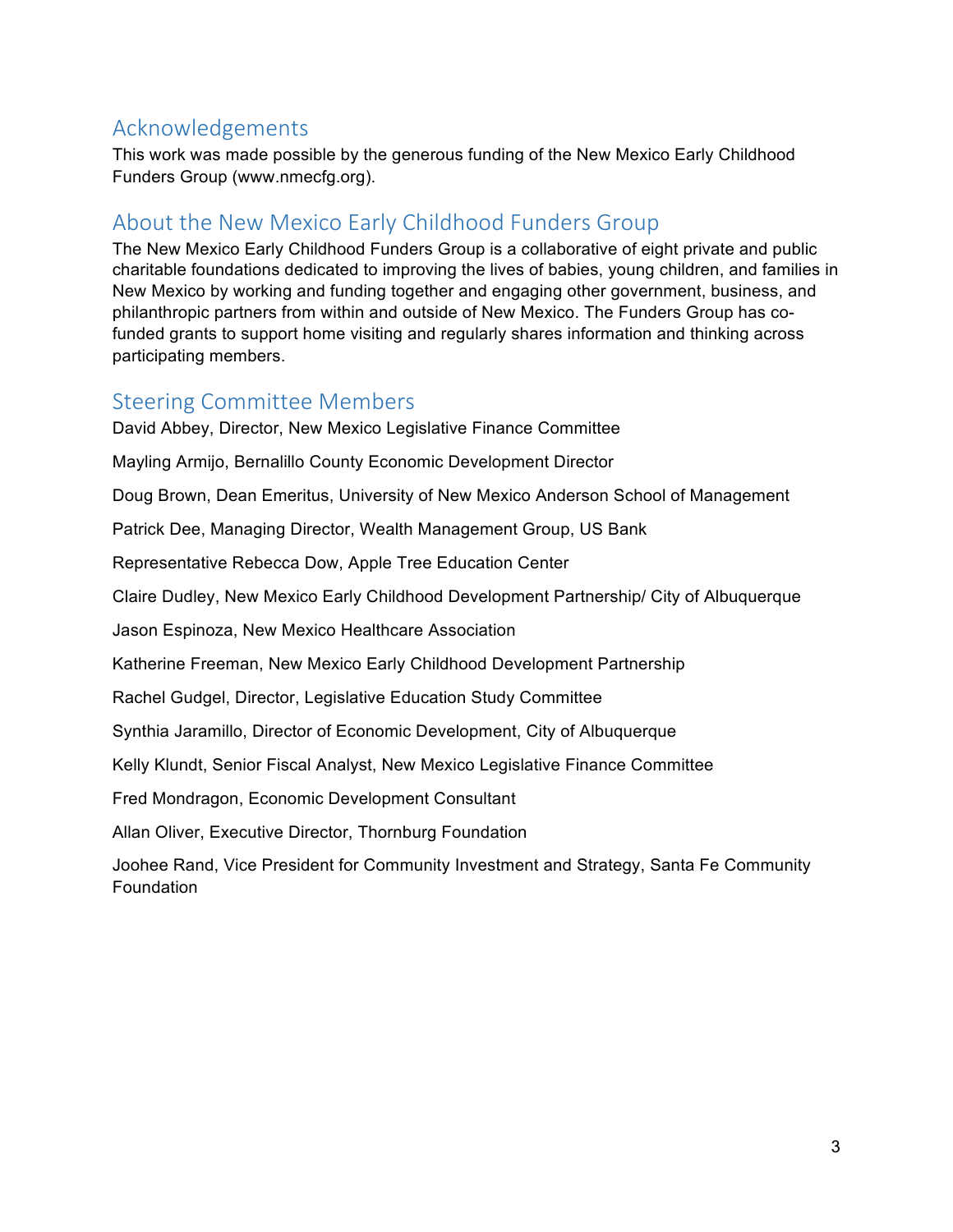## Acknowledgements

This work was made possible by the generous funding of the New Mexico Early Childhood Funders Group (www.nmecfg.org).

## About the New Mexico Early Childhood Funders Group

The New Mexico Early Childhood Funders Group is a collaborative of eight private and public charitable foundations dedicated to improving the lives of babies, young children, and families in New Mexico by working and funding together and engaging other government, business, and philanthropic partners from within and outside of New Mexico. The Funders Group has co-funded grants to support home visiting and regularly shares information and thinking across participating members.

## Steering Committee Members

David Abbey, Director, New Mexico Legislative Finance Committee

Mayling Armijo, Bernalillo County Economic Development Director

Doug Brown, Dean Emeritus, University of New Mexico Anderson School of Management

Patrick Dee, Managing Director, Wealth Management Group, US Bank

Representative Rebecca Dow, Apple Tree Education Center

Claire Dudley, New Mexico Early Childhood Development Partnership/ City of Albuquerque

Jason Espinoza, New Mexico Healthcare Association

Katherine Freeman, New Mexico Early Childhood Development Partnership

Rachel Gudgel, Director, Legislative Education Study Committee

Synthia Jaramillo, Director of Economic Development, City of Albuquerque

Kelly Klundt, Senior Fiscal Analyst, New Mexico Legislative Finance Committee

Fred Mondragon, Economic Development Consultant

Allan Oliver, Executive Director, Thornburg Foundation

Joohee Rand, Vice President for Community Investment and Strategy, Santa Fe Community Foundation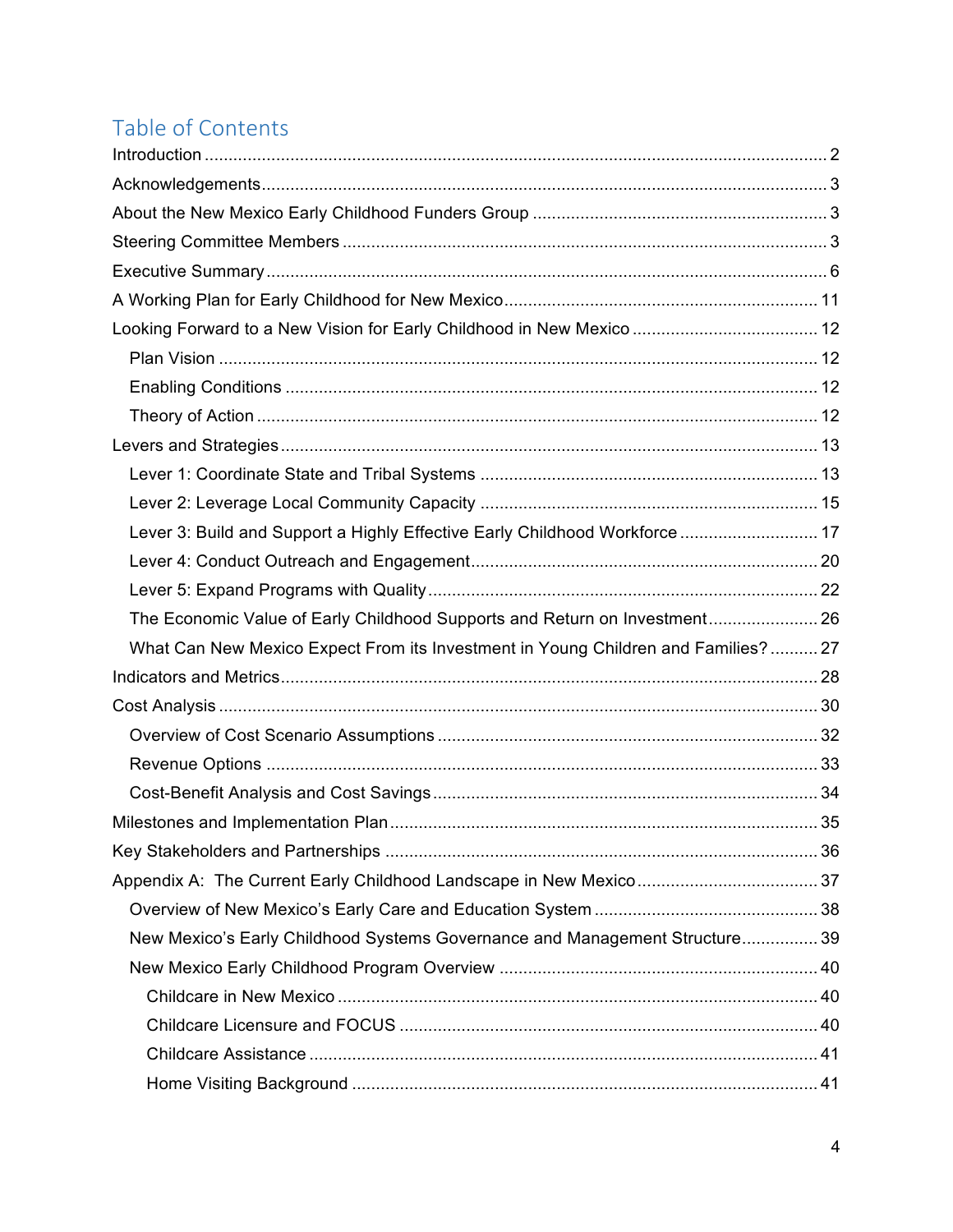# Table of Contents

Introduction ..... 2

Acknowledgements ..... 3

About the New Mexico Early Childhood Funders Group ..... 3

Steering Committee Members ..... 3

Executive Summary ..... 6

A Working Plan for Early Childhood for New Mexico ..... 11

Looking Forward to a New Vision for Early Childhood in New Mexico ..... 12

- Plan Vision ..... 12
- Enabling Conditions ..... 12
- Theory of Action ..... 12

Levers and Strategies ..... 13

- Lever 1: Coordinate State and Tribal Systems ..... 13
- Lever 2: Leverage Local Community Capacity ..... 15
- Lever 3: Build and Support a Highly Effective Early Childhood Workforce ..... 17
- Lever 4: Conduct Outreach and Engagement ..... 20
- Lever 5: Expand Programs with Quality ..... 22
- The Economic Value of Early Childhood Supports and Return on Investment ..... 26
- What Can New Mexico Expect From its Investment in Young Children and Families? ..... 27

Indicators and Metrics ..... 28

Cost Analysis ..... 30

- Overview of Cost Scenario Assumptions ..... 32
- Revenue Options ..... 33
- Cost-Benefit Analysis and Cost Savings ..... 34

Milestones and Implementation Plan ..... 35

Key Stakeholders and Partnerships ..... 36

Appendix A: The Current Early Childhood Landscape in New Mexico ..... 37

- Overview of New Mexico's Early Care and Education System ..... 38
- New Mexico's Early Childhood Systems Governance and Management Structure ..... 39
- New Mexico Early Childhood Program Overview ..... 40
  - Childcare in New Mexico ..... 40
  - Childcare Licensure and FOCUS ..... 40
  - Childcare Assistance ..... 41
  - Home Visiting Background ..... 41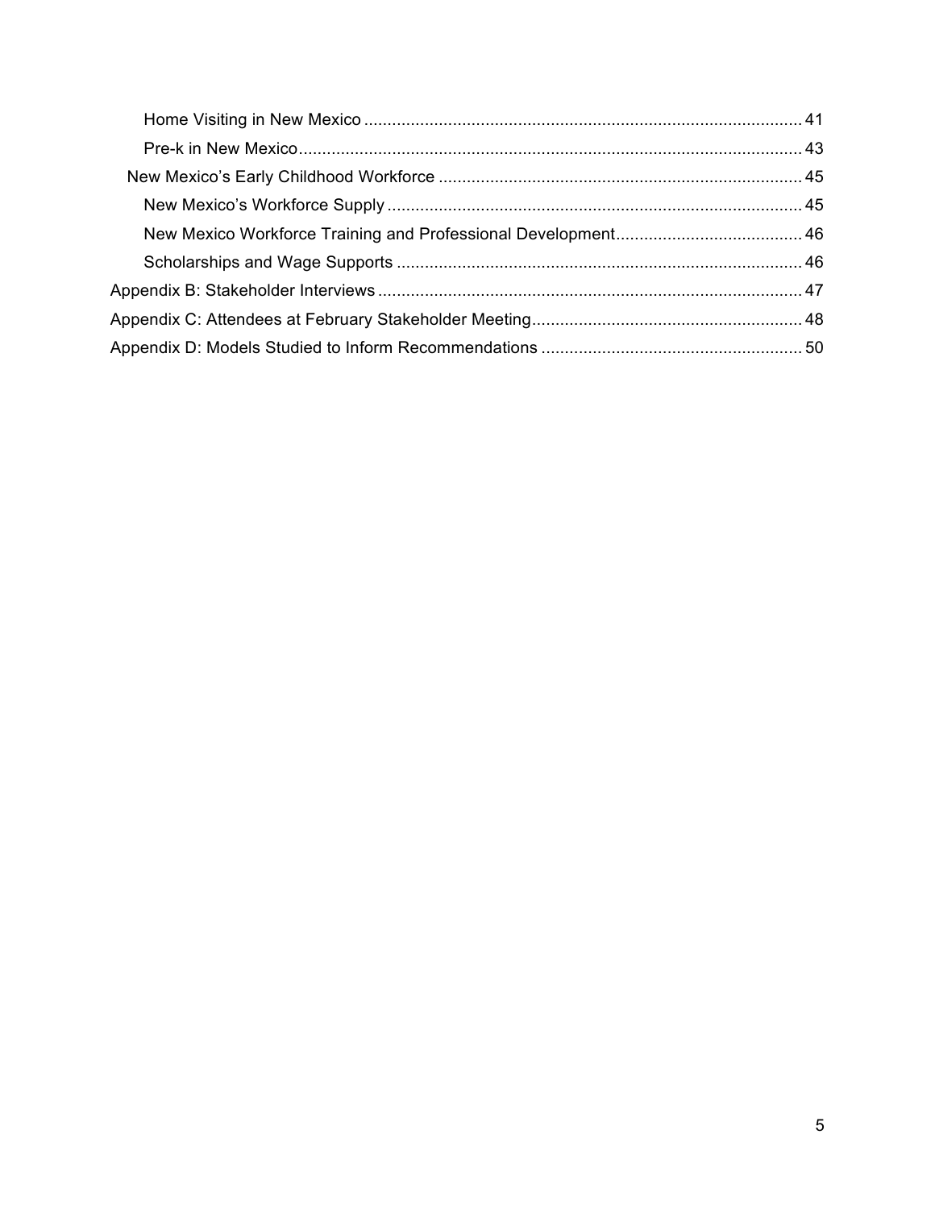- Home Visiting in New Mexico ............................................................................................ 41
- Pre-k in New Mexico........................................................................................................... 43

New Mexico's Early Childhood Workforce ............................................................................. 45

- New Mexico's Workforce Supply ........................................................................................ 45
- New Mexico Workforce Training and Professional Development....................................... 46
- Scholarships and Wage Supports ...................................................................................... 46

Appendix B: Stakeholder Interviews .......................................................................................... 47

Appendix C: Attendees at February Stakeholder Meeting......................................................... 48

Appendix D: Models Studied to Inform Recommendations ....................................................... 50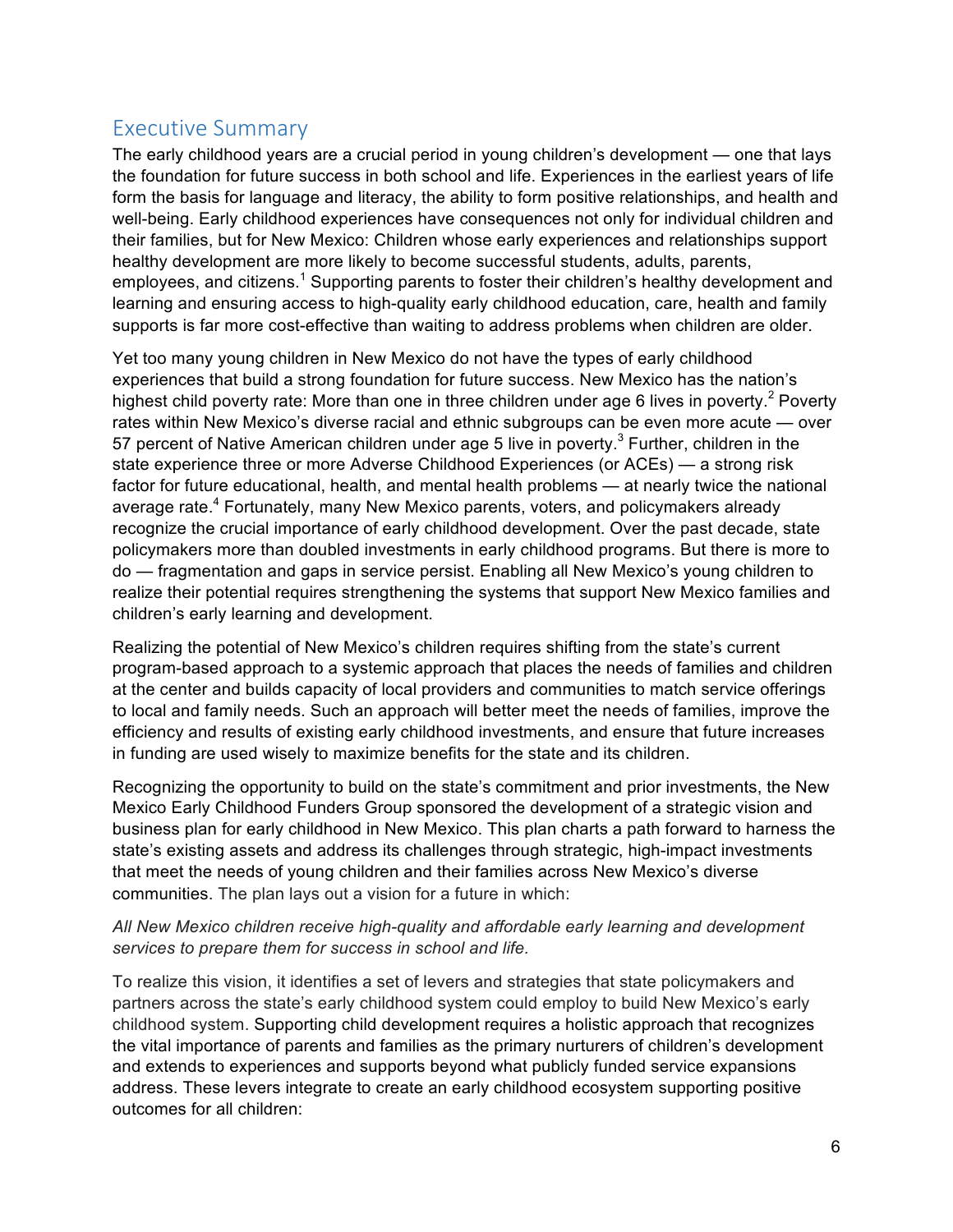## Executive Summary

The early childhood years are a crucial period in young children's development — one that lays the foundation for future success in both school and life. Experiences in the earliest years of life form the basis for language and literacy, the ability to form positive relationships, and health and well-being. Early childhood experiences have consequences not only for individual children and their families, but for New Mexico: Children whose early experiences and relationships support healthy development are more likely to become successful students, adults, parents, employees, and citizens.[1] Supporting parents to foster their children's healthy development and learning and ensuring access to high-quality early childhood education, care, health and family supports is far more cost-effective than waiting to address problems when children are older.

Yet too many young children in New Mexico do not have the types of early childhood experiences that build a strong foundation for future success. New Mexico has the nation's highest child poverty rate: More than one in three children under age 6 lives in poverty.[2] Poverty rates within New Mexico's diverse racial and ethnic subgroups can be even more acute — over 57 percent of Native American children under age 5 live in poverty.[3] Further, children in the state experience three or more Adverse Childhood Experiences (or ACEs) — a strong risk factor for future educational, health, and mental health problems — at nearly twice the national average rate.[4] Fortunately, many New Mexico parents, voters, and policymakers already recognize the crucial importance of early childhood development. Over the past decade, state policymakers more than doubled investments in early childhood programs. But there is more to do — fragmentation and gaps in service persist. Enabling all New Mexico's young children to realize their potential requires strengthening the systems that support New Mexico families and children's early learning and development.

Realizing the potential of New Mexico's children requires shifting from the state's current program-based approach to a systemic approach that places the needs of families and children at the center and builds capacity of local providers and communities to match service offerings to local and family needs. Such an approach will better meet the needs of families, improve the efficiency and results of existing early childhood investments, and ensure that future increases in funding are used wisely to maximize benefits for the state and its children.

Recognizing the opportunity to build on the state's commitment and prior investments, the New Mexico Early Childhood Funders Group sponsored the development of a strategic vision and business plan for early childhood in New Mexico. This plan charts a path forward to harness the state's existing assets and address its challenges through strategic, high-impact investments that meet the needs of young children and their families across New Mexico's diverse communities. The plan lays out a vision for a future in which:

*All New Mexico children receive high-quality and affordable early learning and development services to prepare them for success in school and life.*

To realize this vision, it identifies a set of levers and strategies that state policymakers and partners across the state's early childhood system could employ to build New Mexico's early childhood system. Supporting child development requires a holistic approach that recognizes the vital importance of parents and families as the primary nurturers of children's development and extends to experiences and supports beyond what publicly funded service expansions address. These levers integrate to create an early childhood ecosystem supporting positive outcomes for all children: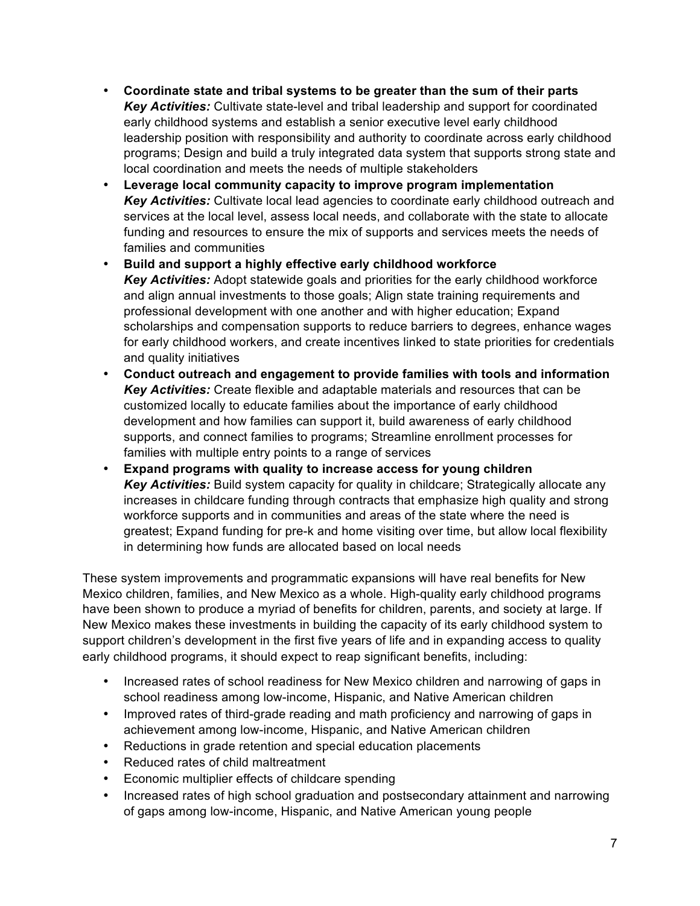- **Coordinate state and tribal systems to be greater than the sum of their parts**
  ***Key Activities:*** Cultivate state-level and tribal leadership and support for coordinated early childhood systems and establish a senior executive level early childhood leadership position with responsibility and authority to coordinate across early childhood programs; Design and build a truly integrated data system that supports strong state and local coordination and meets the needs of multiple stakeholders
- **Leverage local community capacity to improve program implementation**
  ***Key Activities:*** Cultivate local lead agencies to coordinate early childhood outreach and services at the local level, assess local needs, and collaborate with the state to allocate funding and resources to ensure the mix of supports and services meets the needs of families and communities
- **Build and support a highly effective early childhood workforce**
  ***Key Activities:*** Adopt statewide goals and priorities for the early childhood workforce and align annual investments to those goals; Align state training requirements and professional development with one another and with higher education; Expand scholarships and compensation supports to reduce barriers to degrees, enhance wages for early childhood workers, and create incentives linked to state priorities for credentials and quality initiatives
- **Conduct outreach and engagement to provide families with tools and information**
  ***Key Activities:*** Create flexible and adaptable materials and resources that can be customized locally to educate families about the importance of early childhood development and how families can support it, build awareness of early childhood supports, and connect families to programs; Streamline enrollment processes for families with multiple entry points to a range of services
- **Expand programs with quality to increase access for young children**
  ***Key Activities:*** Build system capacity for quality in childcare; Strategically allocate any increases in childcare funding through contracts that emphasize high quality and strong workforce supports and in communities and areas of the state where the need is greatest; Expand funding for pre-k and home visiting over time, but allow local flexibility in determining how funds are allocated based on local needs

These system improvements and programmatic expansions will have real benefits for New Mexico children, families, and New Mexico as a whole. High-quality early childhood programs have been shown to produce a myriad of benefits for children, parents, and society at large. If New Mexico makes these investments in building the capacity of its early childhood system to support children's development in the first five years of life and in expanding access to quality early childhood programs, it should expect to reap significant benefits, including:

- Increased rates of school readiness for New Mexico children and narrowing of gaps in school readiness among low-income, Hispanic, and Native American children
- Improved rates of third-grade reading and math proficiency and narrowing of gaps in achievement among low-income, Hispanic, and Native American children
- Reductions in grade retention and special education placements
- Reduced rates of child maltreatment
- Economic multiplier effects of childcare spending
- Increased rates of high school graduation and postsecondary attainment and narrowing of gaps among low-income, Hispanic, and Native American young people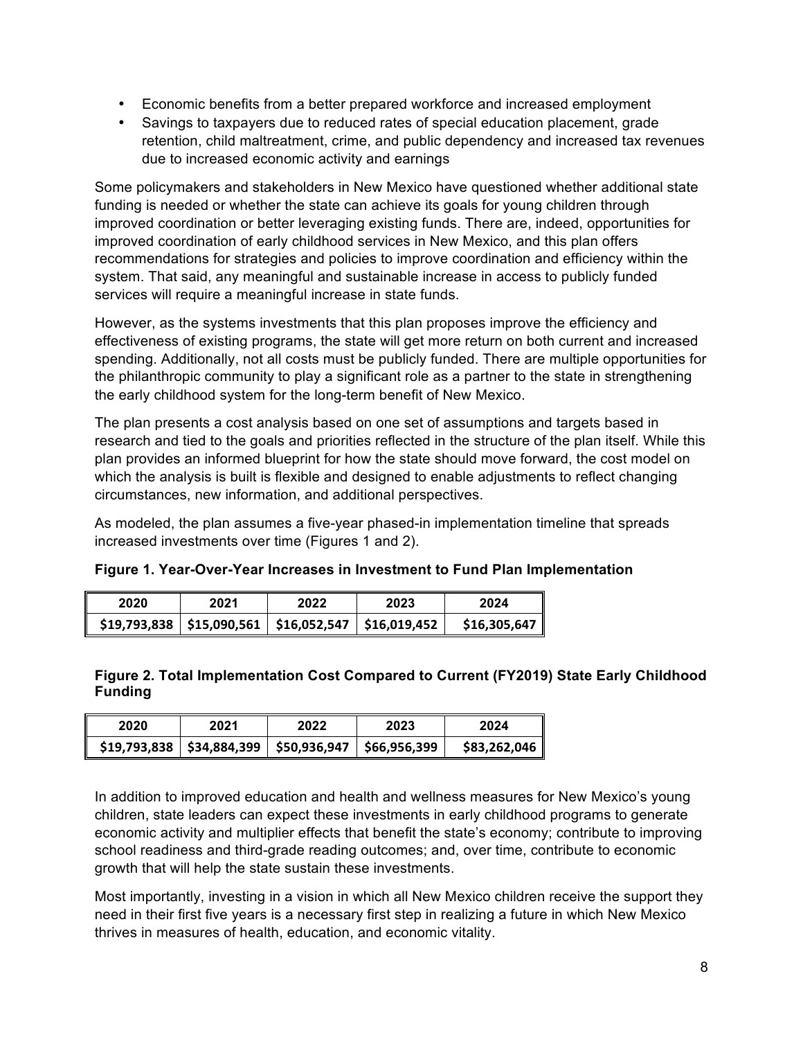- Economic benefits from a better prepared workforce and increased employment
- Savings to taxpayers due to reduced rates of special education placement, grade retention, child maltreatment, crime, and public dependency and increased tax revenues due to increased economic activity and earnings

Some policymakers and stakeholders in New Mexico have questioned whether additional state funding is needed or whether the state can achieve its goals for young children through improved coordination or better leveraging existing funds. There are, indeed, opportunities for improved coordination of early childhood services in New Mexico, and this plan offers recommendations for strategies and policies to improve coordination and efficiency within the system. That said, any meaningful and sustainable increase in access to publicly funded services will require a meaningful increase in state funds.

However, as the systems investments that this plan proposes improve the efficiency and effectiveness of existing programs, the state will get more return on both current and increased spending. Additionally, not all costs must be publicly funded. There are multiple opportunities for the philanthropic community to play a significant role as a partner to the state in strengthening the early childhood system for the long-term benefit of New Mexico.

The plan presents a cost analysis based on one set of assumptions and targets based in research and tied to the goals and priorities reflected in the structure of the plan itself. While this plan provides an informed blueprint for how the state should move forward, the cost model on which the analysis is built is flexible and designed to enable adjustments to reflect changing circumstances, new information, and additional perspectives.

As modeled, the plan assumes a five-year phased-in implementation timeline that spreads increased investments over time (Figures 1 and 2).

**Figure 1. Year-Over-Year Increases in Investment to Fund Plan Implementation**

| 2020 | 2021 | 2022 | 2023 | 2024 |
|---|---|---|---|---|
| $19,793,838 | $15,090,561 | $16,052,547 | $16,019,452 | $16,305,647 |

**Figure 2. Total Implementation Cost Compared to Current (FY2019) State Early Childhood Funding**

| 2020 | 2021 | 2022 | 2023 | 2024 |
|---|---|---|---|---|
| $19,793,838 | $34,884,399 | $50,936,947 | $66,956,399 | $83,262,046 |

In addition to improved education and health and wellness measures for New Mexico's young children, state leaders can expect these investments in early childhood programs to generate economic activity and multiplier effects that benefit the state's economy; contribute to improving school readiness and third-grade reading outcomes; and, over time, contribute to economic growth that will help the state sustain these investments.

Most importantly, investing in a vision in which all New Mexico children receive the support they need in their first five years is a necessary first step in realizing a future in which New Mexico thrives in measures of health, education, and economic vitality.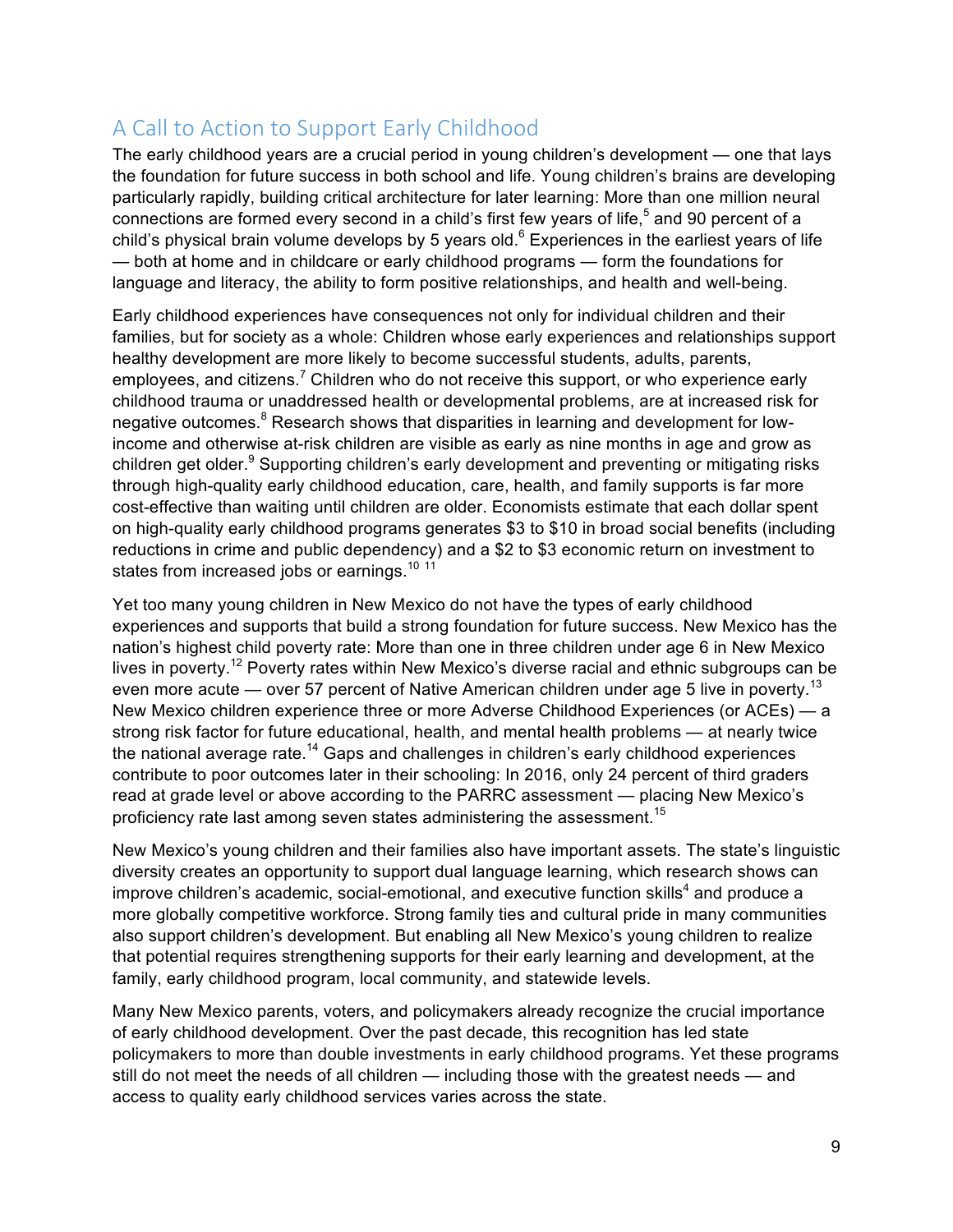## A Call to Action to Support Early Childhood

The early childhood years are a crucial period in young children's development — one that lays the foundation for future success in both school and life. Young children's brains are developing particularly rapidly, building critical architecture for later learning: More than one million neural connections are formed every second in a child's first few years of life,[5] and 90 percent of a child's physical brain volume develops by 5 years old.[6] Experiences in the earliest years of life — both at home and in childcare or early childhood programs — form the foundations for language and literacy, the ability to form positive relationships, and health and well-being.

Early childhood experiences have consequences not only for individual children and their families, but for society as a whole: Children whose early experiences and relationships support healthy development are more likely to become successful students, adults, parents, employees, and citizens.[7] Children who do not receive this support, or who experience early childhood trauma or unaddressed health or developmental problems, are at increased risk for negative outcomes.[8] Research shows that disparities in learning and development for low-income and otherwise at-risk children are visible as early as nine months in age and grow as children get older.[9] Supporting children's early development and preventing or mitigating risks through high-quality early childhood education, care, health, and family supports is far more cost-effective than waiting until children are older. Economists estimate that each dollar spent on high-quality early childhood programs generates $3 to $10 in broad social benefits (including reductions in crime and public dependency) and a $2 to $3 economic return on investment to states from increased jobs or earnings.[10] [11]

Yet too many young children in New Mexico do not have the types of early childhood experiences and supports that build a strong foundation for future success. New Mexico has the nation's highest child poverty rate: More than one in three children under age 6 in New Mexico lives in poverty.[12] Poverty rates within New Mexico's diverse racial and ethnic subgroups can be even more acute — over 57 percent of Native American children under age 5 live in poverty.[13] New Mexico children experience three or more Adverse Childhood Experiences (or ACEs) — a strong risk factor for future educational, health, and mental health problems — at nearly twice the national average rate.[14] Gaps and challenges in children's early childhood experiences contribute to poor outcomes later in their schooling: In 2016, only 24 percent of third graders read at grade level or above according to the PARRC assessment — placing New Mexico's proficiency rate last among seven states administering the assessment.[15]

New Mexico's young children and their families also have important assets. The state's linguistic diversity creates an opportunity to support dual language learning, which research shows can improve children's academic, social-emotional, and executive function skills[4] and produce a more globally competitive workforce. Strong family ties and cultural pride in many communities also support children's development. But enabling all New Mexico's young children to realize that potential requires strengthening supports for their early learning and development, at the family, early childhood program, local community, and statewide levels.

Many New Mexico parents, voters, and policymakers already recognize the crucial importance of early childhood development. Over the past decade, this recognition has led state policymakers to more than double investments in early childhood programs. Yet these programs still do not meet the needs of all children — including those with the greatest needs — and access to quality early childhood services varies across the state.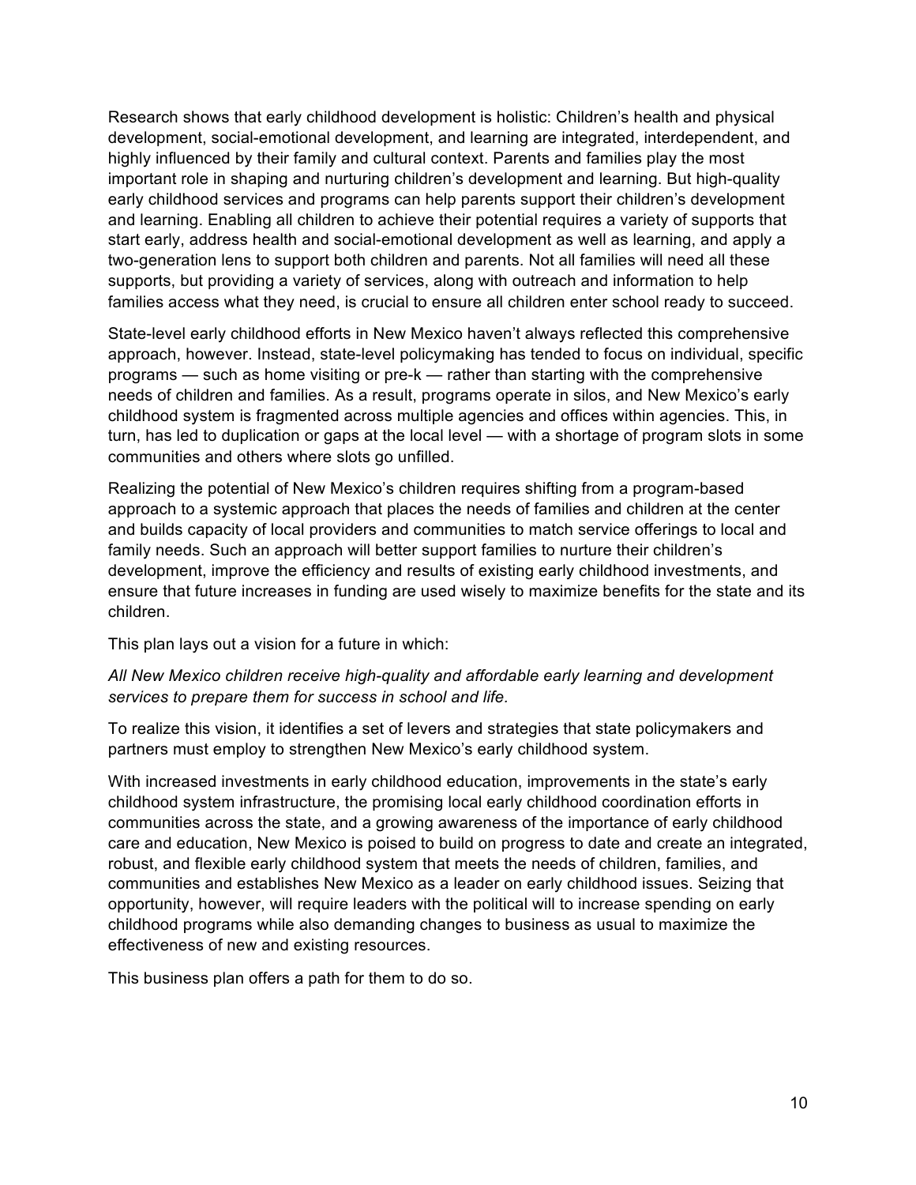Research shows that early childhood development is holistic: Children's health and physical development, social-emotional development, and learning are integrated, interdependent, and highly influenced by their family and cultural context. Parents and families play the most important role in shaping and nurturing children's development and learning. But high-quality early childhood services and programs can help parents support their children's development and learning. Enabling all children to achieve their potential requires a variety of supports that start early, address health and social-emotional development as well as learning, and apply a two-generation lens to support both children and parents. Not all families will need all these supports, but providing a variety of services, along with outreach and information to help families access what they need, is crucial to ensure all children enter school ready to succeed.

State-level early childhood efforts in New Mexico haven't always reflected this comprehensive approach, however. Instead, state-level policymaking has tended to focus on individual, specific programs — such as home visiting or pre-k — rather than starting with the comprehensive needs of children and families. As a result, programs operate in silos, and New Mexico's early childhood system is fragmented across multiple agencies and offices within agencies. This, in turn, has led to duplication or gaps at the local level — with a shortage of program slots in some communities and others where slots go unfilled.

Realizing the potential of New Mexico's children requires shifting from a program-based approach to a systemic approach that places the needs of families and children at the center and builds capacity of local providers and communities to match service offerings to local and family needs. Such an approach will better support families to nurture their children's development, improve the efficiency and results of existing early childhood investments, and ensure that future increases in funding are used wisely to maximize benefits for the state and its children.

This plan lays out a vision for a future in which:

*All New Mexico children receive high-quality and affordable early learning and development services to prepare them for success in school and life.*

To realize this vision, it identifies a set of levers and strategies that state policymakers and partners must employ to strengthen New Mexico's early childhood system.

With increased investments in early childhood education, improvements in the state's early childhood system infrastructure, the promising local early childhood coordination efforts in communities across the state, and a growing awareness of the importance of early childhood care and education, New Mexico is poised to build on progress to date and create an integrated, robust, and flexible early childhood system that meets the needs of children, families, and communities and establishes New Mexico as a leader on early childhood issues. Seizing that opportunity, however, will require leaders with the political will to increase spending on early childhood programs while also demanding changes to business as usual to maximize the effectiveness of new and existing resources.

This business plan offers a path for them to do so.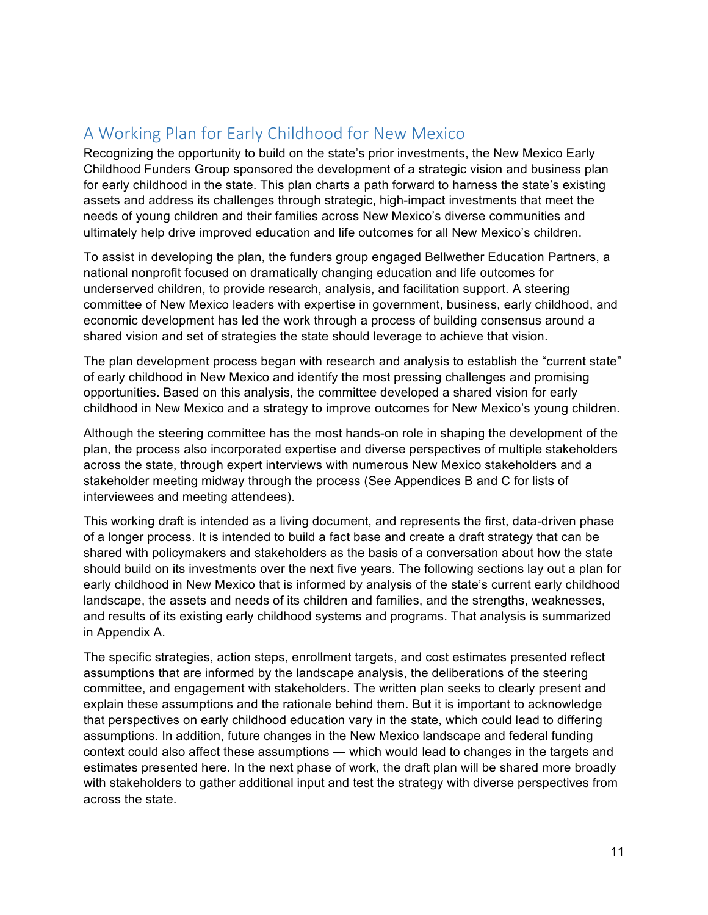## A Working Plan for Early Childhood for New Mexico

Recognizing the opportunity to build on the state's prior investments, the New Mexico Early Childhood Funders Group sponsored the development of a strategic vision and business plan for early childhood in the state. This plan charts a path forward to harness the state's existing assets and address its challenges through strategic, high-impact investments that meet the needs of young children and their families across New Mexico's diverse communities and ultimately help drive improved education and life outcomes for all New Mexico's children.

To assist in developing the plan, the funders group engaged Bellwether Education Partners, a national nonprofit focused on dramatically changing education and life outcomes for underserved children, to provide research, analysis, and facilitation support. A steering committee of New Mexico leaders with expertise in government, business, early childhood, and economic development has led the work through a process of building consensus around a shared vision and set of strategies the state should leverage to achieve that vision.

The plan development process began with research and analysis to establish the "current state" of early childhood in New Mexico and identify the most pressing challenges and promising opportunities. Based on this analysis, the committee developed a shared vision for early childhood in New Mexico and a strategy to improve outcomes for New Mexico's young children.

Although the steering committee has the most hands-on role in shaping the development of the plan, the process also incorporated expertise and diverse perspectives of multiple stakeholders across the state, through expert interviews with numerous New Mexico stakeholders and a stakeholder meeting midway through the process (See Appendices B and C for lists of interviewees and meeting attendees).

This working draft is intended as a living document, and represents the first, data-driven phase of a longer process. It is intended to build a fact base and create a draft strategy that can be shared with policymakers and stakeholders as the basis of a conversation about how the state should build on its investments over the next five years. The following sections lay out a plan for early childhood in New Mexico that is informed by analysis of the state's current early childhood landscape, the assets and needs of its children and families, and the strengths, weaknesses, and results of its existing early childhood systems and programs. That analysis is summarized in Appendix A.

The specific strategies, action steps, enrollment targets, and cost estimates presented reflect assumptions that are informed by the landscape analysis, the deliberations of the steering committee, and engagement with stakeholders. The written plan seeks to clearly present and explain these assumptions and the rationale behind them. But it is important to acknowledge that perspectives on early childhood education vary in the state, which could lead to differing assumptions. In addition, future changes in the New Mexico landscape and federal funding context could also affect these assumptions — which would lead to changes in the targets and estimates presented here. In the next phase of work, the draft plan will be shared more broadly with stakeholders to gather additional input and test the strategy with diverse perspectives from across the state.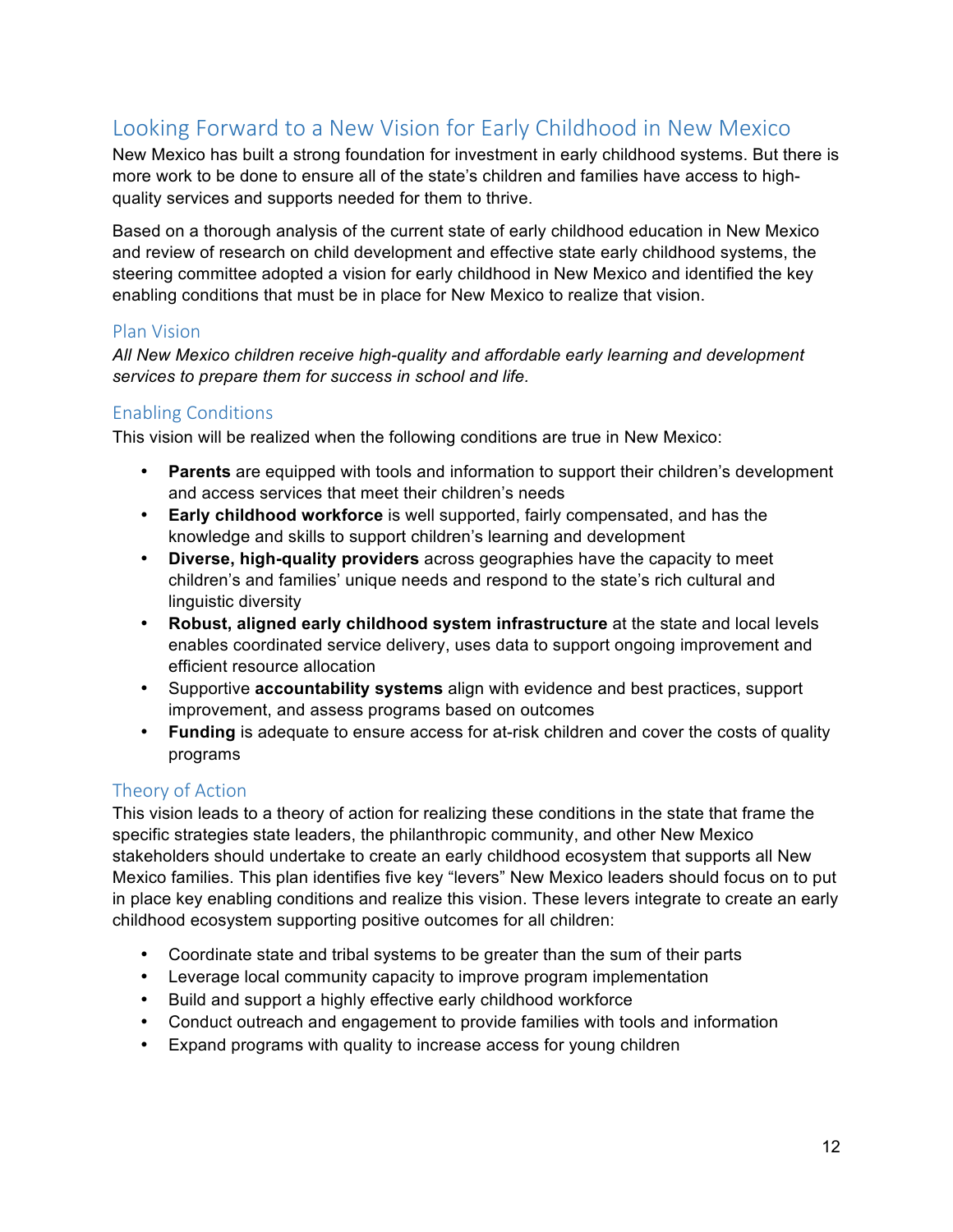## Looking Forward to a New Vision for Early Childhood in New Mexico

New Mexico has built a strong foundation for investment in early childhood systems. But there is more work to be done to ensure all of the state's children and families have access to high-quality services and supports needed for them to thrive.

Based on a thorough analysis of the current state of early childhood education in New Mexico and review of research on child development and effective state early childhood systems, the steering committee adopted a vision for early childhood in New Mexico and identified the key enabling conditions that must be in place for New Mexico to realize that vision.

### Plan Vision

*All New Mexico children receive high-quality and affordable early learning and development services to prepare them for success in school and life.*

### Enabling Conditions

This vision will be realized when the following conditions are true in New Mexico:

- **Parents** are equipped with tools and information to support their children's development and access services that meet their children's needs
- **Early childhood workforce** is well supported, fairly compensated, and has the knowledge and skills to support children's learning and development
- **Diverse, high-quality providers** across geographies have the capacity to meet children's and families' unique needs and respond to the state's rich cultural and linguistic diversity
- **Robust, aligned early childhood system infrastructure** at the state and local levels enables coordinated service delivery, uses data to support ongoing improvement and efficient resource allocation
- Supportive **accountability systems** align with evidence and best practices, support improvement, and assess programs based on outcomes
- **Funding** is adequate to ensure access for at-risk children and cover the costs of quality programs

### Theory of Action

This vision leads to a theory of action for realizing these conditions in the state that frame the specific strategies state leaders, the philanthropic community, and other New Mexico stakeholders should undertake to create an early childhood ecosystem that supports all New Mexico families. This plan identifies five key "levers" New Mexico leaders should focus on to put in place key enabling conditions and realize this vision. These levers integrate to create an early childhood ecosystem supporting positive outcomes for all children:

- Coordinate state and tribal systems to be greater than the sum of their parts
- Leverage local community capacity to improve program implementation
- Build and support a highly effective early childhood workforce
- Conduct outreach and engagement to provide families with tools and information
- Expand programs with quality to increase access for young children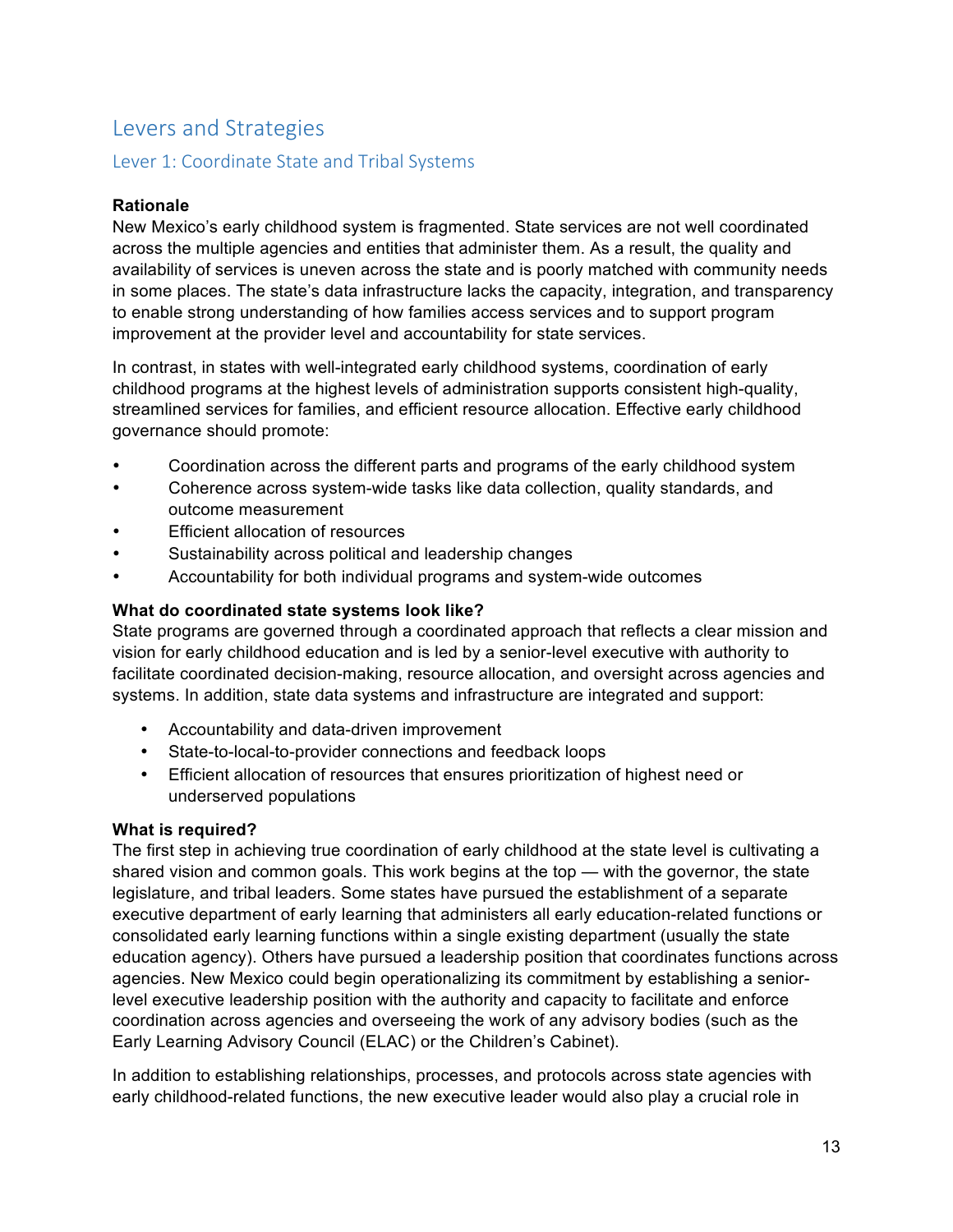## Levers and Strategies

### Lever 1: Coordinate State and Tribal Systems

**Rationale**

New Mexico's early childhood system is fragmented. State services are not well coordinated across the multiple agencies and entities that administer them. As a result, the quality and availability of services is uneven across the state and is poorly matched with community needs in some places. The state's data infrastructure lacks the capacity, integration, and transparency to enable strong understanding of how families access services and to support program improvement at the provider level and accountability for state services.

In contrast, in states with well-integrated early childhood systems, coordination of early childhood programs at the highest levels of administration supports consistent high-quality, streamlined services for families, and efficient resource allocation. Effective early childhood governance should promote:

- Coordination across the different parts and programs of the early childhood system
- Coherence across system-wide tasks like data collection, quality standards, and outcome measurement
- Efficient allocation of resources
- Sustainability across political and leadership changes
- Accountability for both individual programs and system-wide outcomes

**What do coordinated state systems look like?**

State programs are governed through a coordinated approach that reflects a clear mission and vision for early childhood education and is led by a senior-level executive with authority to facilitate coordinated decision-making, resource allocation, and oversight across agencies and systems. In addition, state data systems and infrastructure are integrated and support:

- Accountability and data-driven improvement
- State-to-local-to-provider connections and feedback loops
- Efficient allocation of resources that ensures prioritization of highest need or underserved populations

**What is required?**

The first step in achieving true coordination of early childhood at the state level is cultivating a shared vision and common goals. This work begins at the top — with the governor, the state legislature, and tribal leaders. Some states have pursued the establishment of a separate executive department of early learning that administers all early education-related functions or consolidated early learning functions within a single existing department (usually the state education agency). Others have pursued a leadership position that coordinates functions across agencies. New Mexico could begin operationalizing its commitment by establishing a senior-level executive leadership position with the authority and capacity to facilitate and enforce coordination across agencies and overseeing the work of any advisory bodies (such as the Early Learning Advisory Council (ELAC) or the Children's Cabinet).

In addition to establishing relationships, processes, and protocols across state agencies with early childhood-related functions, the new executive leader would also play a crucial role in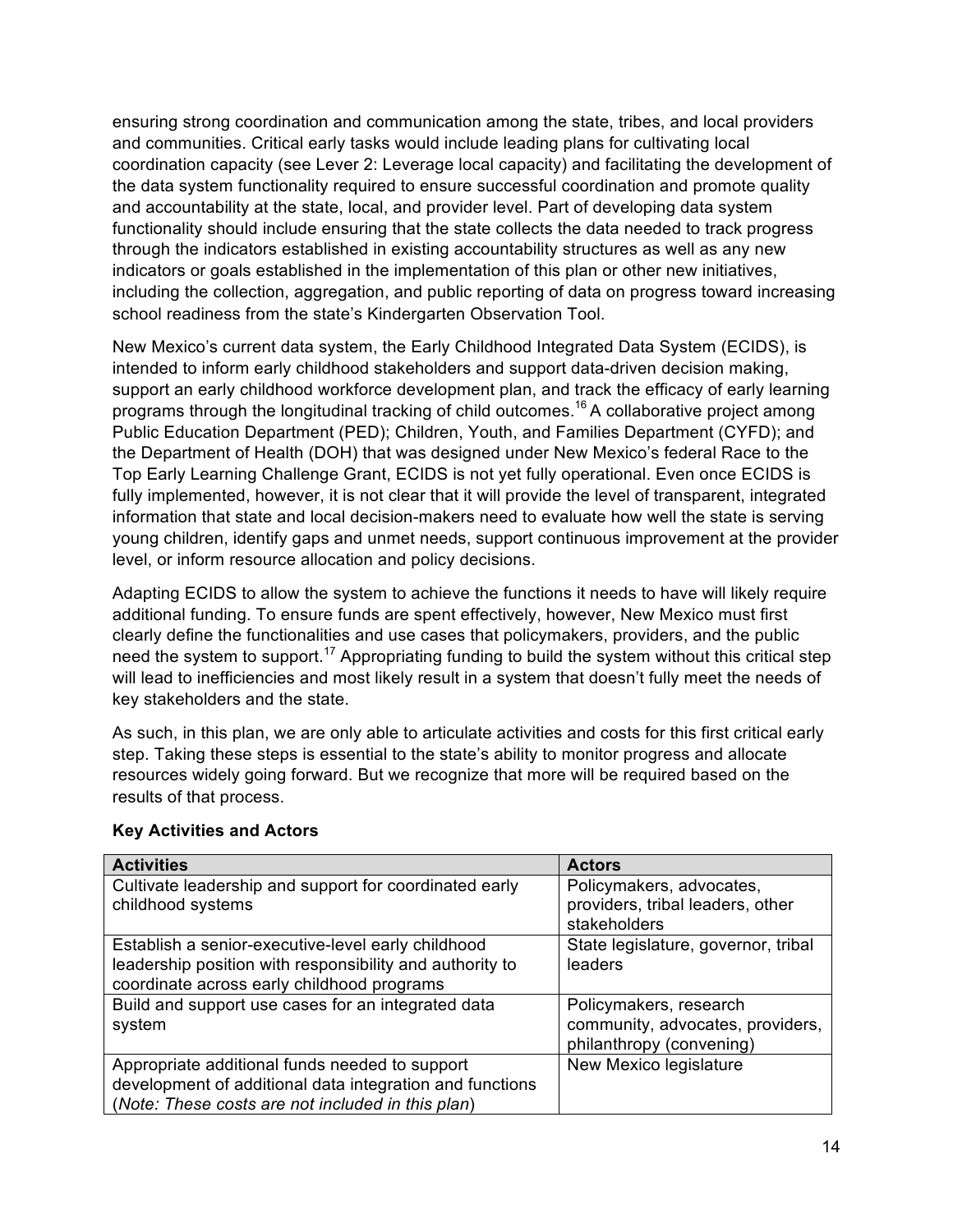ensuring strong coordination and communication among the state, tribes, and local providers and communities. Critical early tasks would include leading plans for cultivating local coordination capacity (see Lever 2: Leverage local capacity) and facilitating the development of the data system functionality required to ensure successful coordination and promote quality and accountability at the state, local, and provider level. Part of developing data system functionality should include ensuring that the state collects the data needed to track progress through the indicators established in existing accountability structures as well as any new indicators or goals established in the implementation of this plan or other new initiatives, including the collection, aggregation, and public reporting of data on progress toward increasing school readiness from the state's Kindergarten Observation Tool.

New Mexico's current data system, the Early Childhood Integrated Data System (ECIDS), is intended to inform early childhood stakeholders and support data-driven decision making, support an early childhood workforce development plan, and track the efficacy of early learning programs through the longitudinal tracking of child outcomes.[16] A collaborative project among Public Education Department (PED); Children, Youth, and Families Department (CYFD); and the Department of Health (DOH) that was designed under New Mexico's federal Race to the Top Early Learning Challenge Grant, ECIDS is not yet fully operational. Even once ECIDS is fully implemented, however, it is not clear that it will provide the level of transparent, integrated information that state and local decision-makers need to evaluate how well the state is serving young children, identify gaps and unmet needs, support continuous improvement at the provider level, or inform resource allocation and policy decisions.

Adapting ECIDS to allow the system to achieve the functions it needs to have will likely require additional funding. To ensure funds are spent effectively, however, New Mexico must first clearly define the functionalities and use cases that policymakers, providers, and the public need the system to support.[17] Appropriating funding to build the system without this critical step will lead to inefficiencies and most likely result in a system that doesn't fully meet the needs of key stakeholders and the state.

As such, in this plan, we are only able to articulate activities and costs for this first critical early step. Taking these steps is essential to the state's ability to monitor progress and allocate resources widely going forward. But we recognize that more will be required based on the results of that process.

**Key Activities and Actors**

| Activities | Actors |
|---|---|
| Cultivate leadership and support for coordinated early childhood systems | Policymakers, advocates, providers, tribal leaders, other stakeholders |
| Establish a senior-executive-level early childhood leadership position with responsibility and authority to coordinate across early childhood programs | State legislature, governor, tribal leaders |
| Build and support use cases for an integrated data system | Policymakers, research community, advocates, providers, philanthropy (convening) |
| Appropriate additional funds needed to support development of additional data integration and functions (*Note: These costs are not included in this plan*) | New Mexico legislature |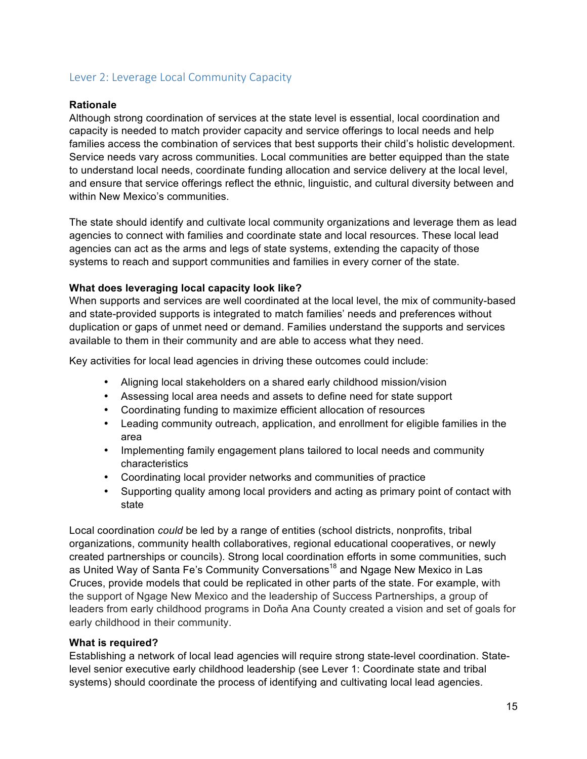## Lever 2: Leverage Local Community Capacity

**Rationale**

Although strong coordination of services at the state level is essential, local coordination and capacity is needed to match provider capacity and service offerings to local needs and help families access the combination of services that best supports their child's holistic development. Service needs vary across communities. Local communities are better equipped than the state to understand local needs, coordinate funding allocation and service delivery at the local level, and ensure that service offerings reflect the ethnic, linguistic, and cultural diversity between and within New Mexico's communities.

The state should identify and cultivate local community organizations and leverage them as lead agencies to connect with families and coordinate state and local resources. These local lead agencies can act as the arms and legs of state systems, extending the capacity of those systems to reach and support communities and families in every corner of the state.

**What does leveraging local capacity look like?**

When supports and services are well coordinated at the local level, the mix of community-based and state-provided supports is integrated to match families' needs and preferences without duplication or gaps of unmet need or demand. Families understand the supports and services available to them in their community and are able to access what they need.

Key activities for local lead agencies in driving these outcomes could include:

- Aligning local stakeholders on a shared early childhood mission/vision
- Assessing local area needs and assets to define need for state support
- Coordinating funding to maximize efficient allocation of resources
- Leading community outreach, application, and enrollment for eligible families in the area
- Implementing family engagement plans tailored to local needs and community characteristics
- Coordinating local provider networks and communities of practice
- Supporting quality among local providers and acting as primary point of contact with state

Local coordination *could* be led by a range of entities (school districts, nonprofits, tribal organizations, community health collaboratives, regional educational cooperatives, or newly created partnerships or councils). Strong local coordination efforts in some communities, such as United Way of Santa Fe's Community Conversations[18] and Ngage New Mexico in Las Cruces, provide models that could be replicated in other parts of the state. For example, with the support of Ngage New Mexico and the leadership of Success Partnerships, a group of leaders from early childhood programs in Doňa Ana County created a vision and set of goals for early childhood in their community.

**What is required?**

Establishing a network of local lead agencies will require strong state-level coordination. State-level senior executive early childhood leadership (see Lever 1: Coordinate state and tribal systems) should coordinate the process of identifying and cultivating local lead agencies.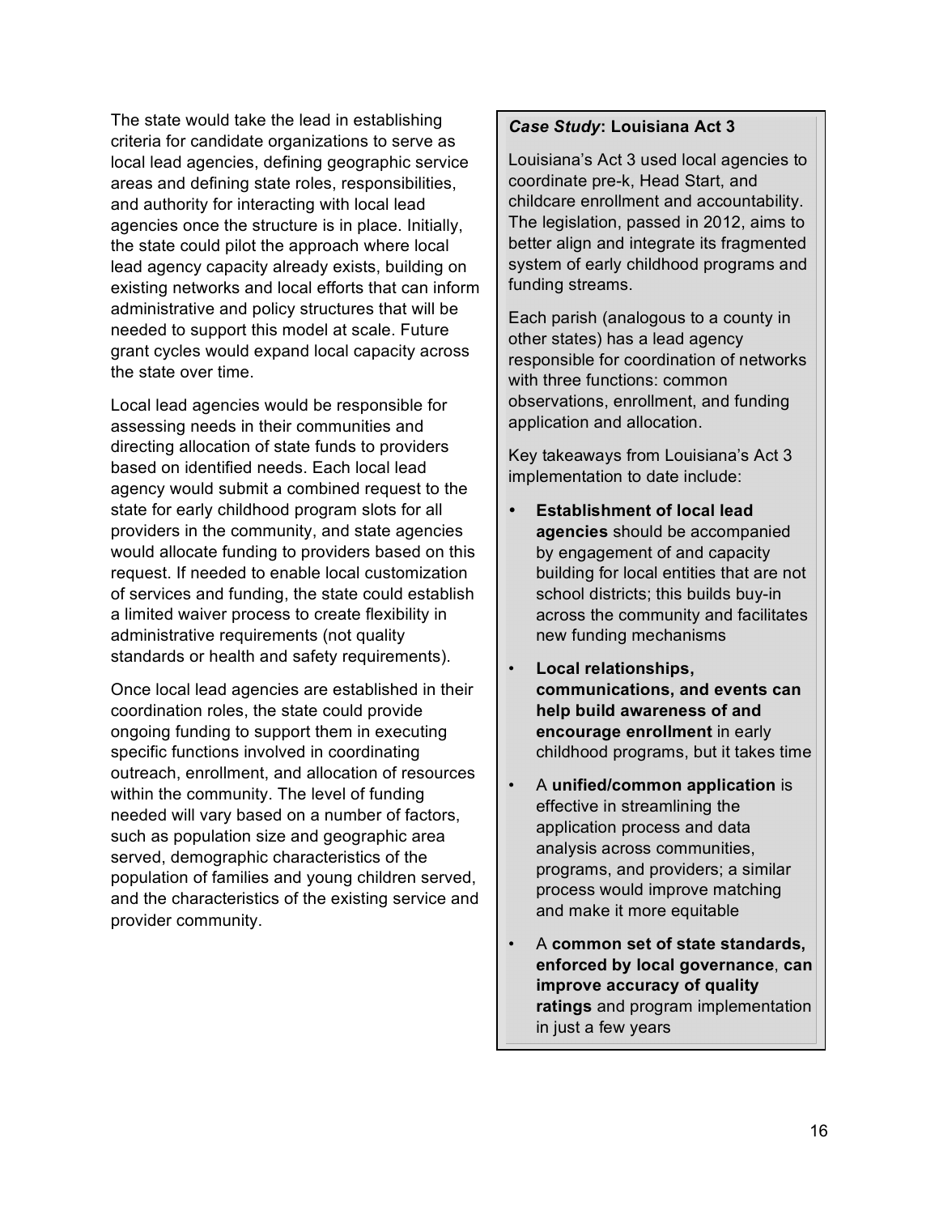The state would take the lead in establishing criteria for candidate organizations to serve as local lead agencies, defining geographic service areas and defining state roles, responsibilities, and authority for interacting with local lead agencies once the structure is in place. Initially, the state could pilot the approach where local lead agency capacity already exists, building on existing networks and local efforts that can inform administrative and policy structures that will be needed to support this model at scale. Future grant cycles would expand local capacity across the state over time.

Local lead agencies would be responsible for assessing needs in their communities and directing allocation of state funds to providers based on identified needs. Each local lead agency would submit a combined request to the state for early childhood program slots for all providers in the community, and state agencies would allocate funding to providers based on this request. If needed to enable local customization of services and funding, the state could establish a limited waiver process to create flexibility in administrative requirements (not quality standards or health and safety requirements).

Once local lead agencies are established in their coordination roles, the state could provide ongoing funding to support them in executing specific functions involved in coordinating outreach, enrollment, and allocation of resources within the community. The level of funding needed will vary based on a number of factors, such as population size and geographic area served, demographic characteristics of the population of families and young children served, and the characteristics of the existing service and provider community.

***Case Study*: Louisiana Act 3**

Louisiana's Act 3 used local agencies to coordinate pre-k, Head Start, and childcare enrollment and accountability. The legislation, passed in 2012, aims to better align and integrate its fragmented system of early childhood programs and funding streams.

Each parish (analogous to a county in other states) has a lead agency responsible for coordination of networks with three functions: common observations, enrollment, and funding application and allocation.

Key takeaways from Louisiana's Act 3 implementation to date include:

- **Establishment of local lead agencies** should be accompanied by engagement of and capacity building for local entities that are not school districts; this builds buy-in across the community and facilitates new funding mechanisms
- **Local relationships, communications, and events can help build awareness of and encourage enrollment** in early childhood programs, but it takes time
- A **unified/common application** is effective in streamlining the application process and data analysis across communities, programs, and providers; a similar process would improve matching and make it more equitable
- A **common set of state standards, enforced by local governance**, **can improve accuracy of quality ratings** and program implementation in just a few years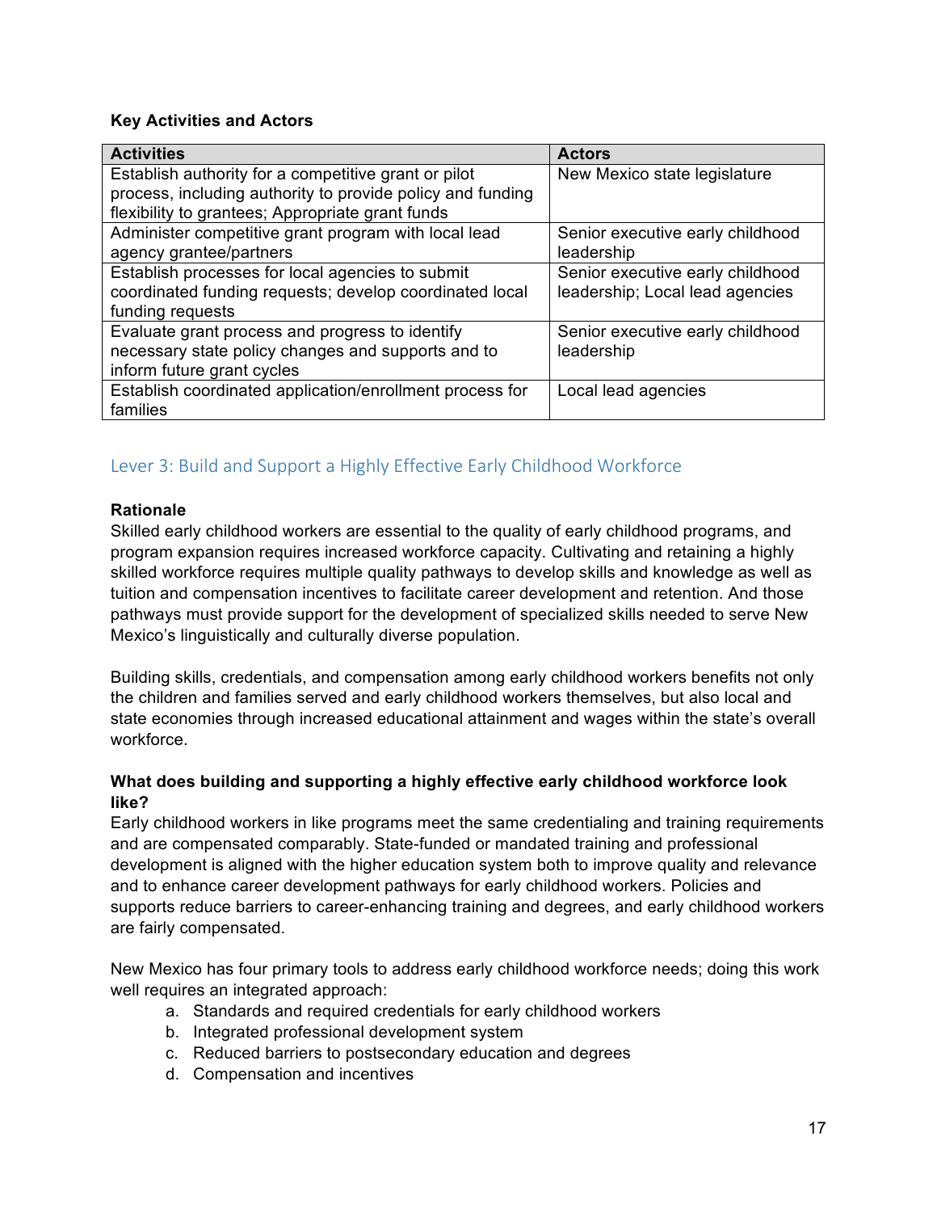**Key Activities and Actors**

| Activities | Actors |
| --- | --- |
| Establish authority for a competitive grant or pilot process, including authority to provide policy and funding flexibility to grantees; Appropriate grant funds | New Mexico state legislature |
| Administer competitive grant program with local lead agency grantee/partners | Senior executive early childhood leadership |
| Establish processes for local agencies to submit coordinated funding requests; develop coordinated local funding requests | Senior executive early childhood leadership; Local lead agencies |
| Evaluate grant process and progress to identify necessary state policy changes and supports and to inform future grant cycles | Senior executive early childhood leadership |
| Establish coordinated application/enrollment process for families | Local lead agencies |

## Lever 3: Build and Support a Highly Effective Early Childhood Workforce

**Rationale**

Skilled early childhood workers are essential to the quality of early childhood programs, and program expansion requires increased workforce capacity. Cultivating and retaining a highly skilled workforce requires multiple quality pathways to develop skills and knowledge as well as tuition and compensation incentives to facilitate career development and retention. And those pathways must provide support for the development of specialized skills needed to serve New Mexico's linguistically and culturally diverse population.

Building skills, credentials, and compensation among early childhood workers benefits not only the children and families served and early childhood workers themselves, but also local and state economies through increased educational attainment and wages within the state's overall workforce.

**What does building and supporting a highly effective early childhood workforce look like?**

Early childhood workers in like programs meet the same credentialing and training requirements and are compensated comparably. State-funded or mandated training and professional development is aligned with the higher education system both to improve quality and relevance and to enhance career development pathways for early childhood workers. Policies and supports reduce barriers to career-enhancing training and degrees, and early childhood workers are fairly compensated.

New Mexico has four primary tools to address early childhood workforce needs; doing this work well requires an integrated approach:

a. Standards and required credentials for early childhood workers
b. Integrated professional development system
c. Reduced barriers to postsecondary education and degrees
d. Compensation and incentives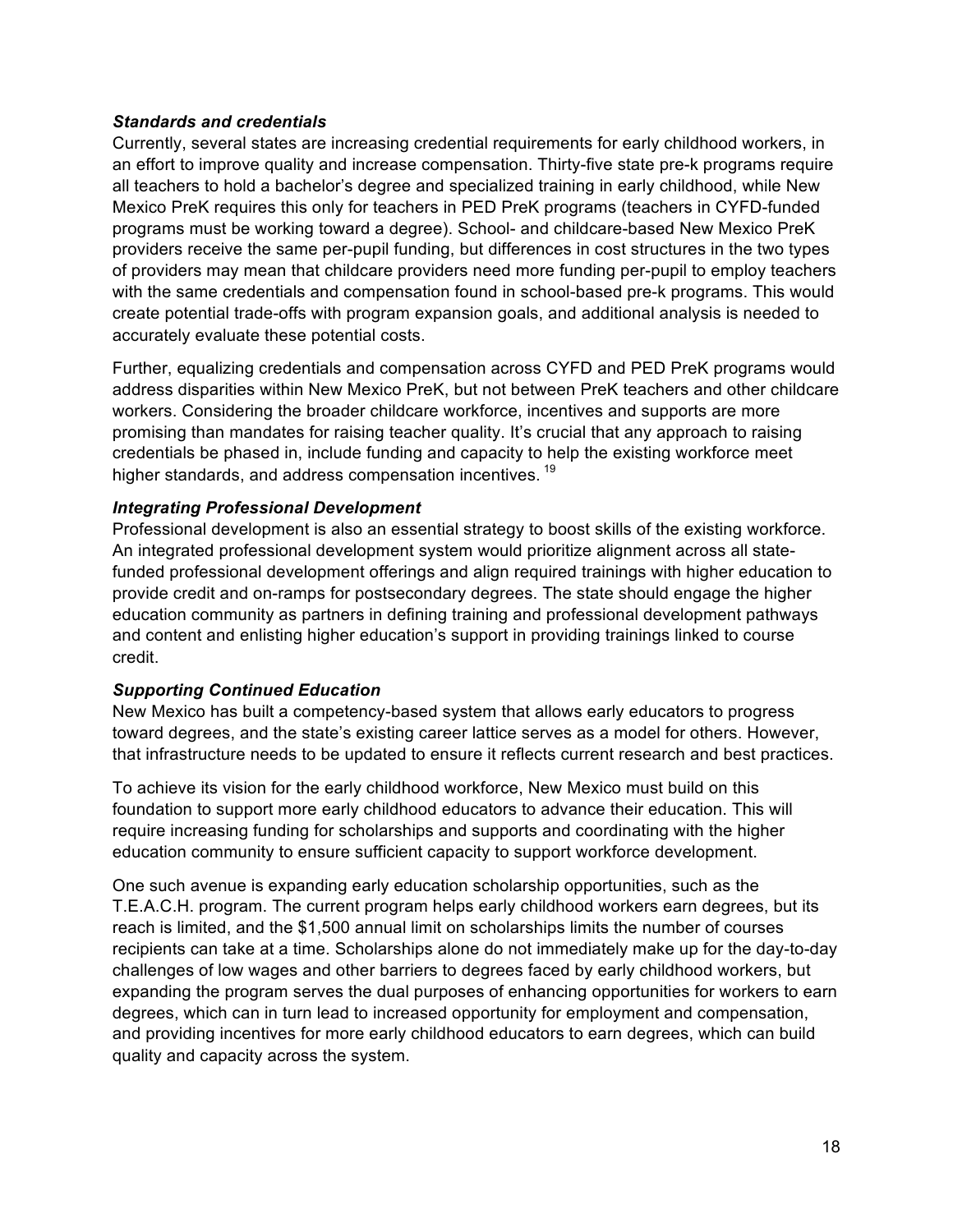***Standards and credentials***

Currently, several states are increasing credential requirements for early childhood workers, in an effort to improve quality and increase compensation. Thirty-five state pre-k programs require all teachers to hold a bachelor's degree and specialized training in early childhood, while New Mexico PreK requires this only for teachers in PED PreK programs (teachers in CYFD-funded programs must be working toward a degree). School- and childcare-based New Mexico PreK providers receive the same per-pupil funding, but differences in cost structures in the two types of providers may mean that childcare providers need more funding per-pupil to employ teachers with the same credentials and compensation found in school-based pre-k programs. This would create potential trade-offs with program expansion goals, and additional analysis is needed to accurately evaluate these potential costs.

Further, equalizing credentials and compensation across CYFD and PED PreK programs would address disparities within New Mexico PreK, but not between PreK teachers and other childcare workers. Considering the broader childcare workforce, incentives and supports are more promising than mandates for raising teacher quality. It's crucial that any approach to raising credentials be phased in, include funding and capacity to help the existing workforce meet higher standards, and address compensation incentives. [19]

***Integrating Professional Development***

Professional development is also an essential strategy to boost skills of the existing workforce. An integrated professional development system would prioritize alignment across all state-funded professional development offerings and align required trainings with higher education to provide credit and on-ramps for postsecondary degrees. The state should engage the higher education community as partners in defining training and professional development pathways and content and enlisting higher education's support in providing trainings linked to course credit.

***Supporting Continued Education***

New Mexico has built a competency-based system that allows early educators to progress toward degrees, and the state's existing career lattice serves as a model for others. However, that infrastructure needs to be updated to ensure it reflects current research and best practices.

To achieve its vision for the early childhood workforce, New Mexico must build on this foundation to support more early childhood educators to advance their education. This will require increasing funding for scholarships and supports and coordinating with the higher education community to ensure sufficient capacity to support workforce development.

One such avenue is expanding early education scholarship opportunities, such as the T.E.A.C.H. program. The current program helps early childhood workers earn degrees, but its reach is limited, and the $1,500 annual limit on scholarships limits the number of courses recipients can take at a time. Scholarships alone do not immediately make up for the day-to-day challenges of low wages and other barriers to degrees faced by early childhood workers, but expanding the program serves the dual purposes of enhancing opportunities for workers to earn degrees, which can in turn lead to increased opportunity for employment and compensation, and providing incentives for more early childhood educators to earn degrees, which can build quality and capacity across the system.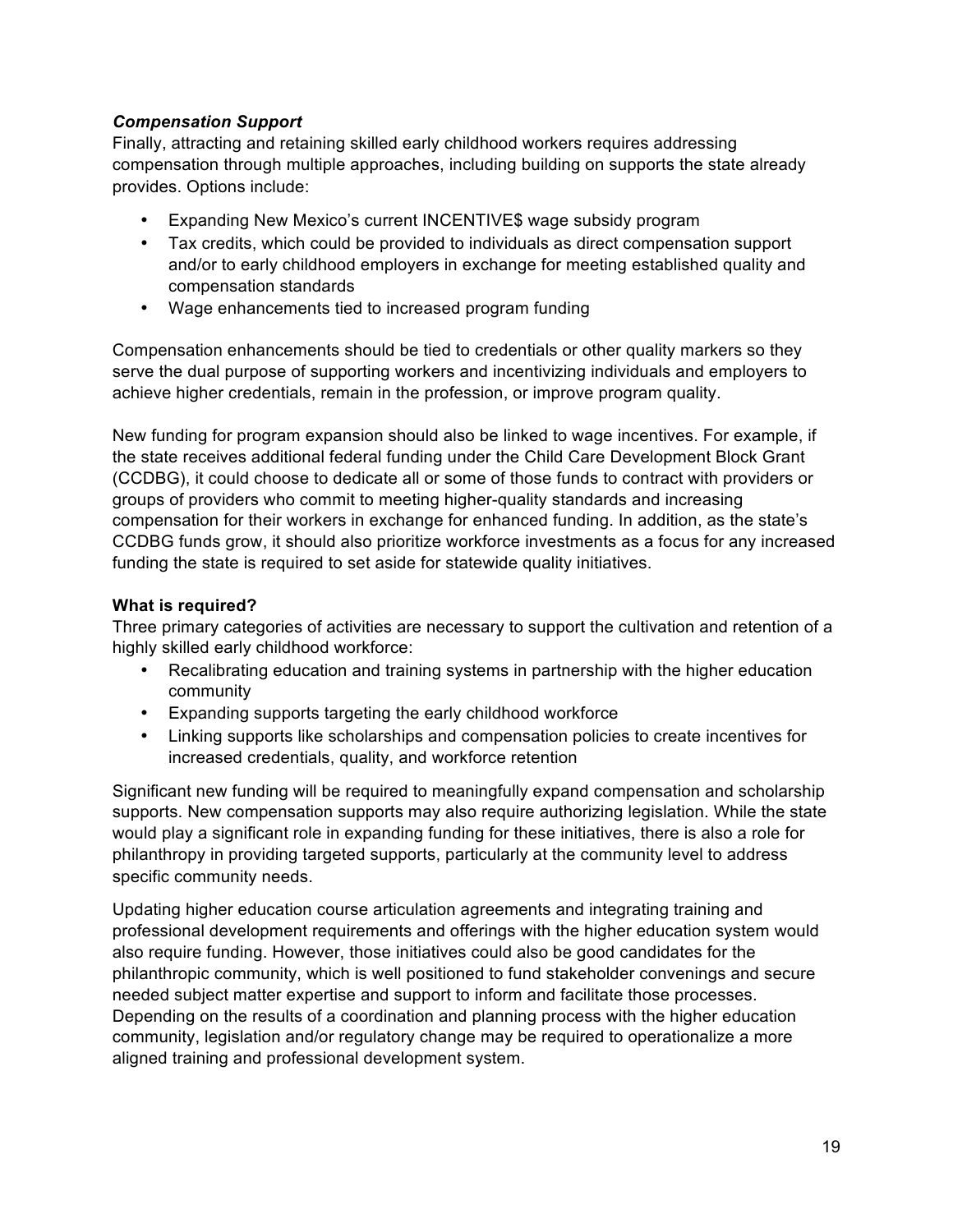***Compensation Support***

Finally, attracting and retaining skilled early childhood workers requires addressing compensation through multiple approaches, including building on supports the state already provides. Options include:

- Expanding New Mexico's current INCENTIVE$ wage subsidy program
- Tax credits, which could be provided to individuals as direct compensation support and/or to early childhood employers in exchange for meeting established quality and compensation standards
- Wage enhancements tied to increased program funding

Compensation enhancements should be tied to credentials or other quality markers so they serve the dual purpose of supporting workers and incentivizing individuals and employers to achieve higher credentials, remain in the profession, or improve program quality.

New funding for program expansion should also be linked to wage incentives. For example, if the state receives additional federal funding under the Child Care Development Block Grant (CCDBG), it could choose to dedicate all or some of those funds to contract with providers or groups of providers who commit to meeting higher-quality standards and increasing compensation for their workers in exchange for enhanced funding. In addition, as the state's CCDBG funds grow, it should also prioritize workforce investments as a focus for any increased funding the state is required to set aside for statewide quality initiatives.

**What is required?**

Three primary categories of activities are necessary to support the cultivation and retention of a highly skilled early childhood workforce:

- Recalibrating education and training systems in partnership with the higher education community
- Expanding supports targeting the early childhood workforce
- Linking supports like scholarships and compensation policies to create incentives for increased credentials, quality, and workforce retention

Significant new funding will be required to meaningfully expand compensation and scholarship supports. New compensation supports may also require authorizing legislation. While the state would play a significant role in expanding funding for these initiatives, there is also a role for philanthropy in providing targeted supports, particularly at the community level to address specific community needs.

Updating higher education course articulation agreements and integrating training and professional development requirements and offerings with the higher education system would also require funding. However, those initiatives could also be good candidates for the philanthropic community, which is well positioned to fund stakeholder convenings and secure needed subject matter expertise and support to inform and facilitate those processes. Depending on the results of a coordination and planning process with the higher education community, legislation and/or regulatory change may be required to operationalize a more aligned training and professional development system.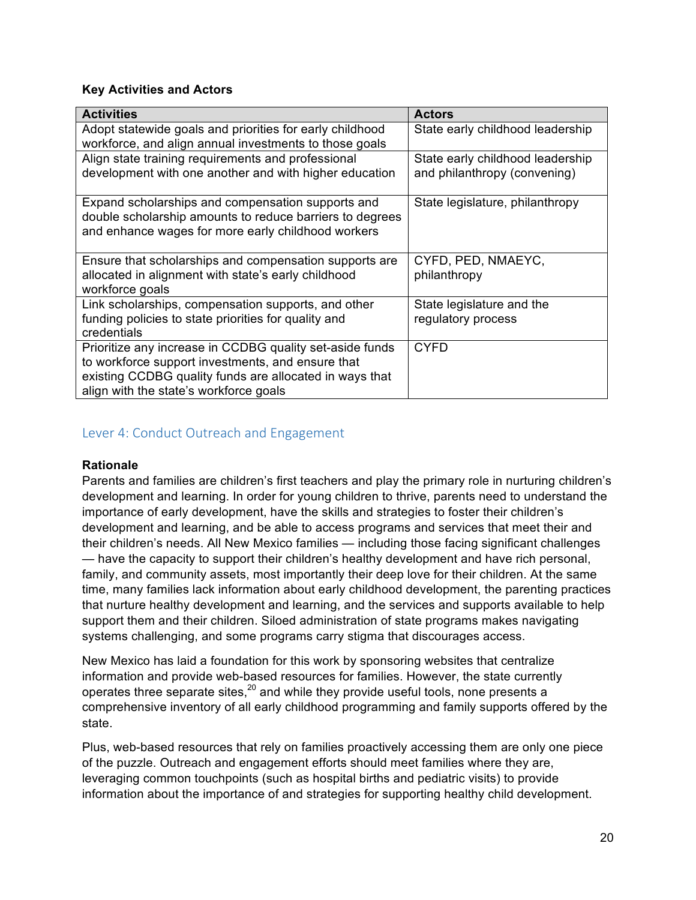**Key Activities and Actors**

| Activities | Actors |
| --- | --- |
| Adopt statewide goals and priorities for early childhood workforce, and align annual investments to those goals | State early childhood leadership |
| Align state training requirements and professional development with one another and with higher education | State early childhood leadership and philanthropy (convening) |
| Expand scholarships and compensation supports and double scholarship amounts to reduce barriers to degrees and enhance wages for more early childhood workers | State legislature, philanthropy |
| Ensure that scholarships and compensation supports are allocated in alignment with state's early childhood workforce goals | CYFD, PED, NMAEYC, philanthropy |
| Link scholarships, compensation supports, and other funding policies to state priorities for quality and credentials | State legislature and the regulatory process |
| Prioritize any increase in CCDBG quality set-aside funds to workforce support investments, and ensure that existing CCDBG quality funds are allocated in ways that align with the state's workforce goals | CYFD |

## Lever 4: Conduct Outreach and Engagement

**Rationale**

Parents and families are children's first teachers and play the primary role in nurturing children's development and learning. In order for young children to thrive, parents need to understand the importance of early development, have the skills and strategies to foster their children's development and learning, and be able to access programs and services that meet their and their children's needs. All New Mexico families — including those facing significant challenges — have the capacity to support their children's healthy development and have rich personal, family, and community assets, most importantly their deep love for their children. At the same time, many families lack information about early childhood development, the parenting practices that nurture healthy development and learning, and the services and supports available to help support them and their children. Siloed administration of state programs makes navigating systems challenging, and some programs carry stigma that discourages access.

New Mexico has laid a foundation for this work by sponsoring websites that centralize information and provide web-based resources for families. However, the state currently operates three separate sites,[20] and while they provide useful tools, none presents a comprehensive inventory of all early childhood programming and family supports offered by the state.

Plus, web-based resources that rely on families proactively accessing them are only one piece of the puzzle. Outreach and engagement efforts should meet families where they are, leveraging common touchpoints (such as hospital births and pediatric visits) to provide information about the importance of and strategies for supporting healthy child development.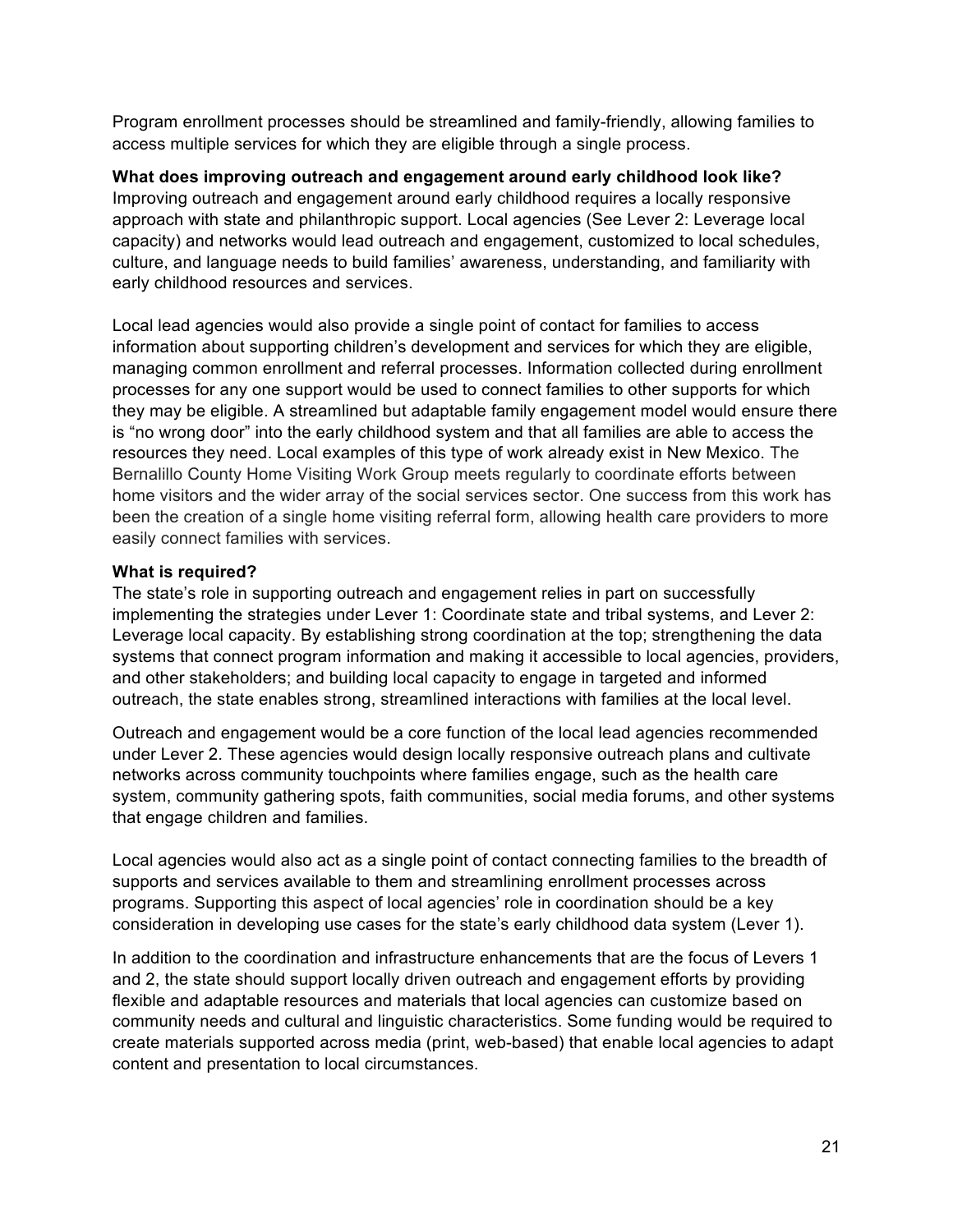Program enrollment processes should be streamlined and family-friendly, allowing families to access multiple services for which they are eligible through a single process.

**What does improving outreach and engagement around early childhood look like?**

Improving outreach and engagement around early childhood requires a locally responsive approach with state and philanthropic support. Local agencies (See Lever 2: Leverage local capacity) and networks would lead outreach and engagement, customized to local schedules, culture, and language needs to build families' awareness, understanding, and familiarity with early childhood resources and services.

Local lead agencies would also provide a single point of contact for families to access information about supporting children's development and services for which they are eligible, managing common enrollment and referral processes. Information collected during enrollment processes for any one support would be used to connect families to other supports for which they may be eligible. A streamlined but adaptable family engagement model would ensure there is "no wrong door" into the early childhood system and that all families are able to access the resources they need. Local examples of this type of work already exist in New Mexico. The Bernalillo County Home Visiting Work Group meets regularly to coordinate efforts between home visitors and the wider array of the social services sector. One success from this work has been the creation of a single home visiting referral form, allowing health care providers to more easily connect families with services.

**What is required?**

The state's role in supporting outreach and engagement relies in part on successfully implementing the strategies under Lever 1: Coordinate state and tribal systems, and Lever 2: Leverage local capacity. By establishing strong coordination at the top; strengthening the data systems that connect program information and making it accessible to local agencies, providers, and other stakeholders; and building local capacity to engage in targeted and informed outreach, the state enables strong, streamlined interactions with families at the local level.

Outreach and engagement would be a core function of the local lead agencies recommended under Lever 2. These agencies would design locally responsive outreach plans and cultivate networks across community touchpoints where families engage, such as the health care system, community gathering spots, faith communities, social media forums, and other systems that engage children and families.

Local agencies would also act as a single point of contact connecting families to the breadth of supports and services available to them and streamlining enrollment processes across programs. Supporting this aspect of local agencies' role in coordination should be a key consideration in developing use cases for the state's early childhood data system (Lever 1).

In addition to the coordination and infrastructure enhancements that are the focus of Levers 1 and 2, the state should support locally driven outreach and engagement efforts by providing flexible and adaptable resources and materials that local agencies can customize based on community needs and cultural and linguistic characteristics. Some funding would be required to create materials supported across media (print, web-based) that enable local agencies to adapt content and presentation to local circumstances.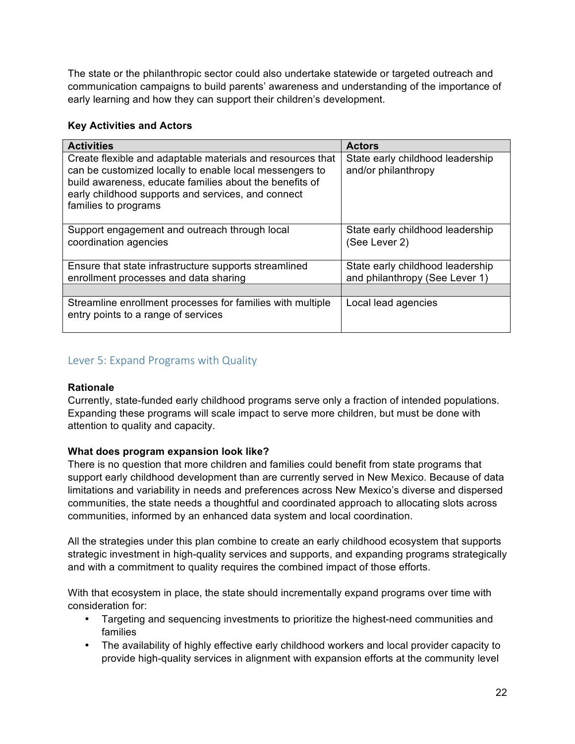The state or the philanthropic sector could also undertake statewide or targeted outreach and communication campaigns to build parents' awareness and understanding of the importance of early learning and how they can support their children's development.

**Key Activities and Actors**

| Activities | Actors |
|---|---|
| Create flexible and adaptable materials and resources that can be customized locally to enable local messengers to build awareness, educate families about the benefits of early childhood supports and services, and connect families to programs | State early childhood leadership and/or philanthropy |
| Support engagement and outreach through local coordination agencies | State early childhood leadership (See Lever 2) |
| Ensure that state infrastructure supports streamlined enrollment processes and data sharing | State early childhood leadership and philanthropy (See Lever 1) |
| | |
| Streamline enrollment processes for families with multiple entry points to a range of services | Local lead agencies |

## Lever 5: Expand Programs with Quality

**Rationale**

Currently, state-funded early childhood programs serve only a fraction of intended populations. Expanding these programs will scale impact to serve more children, but must be done with attention to quality and capacity.

**What does program expansion look like?**

There is no question that more children and families could benefit from state programs that support early childhood development than are currently served in New Mexico. Because of data limitations and variability in needs and preferences across New Mexico's diverse and dispersed communities, the state needs a thoughtful and coordinated approach to allocating slots across communities, informed by an enhanced data system and local coordination.

All the strategies under this plan combine to create an early childhood ecosystem that supports strategic investment in high-quality services and supports, and expanding programs strategically and with a commitment to quality requires the combined impact of those efforts.

With that ecosystem in place, the state should incrementally expand programs over time with consideration for:

- Targeting and sequencing investments to prioritize the highest-need communities and families
- The availability of highly effective early childhood workers and local provider capacity to provide high-quality services in alignment with expansion efforts at the community level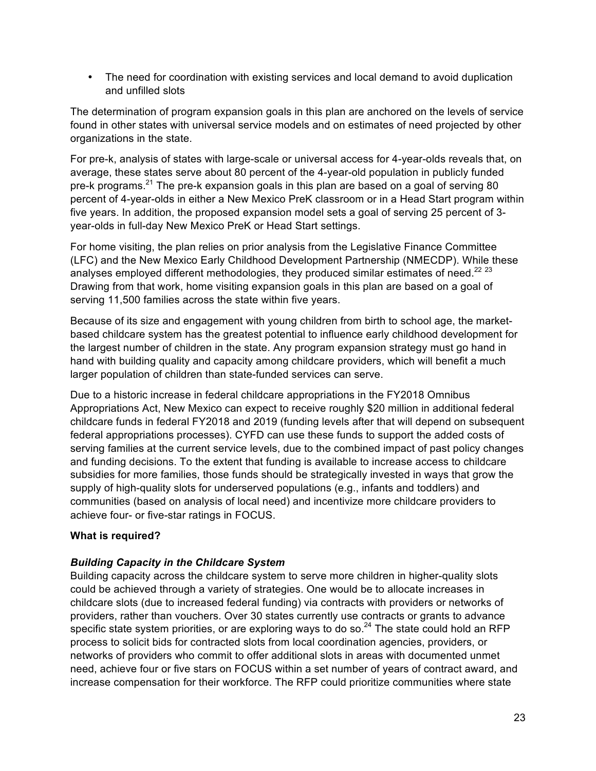- The need for coordination with existing services and local demand to avoid duplication and unfilled slots

The determination of program expansion goals in this plan are anchored on the levels of service found in other states with universal service models and on estimates of need projected by other organizations in the state.

For pre-k, analysis of states with large-scale or universal access for 4-year-olds reveals that, on average, these states serve about 80 percent of the 4-year-old population in publicly funded pre-k programs.[21] The pre-k expansion goals in this plan are based on a goal of serving 80 percent of 4-year-olds in either a New Mexico PreK classroom or in a Head Start program within five years. In addition, the proposed expansion model sets a goal of serving 25 percent of 3-year-olds in full-day New Mexico PreK or Head Start settings.

For home visiting, the plan relies on prior analysis from the Legislative Finance Committee (LFC) and the New Mexico Early Childhood Development Partnership (NMECDP). While these analyses employed different methodologies, they produced similar estimates of need.[22] [23] Drawing from that work, home visiting expansion goals in this plan are based on a goal of serving 11,500 families across the state within five years.

Because of its size and engagement with young children from birth to school age, the market-based childcare system has the greatest potential to influence early childhood development for the largest number of children in the state. Any program expansion strategy must go hand in hand with building quality and capacity among childcare providers, which will benefit a much larger population of children than state-funded services can serve.

Due to a historic increase in federal childcare appropriations in the FY2018 Omnibus Appropriations Act, New Mexico can expect to receive roughly $20 million in additional federal childcare funds in federal FY2018 and 2019 (funding levels after that will depend on subsequent federal appropriations processes). CYFD can use these funds to support the added costs of serving families at the current service levels, due to the combined impact of past policy changes and funding decisions. To the extent that funding is available to increase access to childcare subsidies for more families, those funds should be strategically invested in ways that grow the supply of high-quality slots for underserved populations (e.g., infants and toddlers) and communities (based on analysis of local need) and incentivize more childcare providers to achieve four- or five-star ratings in FOCUS.

**What is required?**

***Building Capacity in the Childcare System***

Building capacity across the childcare system to serve more children in higher-quality slots could be achieved through a variety of strategies. One would be to allocate increases in childcare slots (due to increased federal funding) via contracts with providers or networks of providers, rather than vouchers. Over 30 states currently use contracts or grants to advance specific state system priorities, or are exploring ways to do so.[24] The state could hold an RFP process to solicit bids for contracted slots from local coordination agencies, providers, or networks of providers who commit to offer additional slots in areas with documented unmet need, achieve four or five stars on FOCUS within a set number of years of contract award, and increase compensation for their workforce. The RFP could prioritize communities where state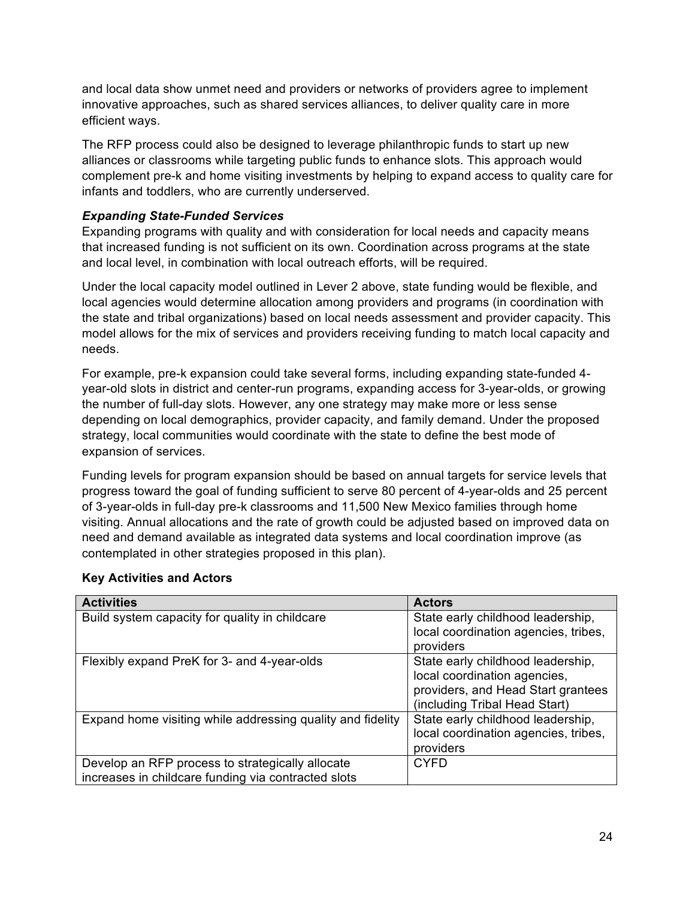and local data show unmet need and providers or networks of providers agree to implement innovative approaches, such as shared services alliances, to deliver quality care in more efficient ways.

The RFP process could also be designed to leverage philanthropic funds to start up new alliances or classrooms while targeting public funds to enhance slots. This approach would complement pre-k and home visiting investments by helping to expand access to quality care for infants and toddlers, who are currently underserved.

***Expanding State-Funded Services***

Expanding programs with quality and with consideration for local needs and capacity means that increased funding is not sufficient on its own. Coordination across programs at the state and local level, in combination with local outreach efforts, will be required.

Under the local capacity model outlined in Lever 2 above, state funding would be flexible, and local agencies would determine allocation among providers and programs (in coordination with the state and tribal organizations) based on local needs assessment and provider capacity. This model allows for the mix of services and providers receiving funding to match local capacity and needs.

For example, pre-k expansion could take several forms, including expanding state-funded 4-year-old slots in district and center-run programs, expanding access for 3-year-olds, or growing the number of full-day slots. However, any one strategy may make more or less sense depending on local demographics, provider capacity, and family demand. Under the proposed strategy, local communities would coordinate with the state to define the best mode of expansion of services.

Funding levels for program expansion should be based on annual targets for service levels that progress toward the goal of funding sufficient to serve 80 percent of 4-year-olds and 25 percent of 3-year-olds in full-day pre-k classrooms and 11,500 New Mexico families through home visiting. Annual allocations and the rate of growth could be adjusted based on improved data on need and demand available as integrated data systems and local coordination improve (as contemplated in other strategies proposed in this plan).

**Key Activities and Actors**

| Activities | Actors |
| --- | --- |
| Build system capacity for quality in childcare | State early childhood leadership, local coordination agencies, tribes, providers |
| Flexibly expand PreK for 3- and 4-year-olds | State early childhood leadership, local coordination agencies, providers, and Head Start grantees (including Tribal Head Start) |
| Expand home visiting while addressing quality and fidelity | State early childhood leadership, local coordination agencies, tribes, providers |
| Develop an RFP process to strategically allocate increases in childcare funding via contracted slots | CYFD |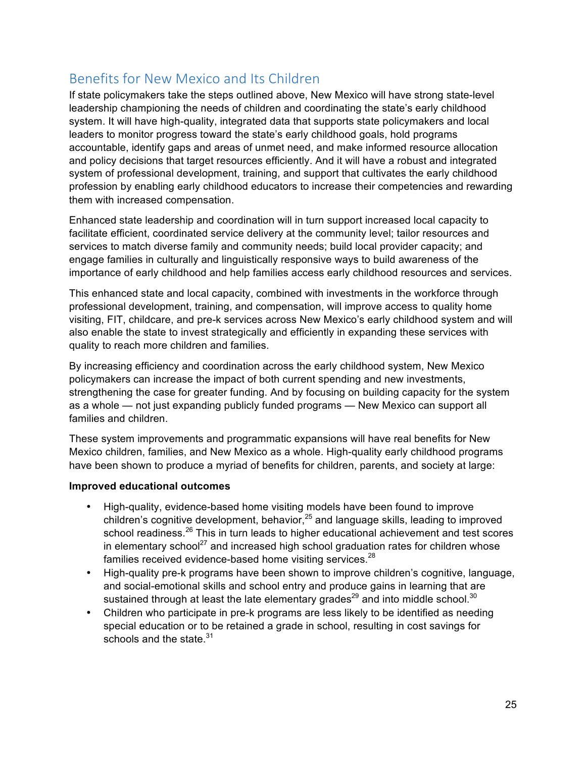## Benefits for New Mexico and Its Children

If state policymakers take the steps outlined above, New Mexico will have strong state-level leadership championing the needs of children and coordinating the state's early childhood system. It will have high-quality, integrated data that supports state policymakers and local leaders to monitor progress toward the state's early childhood goals, hold programs accountable, identify gaps and areas of unmet need, and make informed resource allocation and policy decisions that target resources efficiently. And it will have a robust and integrated system of professional development, training, and support that cultivates the early childhood profession by enabling early childhood educators to increase their competencies and rewarding them with increased compensation.

Enhanced state leadership and coordination will in turn support increased local capacity to facilitate efficient, coordinated service delivery at the community level; tailor resources and services to match diverse family and community needs; build local provider capacity; and engage families in culturally and linguistically responsive ways to build awareness of the importance of early childhood and help families access early childhood resources and services.

This enhanced state and local capacity, combined with investments in the workforce through professional development, training, and compensation, will improve access to quality home visiting, FIT, childcare, and pre-k services across New Mexico's early childhood system and will also enable the state to invest strategically and efficiently in expanding these services with quality to reach more children and families.

By increasing efficiency and coordination across the early childhood system, New Mexico policymakers can increase the impact of both current spending and new investments, strengthening the case for greater funding. And by focusing on building capacity for the system as a whole — not just expanding publicly funded programs — New Mexico can support all families and children.

These system improvements and programmatic expansions will have real benefits for New Mexico children, families, and New Mexico as a whole. High-quality early childhood programs have been shown to produce a myriad of benefits for children, parents, and society at large:

**Improved educational outcomes**

- High-quality, evidence-based home visiting models have been found to improve children's cognitive development, behavior,[25] and language skills, leading to improved school readiness.[26] This in turn leads to higher educational achievement and test scores in elementary school[27] and increased high school graduation rates for children whose families received evidence-based home visiting services.[28]
- High-quality pre-k programs have been shown to improve children's cognitive, language, and social-emotional skills and school entry and produce gains in learning that are sustained through at least the late elementary grades[29] and into middle school.[30]
- Children who participate in pre-k programs are less likely to be identified as needing special education or to be retained a grade in school, resulting in cost savings for schools and the state.[31]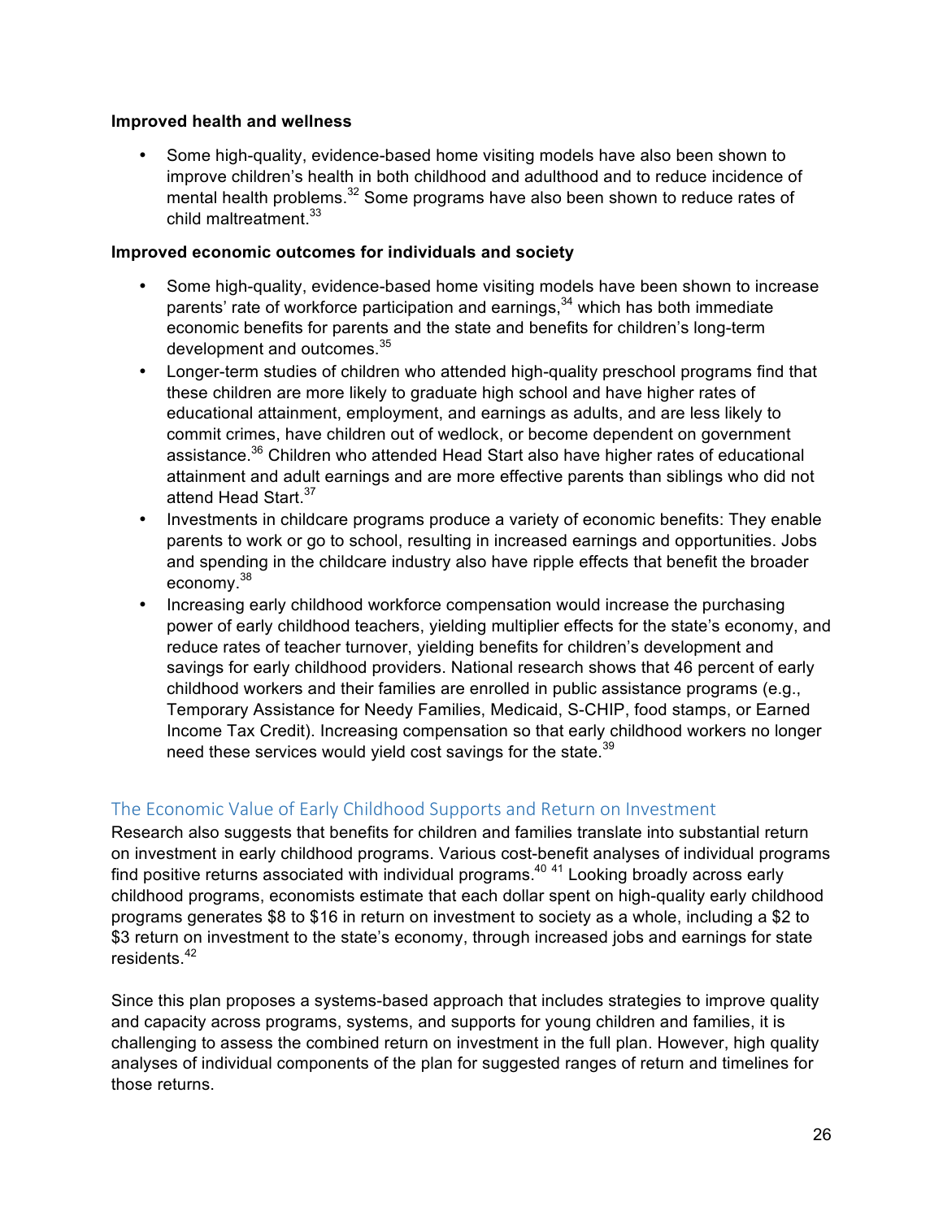**Improved health and wellness**

- Some high-quality, evidence-based home visiting models have also been shown to improve children's health in both childhood and adulthood and to reduce incidence of mental health problems.[32] Some programs have also been shown to reduce rates of child maltreatment.[33]

**Improved economic outcomes for individuals and society**

- Some high-quality, evidence-based home visiting models have been shown to increase parents' rate of workforce participation and earnings,[34] which has both immediate economic benefits for parents and the state and benefits for children's long-term development and outcomes.[35]
- Longer-term studies of children who attended high-quality preschool programs find that these children are more likely to graduate high school and have higher rates of educational attainment, employment, and earnings as adults, and are less likely to commit crimes, have children out of wedlock, or become dependent on government assistance.[36] Children who attended Head Start also have higher rates of educational attainment and adult earnings and are more effective parents than siblings who did not attend Head Start.[37]
- Investments in childcare programs produce a variety of economic benefits: They enable parents to work or go to school, resulting in increased earnings and opportunities. Jobs and spending in the childcare industry also have ripple effects that benefit the broader economy.[38]
- Increasing early childhood workforce compensation would increase the purchasing power of early childhood teachers, yielding multiplier effects for the state's economy, and reduce rates of teacher turnover, yielding benefits for children's development and savings for early childhood providers. National research shows that 46 percent of early childhood workers and their families are enrolled in public assistance programs (e.g., Temporary Assistance for Needy Families, Medicaid, S-CHIP, food stamps, or Earned Income Tax Credit). Increasing compensation so that early childhood workers no longer need these services would yield cost savings for the state.[39]

## The Economic Value of Early Childhood Supports and Return on Investment

Research also suggests that benefits for children and families translate into substantial return on investment in early childhood programs. Various cost-benefit analyses of individual programs find positive returns associated with individual programs.[40] [41] Looking broadly across early childhood programs, economists estimate that each dollar spent on high-quality early childhood programs generates $8 to $16 in return on investment to society as a whole, including a $2 to $3 return on investment to the state's economy, through increased jobs and earnings for state residents.[42]

Since this plan proposes a systems-based approach that includes strategies to improve quality and capacity across programs, systems, and supports for young children and families, it is challenging to assess the combined return on investment in the full plan. However, high quality analyses of individual components of the plan for suggested ranges of return and timelines for those returns.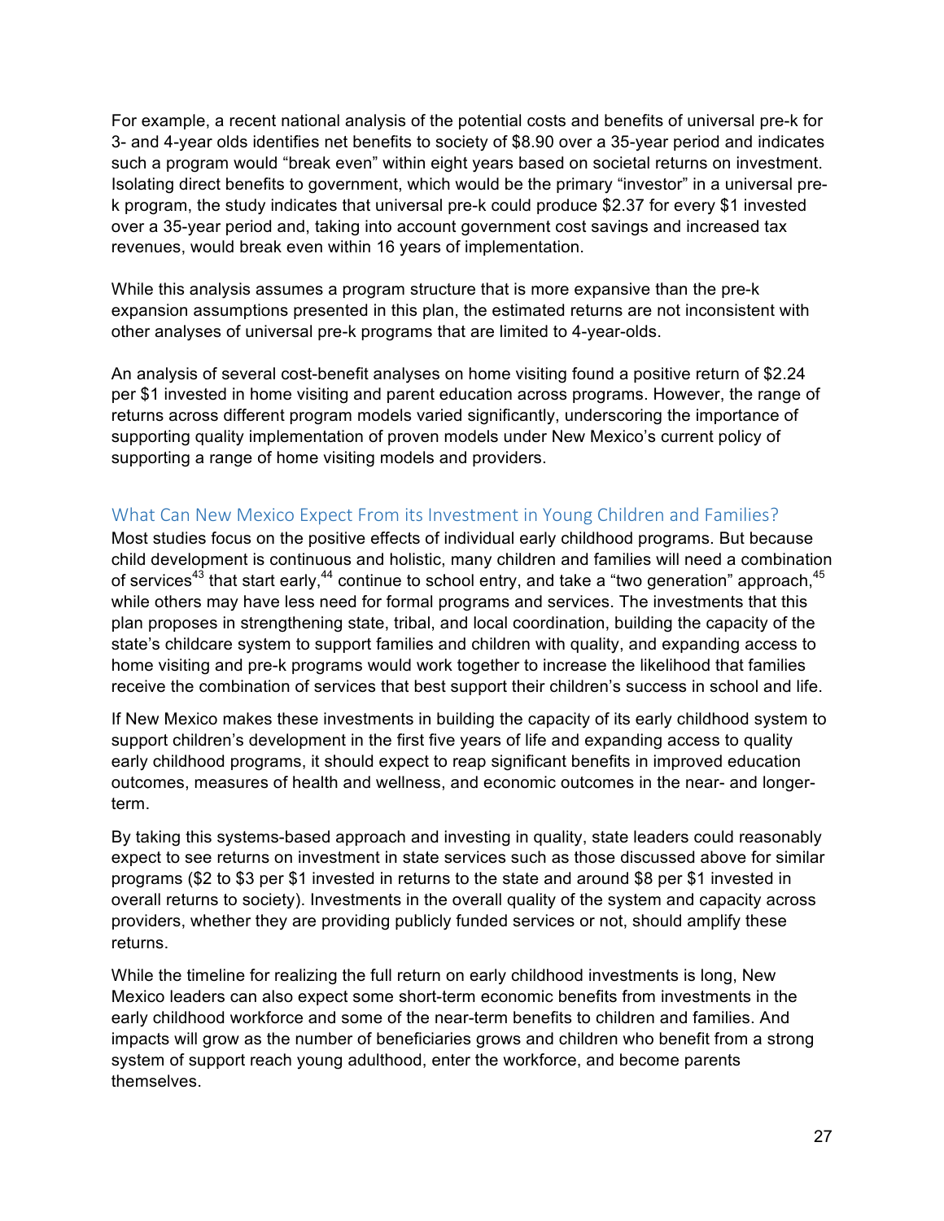For example, a recent national analysis of the potential costs and benefits of universal pre-k for 3- and 4-year olds identifies net benefits to society of $8.90 over a 35-year period and indicates such a program would "break even" within eight years based on societal returns on investment. Isolating direct benefits to government, which would be the primary "investor" in a universal pre-k program, the study indicates that universal pre-k could produce $2.37 for every $1 invested over a 35-year period and, taking into account government cost savings and increased tax revenues, would break even within 16 years of implementation.

While this analysis assumes a program structure that is more expansive than the pre-k expansion assumptions presented in this plan, the estimated returns are not inconsistent with other analyses of universal pre-k programs that are limited to 4-year-olds.

An analysis of several cost-benefit analyses on home visiting found a positive return of $2.24 per $1 invested in home visiting and parent education across programs. However, the range of returns across different program models varied significantly, underscoring the importance of supporting quality implementation of proven models under New Mexico's current policy of supporting a range of home visiting models and providers.

## What Can New Mexico Expect From its Investment in Young Children and Families?

Most studies focus on the positive effects of individual early childhood programs. But because child development is continuous and holistic, many children and families will need a combination of services[43] that start early,[44] continue to school entry, and take a "two generation" approach,[45] while others may have less need for formal programs and services. The investments that this plan proposes in strengthening state, tribal, and local coordination, building the capacity of the state's childcare system to support families and children with quality, and expanding access to home visiting and pre-k programs would work together to increase the likelihood that families receive the combination of services that best support their children's success in school and life.

If New Mexico makes these investments in building the capacity of its early childhood system to support children's development in the first five years of life and expanding access to quality early childhood programs, it should expect to reap significant benefits in improved education outcomes, measures of health and wellness, and economic outcomes in the near- and longer-term.

By taking this systems-based approach and investing in quality, state leaders could reasonably expect to see returns on investment in state services such as those discussed above for similar programs ($2 to $3 per $1 invested in returns to the state and around $8 per $1 invested in overall returns to society). Investments in the overall quality of the system and capacity across providers, whether they are providing publicly funded services or not, should amplify these returns.

While the timeline for realizing the full return on early childhood investments is long, New Mexico leaders can also expect some short-term economic benefits from investments in the early childhood workforce and some of the near-term benefits to children and families. And impacts will grow as the number of beneficiaries grows and children who benefit from a strong system of support reach young adulthood, enter the workforce, and become parents themselves.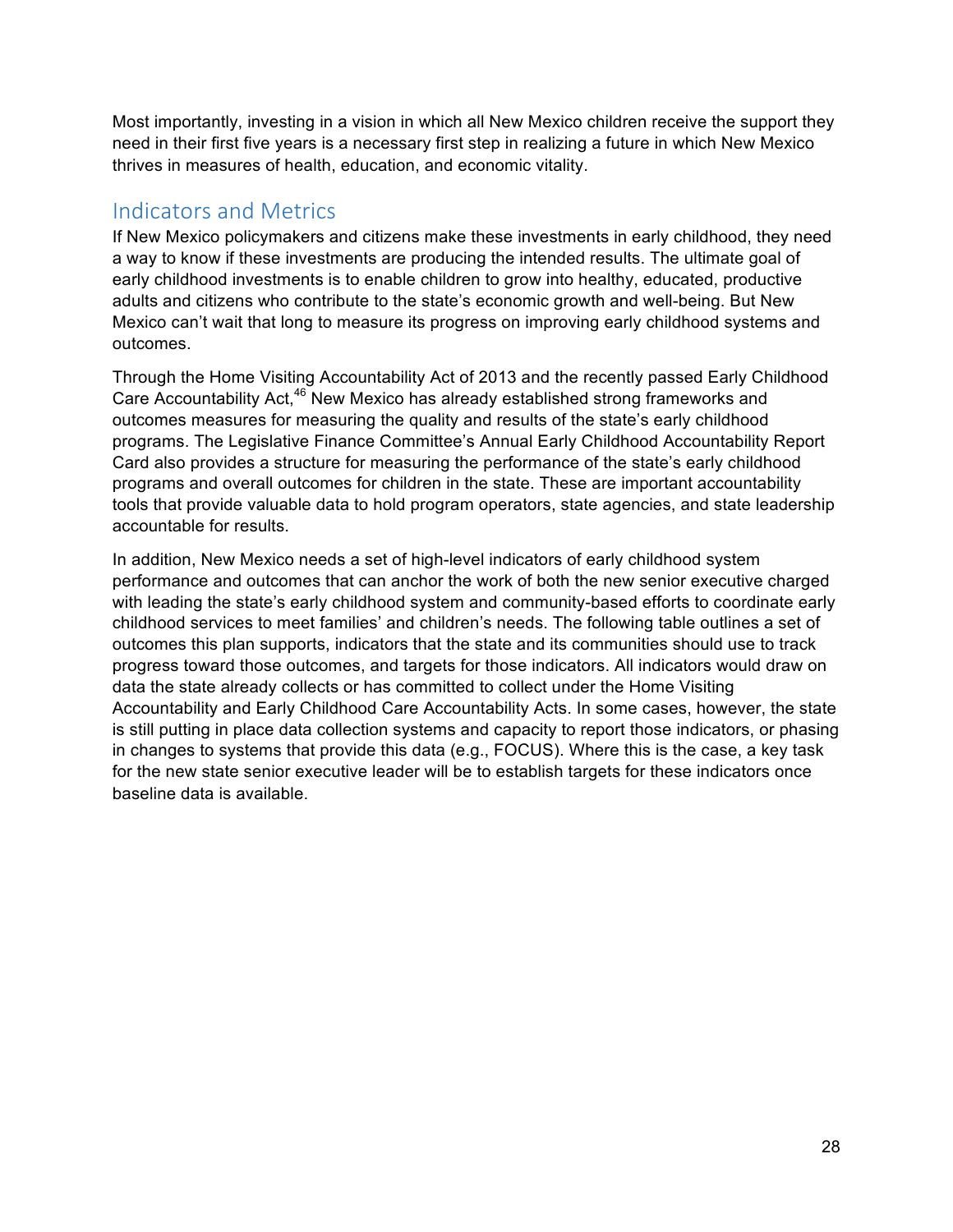Most importantly, investing in a vision in which all New Mexico children receive the support they need in their first five years is a necessary first step in realizing a future in which New Mexico thrives in measures of health, education, and economic vitality.

## Indicators and Metrics

If New Mexico policymakers and citizens make these investments in early childhood, they need a way to know if these investments are producing the intended results. The ultimate goal of early childhood investments is to enable children to grow into healthy, educated, productive adults and citizens who contribute to the state's economic growth and well-being. But New Mexico can't wait that long to measure its progress on improving early childhood systems and outcomes.

Through the Home Visiting Accountability Act of 2013 and the recently passed Early Childhood Care Accountability Act,[46] New Mexico has already established strong frameworks and outcomes measures for measuring the quality and results of the state's early childhood programs. The Legislative Finance Committee's Annual Early Childhood Accountability Report Card also provides a structure for measuring the performance of the state's early childhood programs and overall outcomes for children in the state. These are important accountability tools that provide valuable data to hold program operators, state agencies, and state leadership accountable for results.

In addition, New Mexico needs a set of high-level indicators of early childhood system performance and outcomes that can anchor the work of both the new senior executive charged with leading the state's early childhood system and community-based efforts to coordinate early childhood services to meet families' and children's needs. The following table outlines a set of outcomes this plan supports, indicators that the state and its communities should use to track progress toward those outcomes, and targets for those indicators. All indicators would draw on data the state already collects or has committed to collect under the Home Visiting Accountability and Early Childhood Care Accountability Acts. In some cases, however, the state is still putting in place data collection systems and capacity to report those indicators, or phasing in changes to systems that provide this data (e.g., FOCUS). Where this is the case, a key task for the new state senior executive leader will be to establish targets for these indicators once baseline data is available.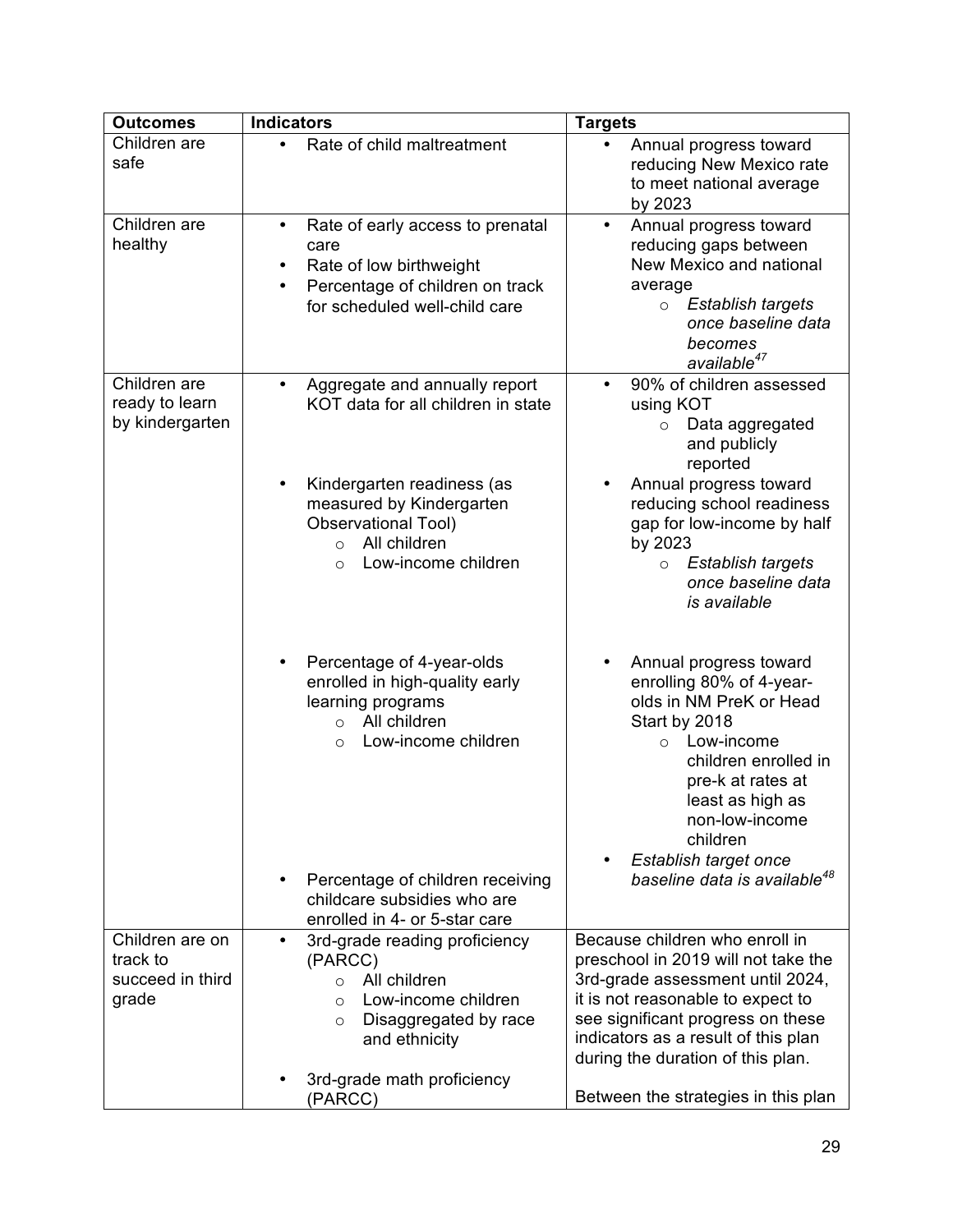| Outcomes | Indicators | Targets |
|---|---|---|
| Children are safe | • Rate of child maltreatment | • Annual progress toward reducing New Mexico rate to meet national average by 2023 |
| Children are healthy | • Rate of early access to prenatal care<br>• Rate of low birthweight<br>• Percentage of children on track for scheduled well-child care | • Annual progress toward reducing gaps between New Mexico and national average<br>  ○ *Establish targets once baseline data becomes available*[47] |
| Children are ready to learn by kindergarten | • Aggregate and annually report KOT data for all children in state | • 90% of children assessed using KOT<br>  ○ Data aggregated and publicly reported |
| | • Kindergarten readiness (as measured by Kindergarten Observational Tool)<br>  ○ All children<br>  ○ Low-income children | • Annual progress toward reducing school readiness gap for low-income by half by 2023<br>  ○ *Establish targets once baseline data is available* |
| | • Percentage of 4-year-olds enrolled in high-quality early learning programs<br>  ○ All children<br>  ○ Low-income children | • Annual progress toward enrolling 80% of 4-year-olds in NM PreK or Head Start by 2018<br>  ○ Low-income children enrolled in pre-k at rates at least as high as non-low-income children |
| | • Percentage of children receiving childcare subsidies who are enrolled in 4- or 5-star care | • *Establish target once baseline data is available*[48] |
| Children are on track to succeed in third grade | • 3rd-grade reading proficiency (PARCC)<br>  ○ All children<br>  ○ Low-income children<br>  ○ Disaggregated by race and ethnicity<br>• 3rd-grade math proficiency (PARCC) | Because children who enroll in preschool in 2019 will not take the 3rd-grade assessment until 2024, it is not reasonable to expect to see significant progress on these indicators as a result of this plan during the duration of this plan.<br><br>Between the strategies in this plan |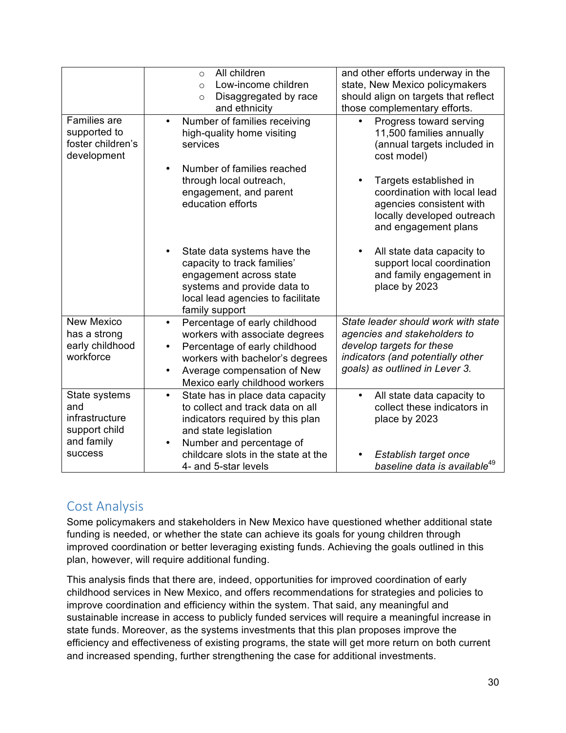| | | |
|---|---|---|
| | ◦ All children<br>◦ Low-income children<br>◦ Disaggregated by race and ethnicity | and other efforts underway in the state, New Mexico policymakers should align on targets that reflect those complementary efforts. |
| Families are supported to foster children's development | • Number of families receiving high-quality home visiting services<br><br>• Number of families reached through local outreach, engagement, and parent education efforts<br><br>• State data systems have the capacity to track families' engagement across state systems and provide data to local lead agencies to facilitate family support | • Progress toward serving 11,500 families annually (annual targets included in cost model)<br><br>• Targets established in coordination with local lead agencies consistent with locally developed outreach and engagement plans<br><br>• All state data capacity to support local coordination and family engagement in place by 2023 |
| New Mexico has a strong early childhood workforce | • Percentage of early childhood workers with associate degrees<br>• Percentage of early childhood workers with bachelor's degrees<br>• Average compensation of New Mexico early childhood workers | *State leader should work with state agencies and stakeholders to develop targets for these indicators (and potentially other goals) as outlined in Lever 3.* |
| State systems and infrastructure support child and family success | • State has in place data capacity to collect and track data on all indicators required by this plan and state legislation<br>• Number and percentage of childcare slots in the state at the 4- and 5-star levels | • All state data capacity to collect these indicators in place by 2023<br><br>• *Establish target once baseline data is available*[49] |

## Cost Analysis

Some policymakers and stakeholders in New Mexico have questioned whether additional state funding is needed, or whether the state can achieve its goals for young children through improved coordination or better leveraging existing funds. Achieving the goals outlined in this plan, however, will require additional funding.

This analysis finds that there are, indeed, opportunities for improved coordination of early childhood services in New Mexico, and offers recommendations for strategies and policies to improve coordination and efficiency within the system. That said, any meaningful and sustainable increase in access to publicly funded services will require a meaningful increase in state funds. Moreover, as the systems investments that this plan proposes improve the efficiency and effectiveness of existing programs, the state will get more return on both current and increased spending, further strengthening the case for additional investments.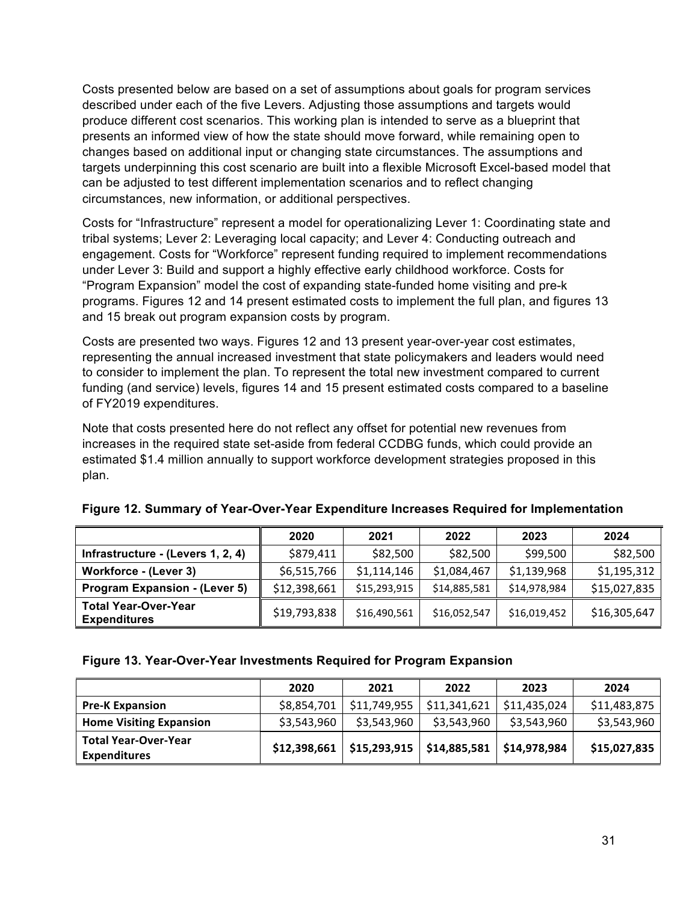Costs presented below are based on a set of assumptions about goals for program services described under each of the five Levers. Adjusting those assumptions and targets would produce different cost scenarios. This working plan is intended to serve as a blueprint that presents an informed view of how the state should move forward, while remaining open to changes based on additional input or changing state circumstances. The assumptions and targets underpinning this cost scenario are built into a flexible Microsoft Excel-based model that can be adjusted to test different implementation scenarios and to reflect changing circumstances, new information, or additional perspectives.

Costs for "Infrastructure" represent a model for operationalizing Lever 1: Coordinating state and tribal systems; Lever 2: Leveraging local capacity; and Lever 4: Conducting outreach and engagement. Costs for "Workforce" represent funding required to implement recommendations under Lever 3: Build and support a highly effective early childhood workforce. Costs for "Program Expansion" model the cost of expanding state-funded home visiting and pre-k programs. Figures 12 and 14 present estimated costs to implement the full plan, and figures 13 and 15 break out program expansion costs by program.

Costs are presented two ways. Figures 12 and 13 present year-over-year cost estimates, representing the annual increased investment that state policymakers and leaders would need to consider to implement the plan. To represent the total new investment compared to current funding (and service) levels, figures 14 and 15 present estimated costs compared to a baseline of FY2019 expenditures.

Note that costs presented here do not reflect any offset for potential new revenues from increases in the required state set-aside from federal CCDBG funds, which could provide an estimated $1.4 million annually to support workforce development strategies proposed in this plan.

**Figure 12. Summary of Year-Over-Year Expenditure Increases Required for Implementation**

| | 2020 | 2021 | 2022 | 2023 | 2024 |
|---|---|---|---|---|---|
| **Infrastructure - (Levers 1, 2, 4)** | $879,411 | $82,500 | $82,500 | $99,500 | $82,500 |
| **Workforce - (Lever 3)** | $6,515,766 | $1,114,146 | $1,084,467 | $1,139,968 | $1,195,312 |
| **Program Expansion - (Lever 5)** | $12,398,661 | $15,293,915 | $14,885,581 | $14,978,984 | $15,027,835 |
| **Total Year-Over-Year Expenditures** | $19,793,838 | $16,490,561 | $16,052,547 | $16,019,452 | $16,305,647 |

**Figure 13. Year-Over-Year Investments Required for Program Expansion**

| | 2020 | 2021 | 2022 | 2023 | 2024 |
|---|---|---|---|---|---|
| **Pre-K Expansion** | $8,854,701 | $11,749,955 | $11,341,621 | $11,435,024 | $11,483,875 |
| **Home Visiting Expansion** | $3,543,960 | $3,543,960 | $3,543,960 | $3,543,960 | $3,543,960 |
| **Total Year-Over-Year Expenditures** | **$12,398,661** | **$15,293,915** | **$14,885,581** | **$14,978,984** | **$15,027,835** |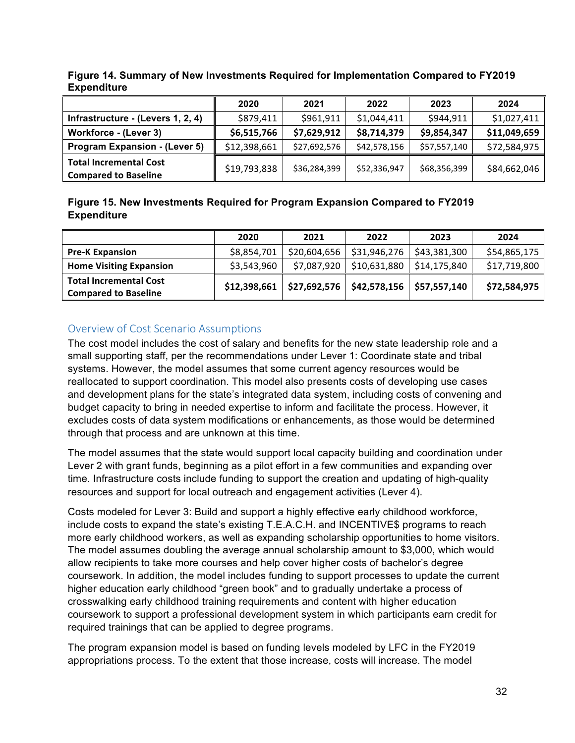**Figure 14. Summary of New Investments Required for Implementation Compared to FY2019 Expenditure**

| | 2020 | 2021 | 2022 | 2023 | 2024 |
|---|---|---|---|---|---|
| **Infrastructure - (Levers 1, 2, 4)** | $879,411 | $961,911 | $1,044,411 | $944,911 | $1,027,411 |
| **Workforce - (Lever 3)** | **$6,515,766** | **$7,629,912** | **$8,714,379** | **$9,854,347** | **$11,049,659** |
| **Program Expansion - (Lever 5)** | $12,398,661 | $27,692,576 | $42,578,156 | $57,557,140 | $72,584,975 |
| **Total Incremental Cost Compared to Baseline** | $19,793,838 | $36,284,399 | $52,336,947 | $68,356,399 | $84,662,046 |

**Figure 15. New Investments Required for Program Expansion Compared to FY2019 Expenditure**

| | 2020 | 2021 | 2022 | 2023 | 2024 |
|---|---|---|---|---|---|
| **Pre-K Expansion** | $8,854,701 | $20,604,656 | $31,946,276 | $43,381,300 | $54,865,175 |
| **Home Visiting Expansion** | $3,543,960 | $7,087,920 | $10,631,880 | $14,175,840 | $17,719,800 |
| **Total Incremental Cost Compared to Baseline** | **$12,398,661** | **$27,692,576** | **$42,578,156** | **$57,557,140** | **$72,584,975** |

## Overview of Cost Scenario Assumptions

The cost model includes the cost of salary and benefits for the new state leadership role and a small supporting staff, per the recommendations under Lever 1: Coordinate state and tribal systems. However, the model assumes that some current agency resources would be reallocated to support coordination. This model also presents costs of developing use cases and development plans for the state's integrated data system, including costs of convening and budget capacity to bring in needed expertise to inform and facilitate the process. However, it excludes costs of data system modifications or enhancements, as those would be determined through that process and are unknown at this time.

The model assumes that the state would support local capacity building and coordination under Lever 2 with grant funds, beginning as a pilot effort in a few communities and expanding over time. Infrastructure costs include funding to support the creation and updating of high-quality resources and support for local outreach and engagement activities (Lever 4).

Costs modeled for Lever 3: Build and support a highly effective early childhood workforce, include costs to expand the state's existing T.E.A.C.H. and INCENTIVE$ programs to reach more early childhood workers, as well as expanding scholarship opportunities to home visitors. The model assumes doubling the average annual scholarship amount to $3,000, which would allow recipients to take more courses and help cover higher costs of bachelor's degree coursework. In addition, the model includes funding to support processes to update the current higher education early childhood "green book" and to gradually undertake a process of crosswalking early childhood training requirements and content with higher education coursework to support a professional development system in which participants earn credit for required trainings that can be applied to degree programs.

The program expansion model is based on funding levels modeled by LFC in the FY2019 appropriations process. To the extent that those increase, costs will increase. The model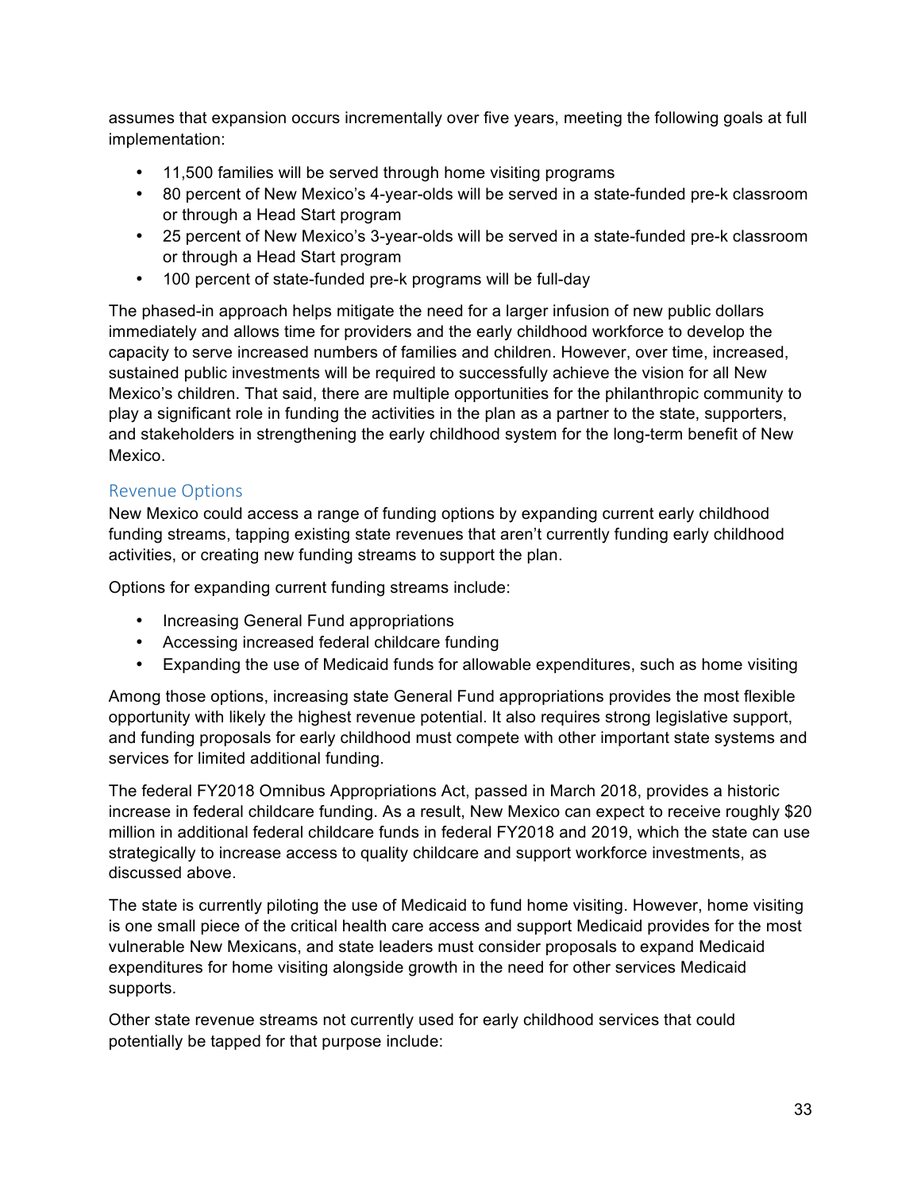assumes that expansion occurs incrementally over five years, meeting the following goals at full implementation:

- 11,500 families will be served through home visiting programs
- 80 percent of New Mexico's 4-year-olds will be served in a state-funded pre-k classroom or through a Head Start program
- 25 percent of New Mexico's 3-year-olds will be served in a state-funded pre-k classroom or through a Head Start program
- 100 percent of state-funded pre-k programs will be full-day

The phased-in approach helps mitigate the need for a larger infusion of new public dollars immediately and allows time for providers and the early childhood workforce to develop the capacity to serve increased numbers of families and children. However, over time, increased, sustained public investments will be required to successfully achieve the vision for all New Mexico's children. That said, there are multiple opportunities for the philanthropic community to play a significant role in funding the activities in the plan as a partner to the state, supporters, and stakeholders in strengthening the early childhood system for the long-term benefit of New Mexico.

## Revenue Options

New Mexico could access a range of funding options by expanding current early childhood funding streams, tapping existing state revenues that aren't currently funding early childhood activities, or creating new funding streams to support the plan.

Options for expanding current funding streams include:

- Increasing General Fund appropriations
- Accessing increased federal childcare funding
- Expanding the use of Medicaid funds for allowable expenditures, such as home visiting

Among those options, increasing state General Fund appropriations provides the most flexible opportunity with likely the highest revenue potential. It also requires strong legislative support, and funding proposals for early childhood must compete with other important state systems and services for limited additional funding.

The federal FY2018 Omnibus Appropriations Act, passed in March 2018, provides a historic increase in federal childcare funding. As a result, New Mexico can expect to receive roughly $20 million in additional federal childcare funds in federal FY2018 and 2019, which the state can use strategically to increase access to quality childcare and support workforce investments, as discussed above.

The state is currently piloting the use of Medicaid to fund home visiting. However, home visiting is one small piece of the critical health care access and support Medicaid provides for the most vulnerable New Mexicans, and state leaders must consider proposals to expand Medicaid expenditures for home visiting alongside growth in the need for other services Medicaid supports.

Other state revenue streams not currently used for early childhood services that could potentially be tapped for that purpose include: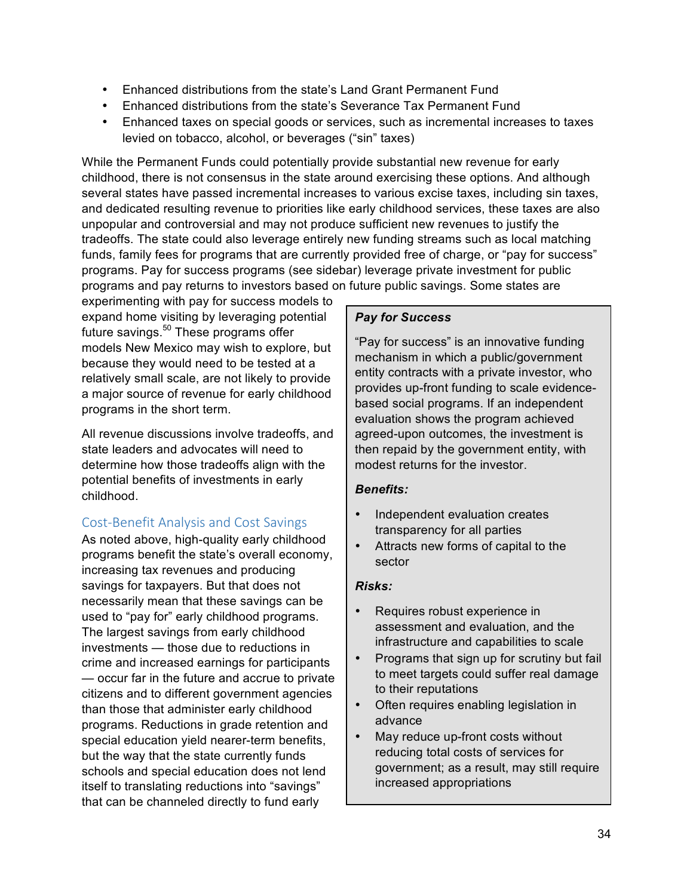- Enhanced distributions from the state's Land Grant Permanent Fund
- Enhanced distributions from the state's Severance Tax Permanent Fund
- Enhanced taxes on special goods or services, such as incremental increases to taxes levied on tobacco, alcohol, or beverages ("sin" taxes)

While the Permanent Funds could potentially provide substantial new revenue for early childhood, there is not consensus in the state around exercising these options. And although several states have passed incremental increases to various excise taxes, including sin taxes, and dedicated resulting revenue to priorities like early childhood services, these taxes are also unpopular and controversial and may not produce sufficient new revenues to justify the tradeoffs. The state could also leverage entirely new funding streams such as local matching funds, family fees for programs that are currently provided free of charge, or "pay for success" programs. Pay for success programs (see sidebar) leverage private investment for public programs and pay returns to investors based on future public savings. Some states are experimenting with pay for success models to expand home visiting by leveraging potential future savings.[50] These programs offer models New Mexico may wish to explore, but because they would need to be tested at a relatively small scale, are not likely to provide a major source of revenue for early childhood programs in the short term.

All revenue discussions involve tradeoffs, and state leaders and advocates will need to determine how those tradeoffs align with the potential benefits of investments in early childhood.

> ***Pay for Success***
>
> "Pay for success" is an innovative funding mechanism in which a public/government entity contracts with a private investor, who provides up-front funding to scale evidence-based social programs. If an independent evaluation shows the program achieved agreed-upon outcomes, the investment is then repaid by the government entity, with modest returns for the investor.
>
> ***Benefits:***
>
> - Independent evaluation creates transparency for all parties
> - Attracts new forms of capital to the sector
>
> ***Risks:***
>
> - Requires robust experience in assessment and evaluation, and the infrastructure and capabilities to scale
> - Programs that sign up for scrutiny but fail to meet targets could suffer real damage to their reputations
> - Often requires enabling legislation in advance
> - May reduce up-front costs without reducing total costs of services for government; as a result, may still require increased appropriations

## Cost-Benefit Analysis and Cost Savings

As noted above, high-quality early childhood programs benefit the state's overall economy, increasing tax revenues and producing savings for taxpayers. But that does not necessarily mean that these savings can be used to "pay for" early childhood programs. The largest savings from early childhood investments — those due to reductions in crime and increased earnings for participants — occur far in the future and accrue to private citizens and to different government agencies than those that administer early childhood programs. Reductions in grade retention and special education yield nearer-term benefits, but the way that the state currently funds schools and special education does not lend itself to translating reductions into "savings" that can be channeled directly to fund early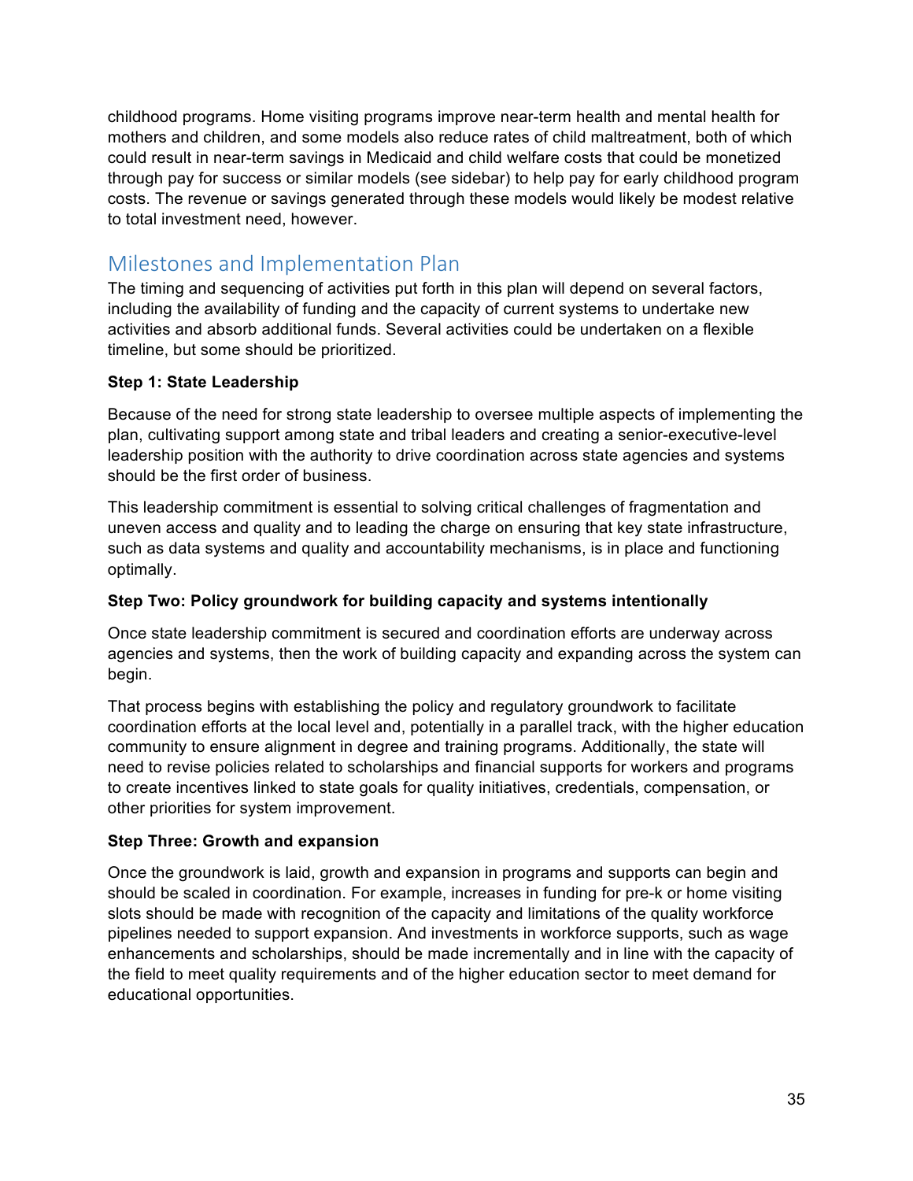childhood programs. Home visiting programs improve near-term health and mental health for mothers and children, and some models also reduce rates of child maltreatment, both of which could result in near-term savings in Medicaid and child welfare costs that could be monetized through pay for success or similar models (see sidebar) to help pay for early childhood program costs. The revenue or savings generated through these models would likely be modest relative to total investment need, however.

## Milestones and Implementation Plan

The timing and sequencing of activities put forth in this plan will depend on several factors, including the availability of funding and the capacity of current systems to undertake new activities and absorb additional funds. Several activities could be undertaken on a flexible timeline, but some should be prioritized.

**Step 1: State Leadership**

Because of the need for strong state leadership to oversee multiple aspects of implementing the plan, cultivating support among state and tribal leaders and creating a senior-executive-level leadership position with the authority to drive coordination across state agencies and systems should be the first order of business.

This leadership commitment is essential to solving critical challenges of fragmentation and uneven access and quality and to leading the charge on ensuring that key state infrastructure, such as data systems and quality and accountability mechanisms, is in place and functioning optimally.

**Step Two: Policy groundwork for building capacity and systems intentionally**

Once state leadership commitment is secured and coordination efforts are underway across agencies and systems, then the work of building capacity and expanding across the system can begin.

That process begins with establishing the policy and regulatory groundwork to facilitate coordination efforts at the local level and, potentially in a parallel track, with the higher education community to ensure alignment in degree and training programs. Additionally, the state will need to revise policies related to scholarships and financial supports for workers and programs to create incentives linked to state goals for quality initiatives, credentials, compensation, or other priorities for system improvement.

**Step Three: Growth and expansion**

Once the groundwork is laid, growth and expansion in programs and supports can begin and should be scaled in coordination. For example, increases in funding for pre-k or home visiting slots should be made with recognition of the capacity and limitations of the quality workforce pipelines needed to support expansion. And investments in workforce supports, such as wage enhancements and scholarships, should be made incrementally and in line with the capacity of the field to meet quality requirements and of the higher education sector to meet demand for educational opportunities.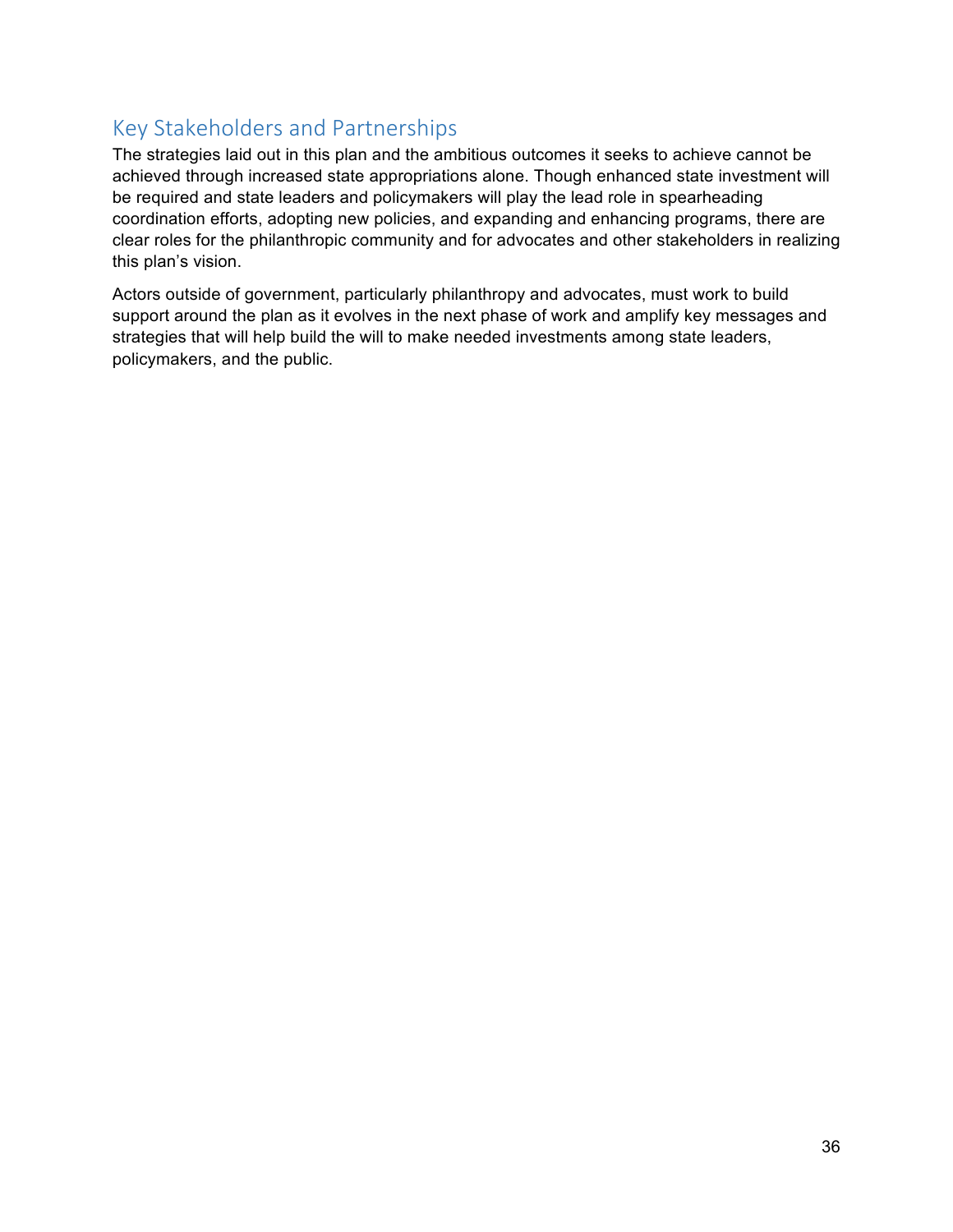## Key Stakeholders and Partnerships

The strategies laid out in this plan and the ambitious outcomes it seeks to achieve cannot be achieved through increased state appropriations alone. Though enhanced state investment will be required and state leaders and policymakers will play the lead role in spearheading coordination efforts, adopting new policies, and expanding and enhancing programs, there are clear roles for the philanthropic community and for advocates and other stakeholders in realizing this plan's vision.

Actors outside of government, particularly philanthropy and advocates, must work to build support around the plan as it evolves in the next phase of work and amplify key messages and strategies that will help build the will to make needed investments among state leaders, policymakers, and the public.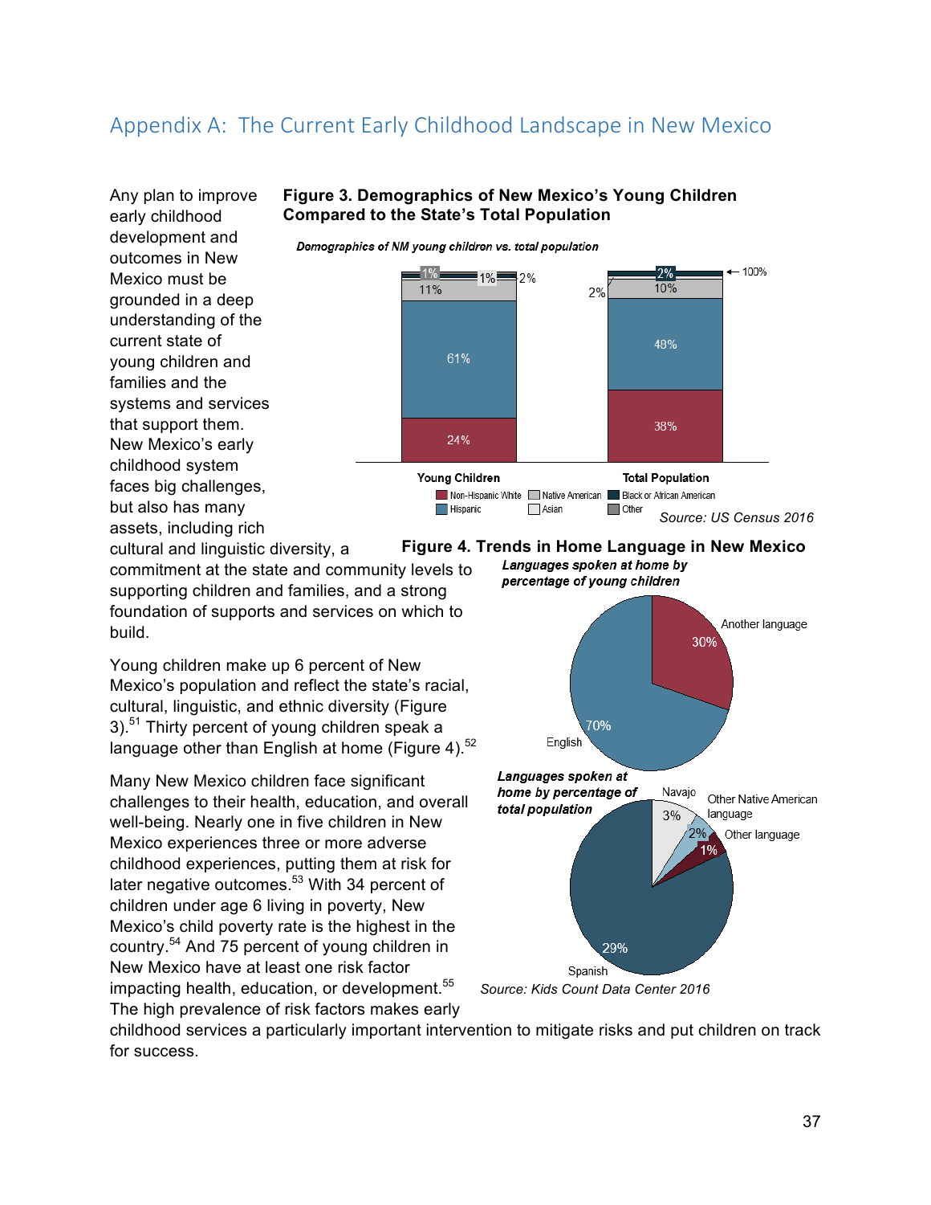## Appendix A: The Current Early Childhood Landscape in New Mexico

Any plan to improve early childhood development and outcomes in New Mexico must be grounded in a deep understanding of the current state of young children and families and the systems and services that support them. New Mexico's early childhood system faces big challenges, but also has many assets, including rich cultural and linguistic diversity, a commitment at the state and community levels to supporting children and families, and a strong foundation of supports and services on which to build.

**Figure 3. Demographics of New Mexico's Young Children Compared to the State's Total Population**

*Demographics of NM young children vs. total population*

| | Young Children | Total Population |
|---|---|---|
| Non-Hispanic White | 24% | 38% |
| Hispanic | 61% | 48% |
| Native American | 11% | 10% |
| Asian | 1% | 2% |
| Black or African American | 2% | 2% |
| Other | 1% | |

Source: US Census 2016

Young children make up 6 percent of New Mexico's population and reflect the state's racial, cultural, linguistic, and ethnic diversity (Figure 3).[51] Thirty percent of young children speak a language other than English at home (Figure 4).[52]

**Figure 4. Trends in Home Language in New Mexico**

*Languages spoken at home by percentage of young children*

| Language | Percentage |
|---|---|
| English | 70% |
| Another language | 30% |

*Languages spoken at home by percentage of total population*

| Language | Percentage |
|---|---|
| Spanish | 29% |
| Navajo | 3% |
| Other Native American language | 2% |
| Other language | 1% |

Source: Kids Count Data Center 2016

Many New Mexico children face significant challenges to their health, education, and overall well-being. Nearly one in five children in New Mexico experiences three or more adverse childhood experiences, putting them at risk for later negative outcomes.[53] With 34 percent of children under age 6 living in poverty, New Mexico's child poverty rate is the highest in the country.[54] And 75 percent of young children in New Mexico have at least one risk factor impacting health, education, or development.[55] The high prevalence of risk factors makes early childhood services a particularly important intervention to mitigate risks and put children on track for success.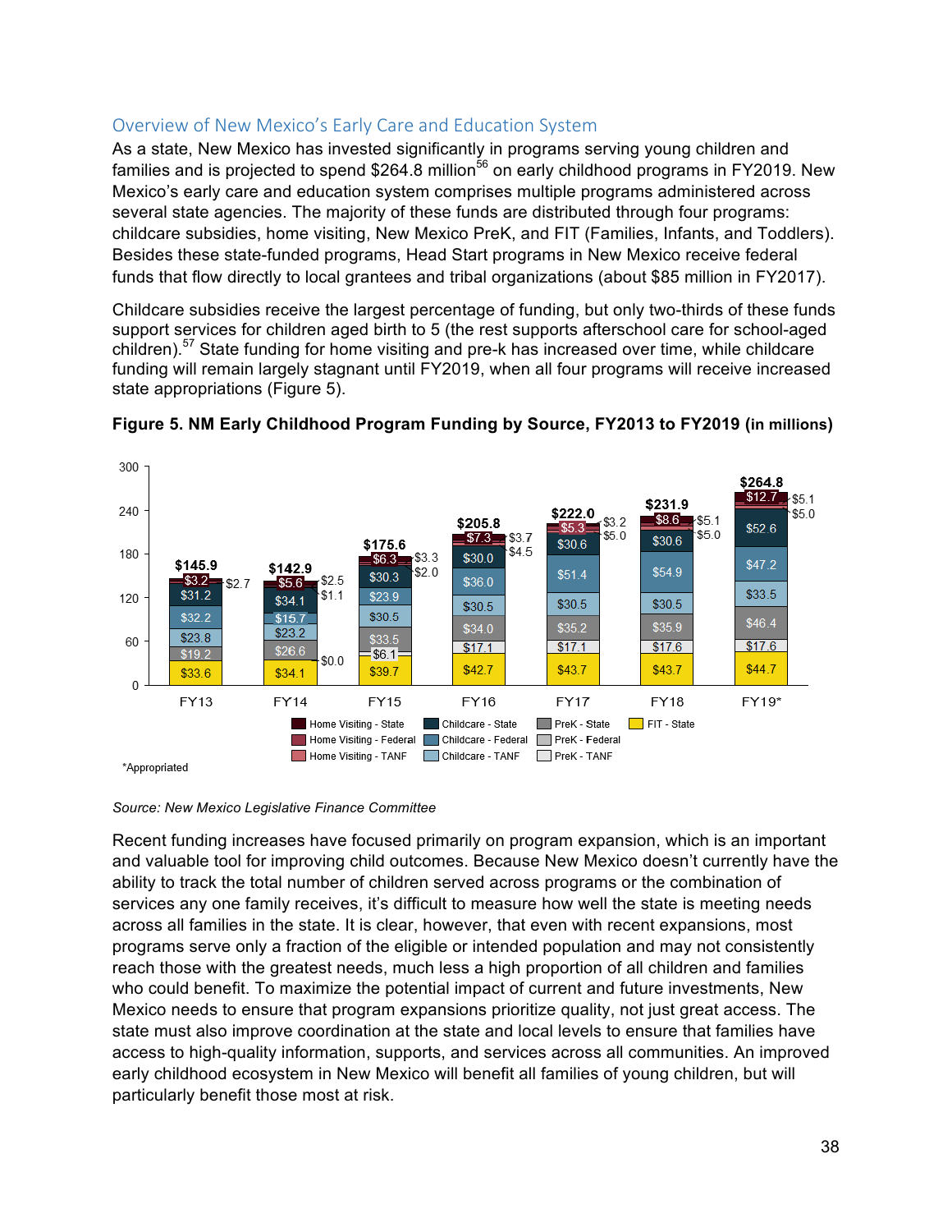## Overview of New Mexico's Early Care and Education System

As a state, New Mexico has invested significantly in programs serving young children and families and is projected to spend $264.8 million[56] on early childhood programs in FY2019. New Mexico's early care and education system comprises multiple programs administered across several state agencies. The majority of these funds are distributed through four programs: childcare subsidies, home visiting, New Mexico PreK, and FIT (Families, Infants, and Toddlers). Besides these state-funded programs, Head Start programs in New Mexico receive federal funds that flow directly to local grantees and tribal organizations (about $85 million in FY2017).

Childcare subsidies receive the largest percentage of funding, but only two-thirds of these funds support services for children aged birth to 5 (the rest supports afterschool care for school-aged children).[57] State funding for home visiting and pre-k has increased over time, while childcare funding will remain largely stagnant until FY2019, when all four programs will receive increased state appropriations (Figure 5).

**Figure 5. NM Early Childhood Program Funding by Source, FY2013 to FY2019 (in millions)**

*Appropriated

*Source: New Mexico Legislative Finance Committee*

Recent funding increases have focused primarily on program expansion, which is an important and valuable tool for improving child outcomes. Because New Mexico doesn't currently have the ability to track the total number of children served across programs or the combination of services any one family receives, it's difficult to measure how well the state is meeting needs across all families in the state. It is clear, however, that even with recent expansions, most programs serve only a fraction of the eligible or intended population and may not consistently reach those with the greatest needs, much less a high proportion of all children and families who could benefit. To maximize the potential impact of current and future investments, New Mexico needs to ensure that program expansions prioritize quality, not just great access. The state must also improve coordination at the state and local levels to ensure that families have access to high-quality information, supports, and services across all communities. An improved early childhood ecosystem in New Mexico will benefit all families of young children, but will particularly benefit those most at risk.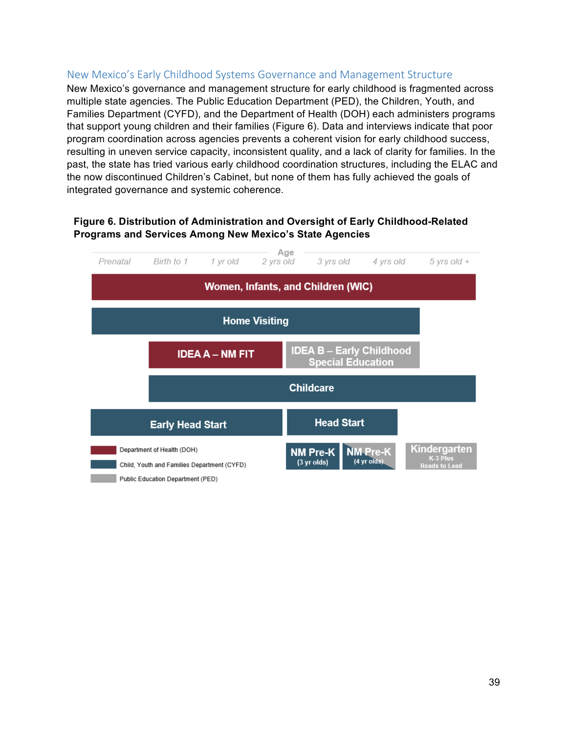## New Mexico's Early Childhood Systems Governance and Management Structure

New Mexico's governance and management structure for early childhood is fragmented across multiple state agencies. The Public Education Department (PED), the Children, Youth, and Families Department (CYFD), and the Department of Health (DOH) each administers programs that support young children and their families (Figure 6). Data and interviews indicate that poor program coordination across agencies prevents a coherent vision for early childhood success, resulting in uneven service capacity, inconsistent quality, and a lack of clarity for families. In the past, the state has tried various early childhood coordination structures, including the ELAC and the now discontinued Children's Cabinet, but none of them has fully achieved the goals of integrated governance and systemic coherence.

**Figure 6. Distribution of Administration and Oversight of Early Childhood-Related Programs and Services Among New Mexico's State Agencies**

Age: Prenatal | Birth to 1 | 1 yr old | 2 yrs old | 3 yrs old | 4 yrs old | 5 yrs old +

- Women, Infants, and Children (WIC)
- Home Visiting
- IDEA A – NM FIT
- IDEA B – Early Childhood Special Education
- Childcare
- Early Head Start
- Head Start
- NM Pre-K (3 yr olds)
- NM Pre-K (4 yr olds)
- Kindergarten K-3 Plus Reads to Lead

Legend:
- Department of Health (DOH)
- Child, Youth and Families Department (CYFD)
- Public Education Department (PED)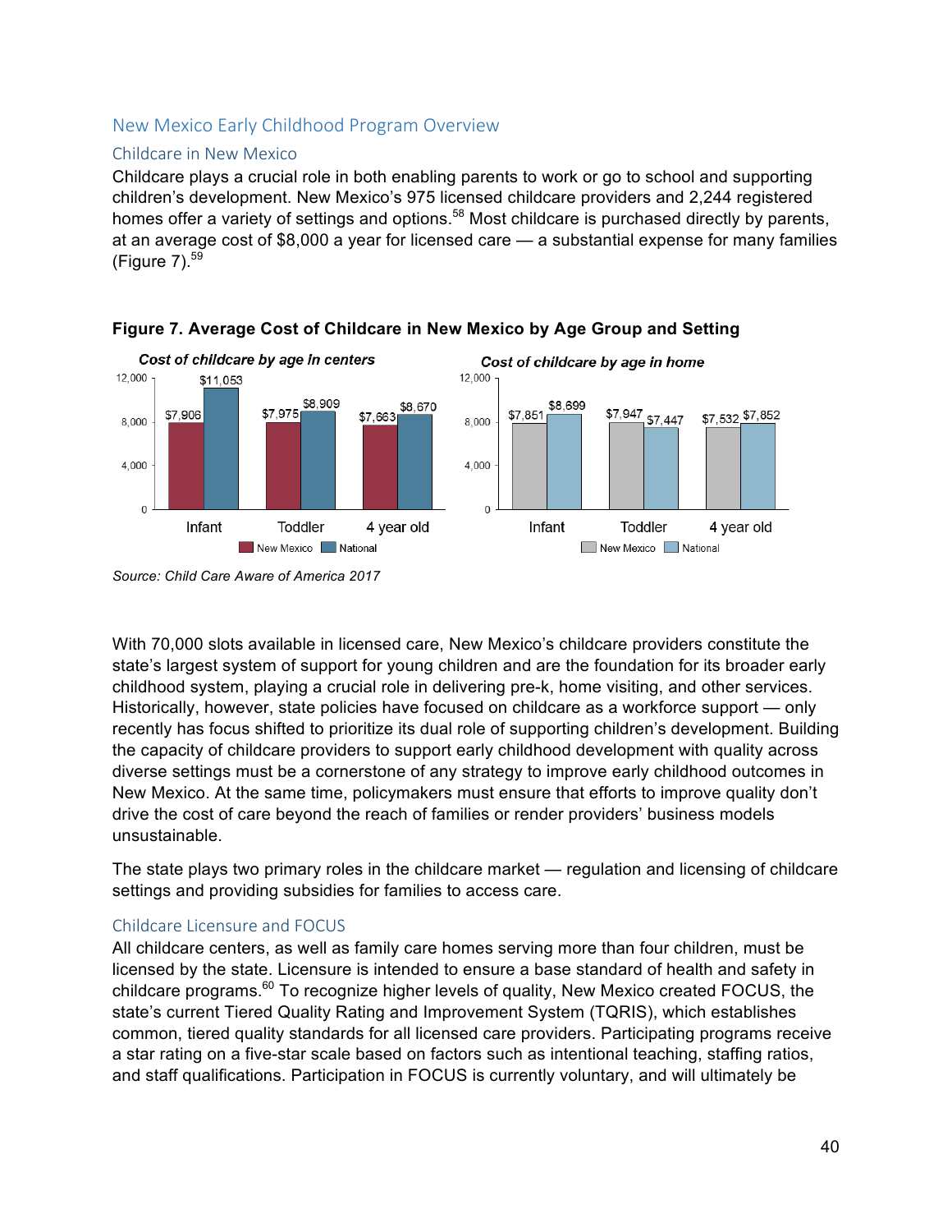## New Mexico Early Childhood Program Overview

### Childcare in New Mexico

Childcare plays a crucial role in both enabling parents to work or go to school and supporting children's development. New Mexico's 975 licensed childcare providers and 2,244 registered homes offer a variety of settings and options.[58] Most childcare is purchased directly by parents, at an average cost of $8,000 a year for licensed care — a substantial expense for many families (Figure 7).[59]

**Figure 7. Average Cost of Childcare in New Mexico by Age Group and Setting**

*Cost of childcare by age in centers*

| | New Mexico | National |
|---|---|---|
| Infant | $7,906 | $11,053 |
| Toddler | $7,975 | $8,909 |
| 4 year old | $7,663 | $8,670 |

*Cost of childcare by age in home*

| | New Mexico | National |
|---|---|---|
| Infant | $7,851 | $8,699 |
| Toddler | $7,947 | $7,447 |
| 4 year old | $7,532 | $7,852 |

*Source: Child Care Aware of America 2017*

With 70,000 slots available in licensed care, New Mexico's childcare providers constitute the state's largest system of support for young children and are the foundation for its broader early childhood system, playing a crucial role in delivering pre-k, home visiting, and other services. Historically, however, state policies have focused on childcare as a workforce support — only recently has focus shifted to prioritize its dual role of supporting children's development. Building the capacity of childcare providers to support early childhood development with quality across diverse settings must be a cornerstone of any strategy to improve early childhood outcomes in New Mexico. At the same time, policymakers must ensure that efforts to improve quality don't drive the cost of care beyond the reach of families or render providers' business models unsustainable.

The state plays two primary roles in the childcare market — regulation and licensing of childcare settings and providing subsidies for families to access care.

### Childcare Licensure and FOCUS

All childcare centers, as well as family care homes serving more than four children, must be licensed by the state. Licensure is intended to ensure a base standard of health and safety in childcare programs.[60] To recognize higher levels of quality, New Mexico created FOCUS, the state's current Tiered Quality Rating and Improvement System (TQRIS), which establishes common, tiered quality standards for all licensed care providers. Participating programs receive a star rating on a five-star scale based on factors such as intentional teaching, staffing ratios, and staff qualifications. Participation in FOCUS is currently voluntary, and will ultimately be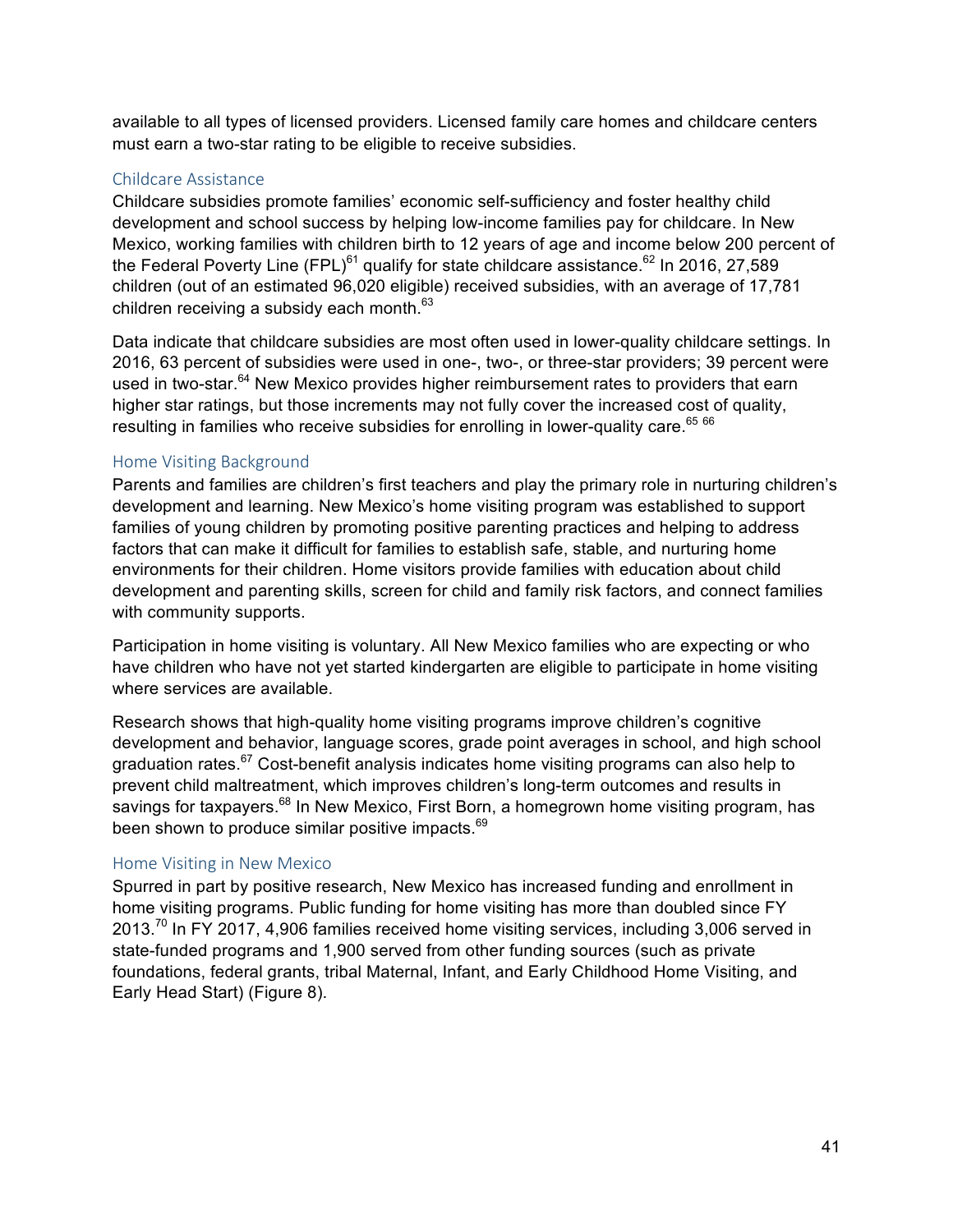available to all types of licensed providers. Licensed family care homes and childcare centers must earn a two-star rating to be eligible to receive subsidies.

### Childcare Assistance

Childcare subsidies promote families' economic self-sufficiency and foster healthy child development and school success by helping low-income families pay for childcare. In New Mexico, working families with children birth to 12 years of age and income below 200 percent of the Federal Poverty Line (FPL)[61] qualify for state childcare assistance.[62] In 2016, 27,589 children (out of an estimated 96,020 eligible) received subsidies, with an average of 17,781 children receiving a subsidy each month.[63]

Data indicate that childcare subsidies are most often used in lower-quality childcare settings. In 2016, 63 percent of subsidies were used in one-, two-, or three-star providers; 39 percent were used in two-star.[64] New Mexico provides higher reimbursement rates to providers that earn higher star ratings, but those increments may not fully cover the increased cost of quality, resulting in families who receive subsidies for enrolling in lower-quality care.[65] [66]

### Home Visiting Background

Parents and families are children's first teachers and play the primary role in nurturing children's development and learning. New Mexico's home visiting program was established to support families of young children by promoting positive parenting practices and helping to address factors that can make it difficult for families to establish safe, stable, and nurturing home environments for their children. Home visitors provide families with education about child development and parenting skills, screen for child and family risk factors, and connect families with community supports.

Participation in home visiting is voluntary. All New Mexico families who are expecting or who have children who have not yet started kindergarten are eligible to participate in home visiting where services are available.

Research shows that high-quality home visiting programs improve children's cognitive development and behavior, language scores, grade point averages in school, and high school graduation rates.[67] Cost-benefit analysis indicates home visiting programs can also help to prevent child maltreatment, which improves children's long-term outcomes and results in savings for taxpayers.[68] In New Mexico, First Born, a homegrown home visiting program, has been shown to produce similar positive impacts.[69]

### Home Visiting in New Mexico

Spurred in part by positive research, New Mexico has increased funding and enrollment in home visiting programs. Public funding for home visiting has more than doubled since FY 2013.[70] In FY 2017, 4,906 families received home visiting services, including 3,006 served in state-funded programs and 1,900 served from other funding sources (such as private foundations, federal grants, tribal Maternal, Infant, and Early Childhood Home Visiting, and Early Head Start) (Figure 8).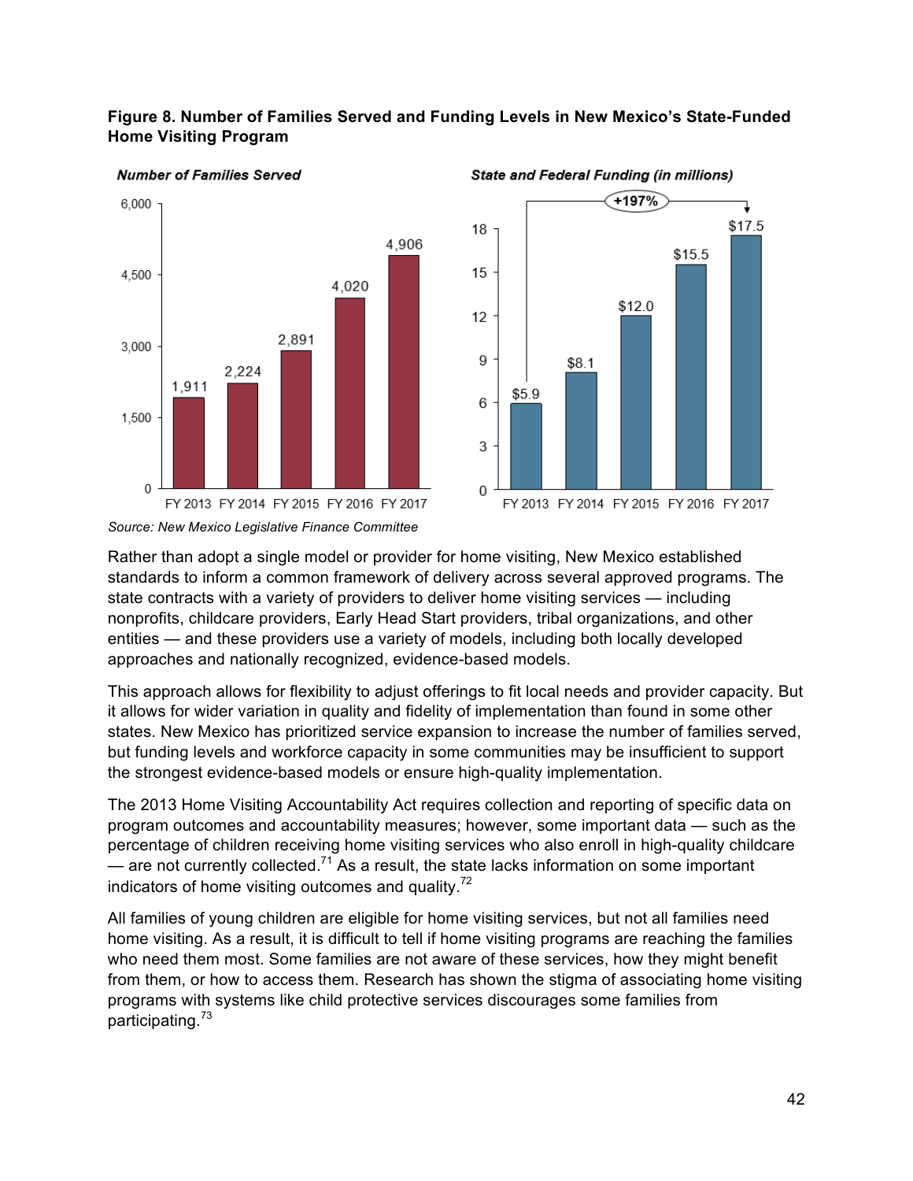**Figure 8. Number of Families Served and Funding Levels in New Mexico's State-Funded Home Visiting Program**

*Number of Families Served*

| FY 2013 | FY 2014 | FY 2015 | FY 2016 | FY 2017 |
|---|---|---|---|---|
| 1,911 | 2,224 | 2,891 | 4,020 | 4,906 |

*State and Federal Funding (in millions)*

| FY 2013 | FY 2014 | FY 2015 | FY 2016 | FY 2017 |
|---|---|---|---|---|
| $5.9 | $8.1 | $12.0 | $15.5 | $17.5 |

+197%

*Source: New Mexico Legislative Finance Committee*

Rather than adopt a single model or provider for home visiting, New Mexico established standards to inform a common framework of delivery across several approved programs. The state contracts with a variety of providers to deliver home visiting services — including nonprofits, childcare providers, Early Head Start providers, tribal organizations, and other entities — and these providers use a variety of models, including both locally developed approaches and nationally recognized, evidence-based models.

This approach allows for flexibility to adjust offerings to fit local needs and provider capacity. But it allows for wider variation in quality and fidelity of implementation than found in some other states. New Mexico has prioritized service expansion to increase the number of families served, but funding levels and workforce capacity in some communities may be insufficient to support the strongest evidence-based models or ensure high-quality implementation.

The 2013 Home Visiting Accountability Act requires collection and reporting of specific data on program outcomes and accountability measures; however, some important data — such as the percentage of children receiving home visiting services who also enroll in high-quality childcare — are not currently collected.[71] As a result, the state lacks information on some important indicators of home visiting outcomes and quality.[72]

All families of young children are eligible for home visiting services, but not all families need home visiting. As a result, it is difficult to tell if home visiting programs are reaching the families who need them most. Some families are not aware of these services, how they might benefit from them, or how to access them. Research has shown the stigma of associating home visiting programs with systems like child protective services discourages some families from participating.[73]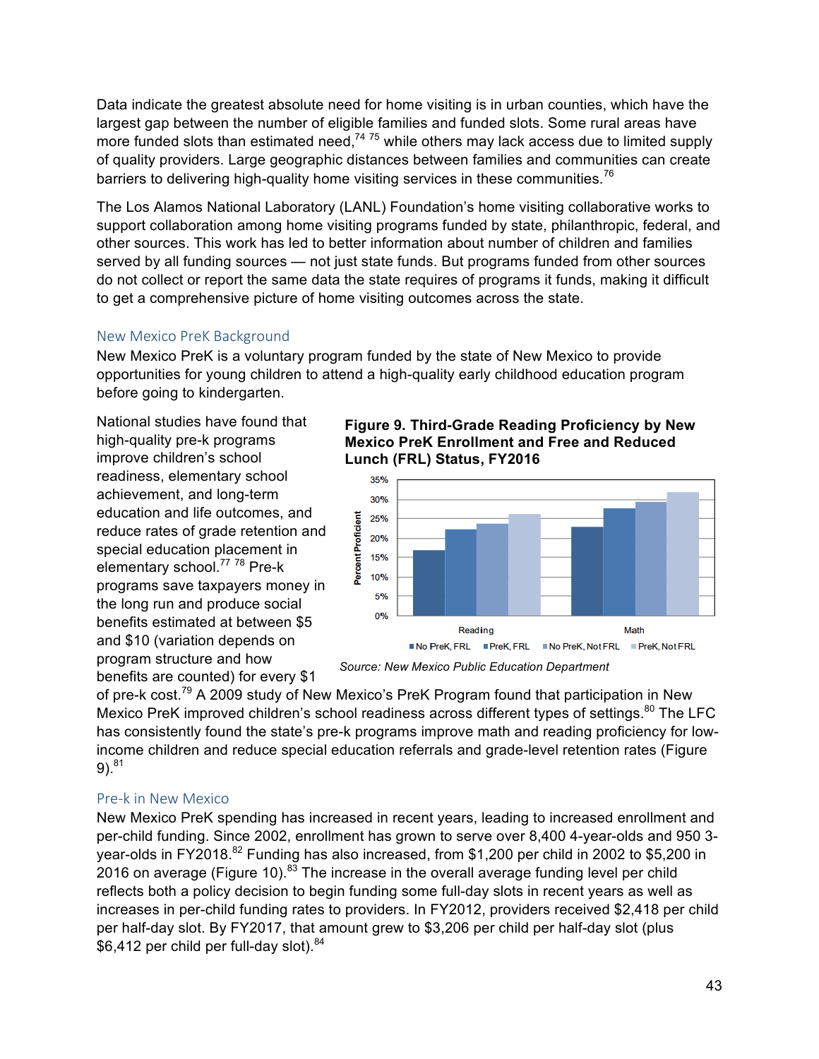Data indicate the greatest absolute need for home visiting is in urban counties, which have the largest gap between the number of eligible families and funded slots. Some rural areas have more funded slots than estimated need,[74 75] while others may lack access due to limited supply of quality providers. Large geographic distances between families and communities can create barriers to delivering high-quality home visiting services in these communities.[76]

The Los Alamos National Laboratory (LANL) Foundation's home visiting collaborative works to support collaboration among home visiting programs funded by state, philanthropic, federal, and other sources. This work has led to better information about number of children and families served by all funding sources — not just state funds. But programs funded from other sources do not collect or report the same data the state requires of programs it funds, making it difficult to get a comprehensive picture of home visiting outcomes across the state.

### New Mexico PreK Background

New Mexico PreK is a voluntary program funded by the state of New Mexico to provide opportunities for young children to attend a high-quality early childhood education program before going to kindergarten.

National studies have found that high-quality pre-k programs improve children's school readiness, elementary school achievement, and long-term education and life outcomes, and reduce rates of grade retention and special education placement in elementary school.[77 78] Pre-k programs save taxpayers money in the long run and produce social benefits estimated at between $5 and $10 (variation depends on program structure and how benefits are counted) for every $1 of pre-k cost.[79] A 2009 study of New Mexico's PreK Program found that participation in New Mexico PreK improved children's school readiness across different types of settings.[80] The LFC has consistently found the state's pre-k programs improve math and reading proficiency for low-income children and reduce special education referrals and grade-level retention rates (Figure 9).[81]

**Figure 9. Third-Grade Reading Proficiency by New Mexico PreK Enrollment and Free and Reduced Lunch (FRL) Status, FY2016**

*Source: New Mexico Public Education Department*

### Pre-k in New Mexico

New Mexico PreK spending has increased in recent years, leading to increased enrollment and per-child funding. Since 2002, enrollment has grown to serve over 8,400 4-year-olds and 950 3-year-olds in FY2018.[82] Funding has also increased, from $1,200 per child in 2002 to $5,200 in 2016 on average (Figure 10).[83] The increase in the overall average funding level per child reflects both a policy decision to begin funding some full-day slots in recent years as well as increases in per-child funding rates to providers. In FY2012, providers received $2,418 per child per half-day slot. By FY2017, that amount grew to $3,206 per child per half-day slot (plus $6,412 per child per full-day slot).[84]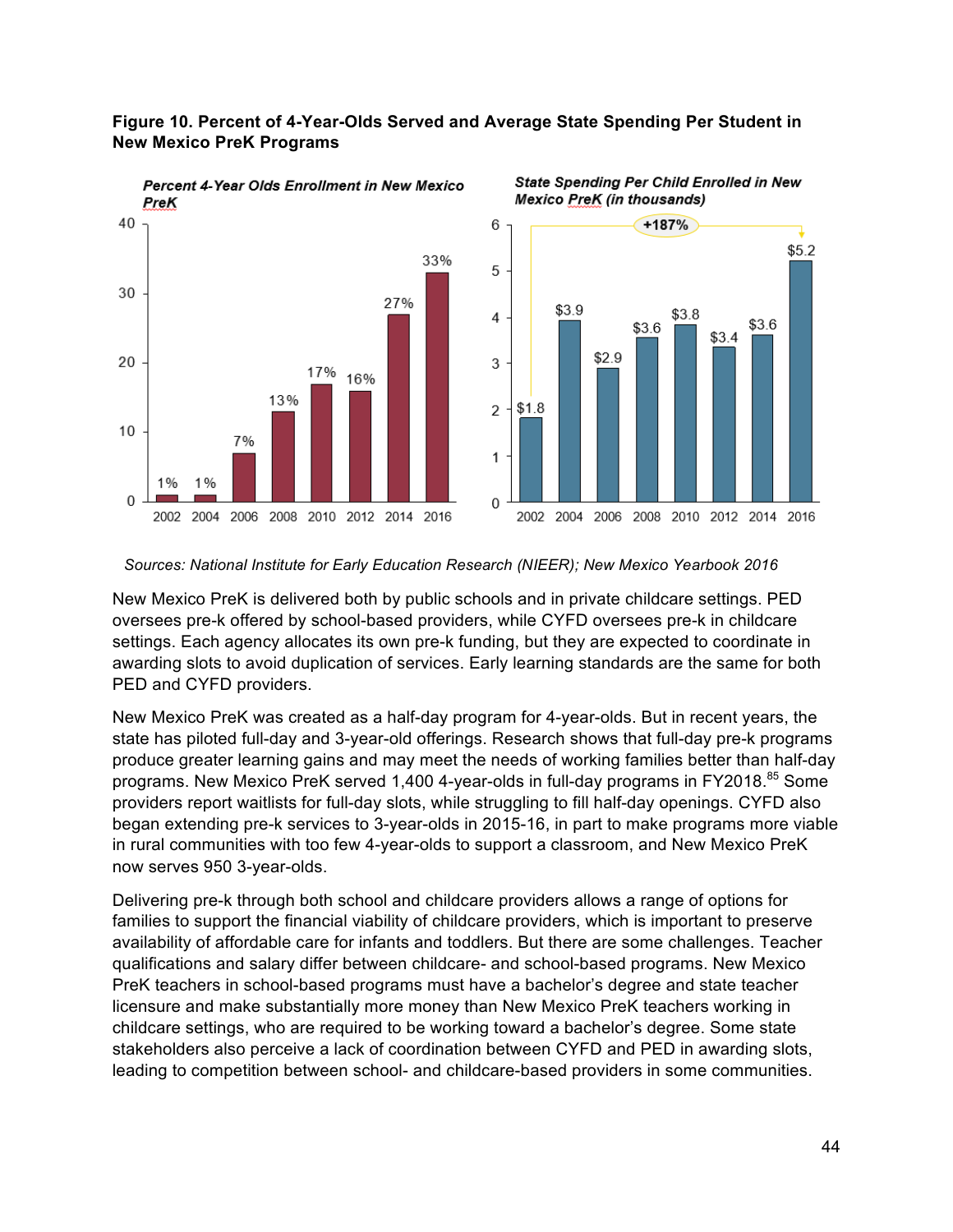**Figure 10. Percent of 4-Year-Olds Served and Average State Spending Per Student in New Mexico PreK Programs**

*Percent 4-Year Olds Enrollment in New Mexico PreK*

| Year | Percent |
|---|---|
| 2002 | 1% |
| 2004 | 1% |
| 2006 | 7% |
| 2008 | 13% |
| 2010 | 17% |
| 2012 | 16% |
| 2014 | 27% |
| 2016 | 33% |

*State Spending Per Child Enrolled in New Mexico PreK (in thousands)*

| Year | Spending |
|---|---|
| 2002 | $1.8 |
| 2004 | $3.9 |
| 2006 | $2.9 |
| 2008 | $3.6 |
| 2010 | $3.8 |
| 2012 | $3.4 |
| 2014 | $3.6 |
| 2016 | $5.2 |

+187% (2002 to 2016)

*Sources: National Institute for Early Education Research (NIEER); New Mexico Yearbook 2016*

New Mexico PreK is delivered both by public schools and in private childcare settings. PED oversees pre-k offered by school-based providers, while CYFD oversees pre-k in childcare settings. Each agency allocates its own pre-k funding, but they are expected to coordinate in awarding slots to avoid duplication of services. Early learning standards are the same for both PED and CYFD providers.

New Mexico PreK was created as a half-day program for 4-year-olds. But in recent years, the state has piloted full-day and 3-year-old offerings. Research shows that full-day pre-k programs produce greater learning gains and may meet the needs of working families better than half-day programs. New Mexico PreK served 1,400 4-year-olds in full-day programs in FY2018.[85] Some providers report waitlists for full-day slots, while struggling to fill half-day openings. CYFD also began extending pre-k services to 3-year-olds in 2015-16, in part to make programs more viable in rural communities with too few 4-year-olds to support a classroom, and New Mexico PreK now serves 950 3-year-olds.

Delivering pre-k through both school and childcare providers allows a range of options for families to support the financial viability of childcare providers, which is important to preserve availability of affordable care for infants and toddlers. But there are some challenges. Teacher qualifications and salary differ between childcare- and school-based programs. New Mexico PreK teachers in school-based programs must have a bachelor's degree and state teacher licensure and make substantially more money than New Mexico PreK teachers working in childcare settings, who are required to be working toward a bachelor's degree. Some state stakeholders also perceive a lack of coordination between CYFD and PED in awarding slots, leading to competition between school- and childcare-based providers in some communities.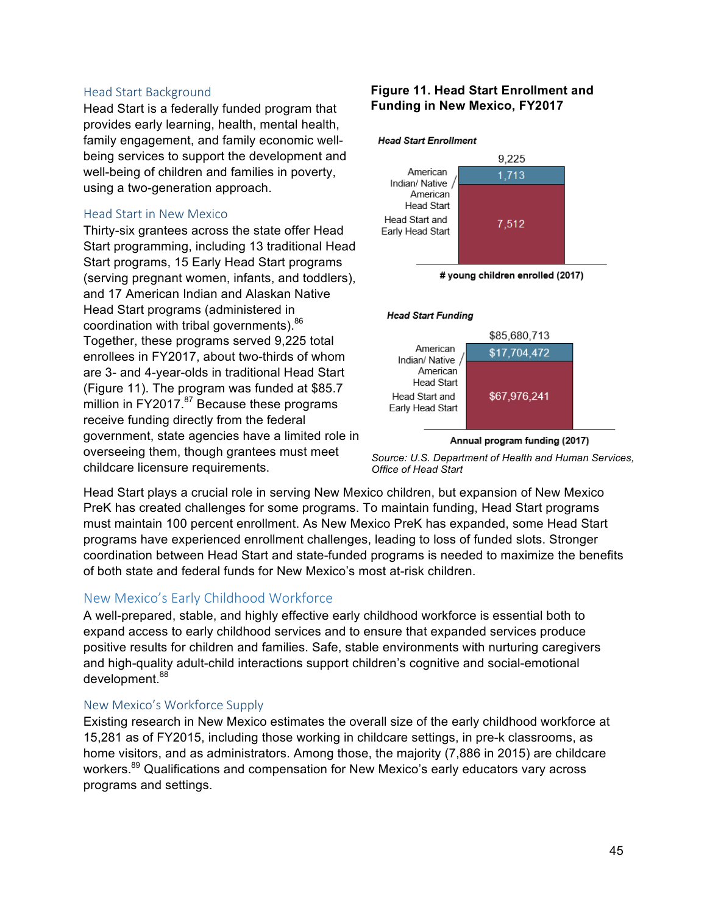### Head Start Background

Head Start is a federally funded program that provides early learning, health, mental health, family engagement, and family economic well-being services to support the development and well-being of children and families in poverty, using a two-generation approach.

### Head Start in New Mexico

Thirty-six grantees across the state offer Head Start programming, including 13 traditional Head Start programs, 15 Early Head Start programs (serving pregnant women, infants, and toddlers), and 17 American Indian and Alaskan Native Head Start programs (administered in coordination with tribal governments).[86] Together, these programs served 9,225 total enrollees in FY2017, about two-thirds of whom are 3- and 4-year-olds in traditional Head Start (Figure 11). The program was funded at $85.7 million in FY2017.[87] Because these programs receive funding directly from the federal government, state agencies have a limited role in overseeing them, though grantees must meet childcare licensure requirements.

**Figure 11. Head Start Enrollment and Funding in New Mexico, FY2017**

***Head Start Enrollment***

| | # young children enrolled (2017) |
|---|---|
| American Indian/ Native American Head Start | 1,713 |
| Head Start and Early Head Start | 7,512 |
| Total | 9,225 |

***Head Start Funding***

| | Annual program funding (2017) |
|---|---|
| American Indian/ Native American Head Start | $17,704,472 |
| Head Start and Early Head Start | $67,976,241 |
| Total | $85,680,713 |

*Source: U.S. Department of Health and Human Services, Office of Head Start*

Head Start plays a crucial role in serving New Mexico children, but expansion of New Mexico PreK has created challenges for some programs. To maintain funding, Head Start programs must maintain 100 percent enrollment. As New Mexico PreK has expanded, some Head Start programs have experienced enrollment challenges, leading to loss of funded slots. Stronger coordination between Head Start and state-funded programs is needed to maximize the benefits of both state and federal funds for New Mexico's most at-risk children.

## New Mexico's Early Childhood Workforce

A well-prepared, stable, and highly effective early childhood workforce is essential both to expand access to early childhood services and to ensure that expanded services produce positive results for children and families. Safe, stable environments with nurturing caregivers and high-quality adult-child interactions support children's cognitive and social-emotional development.[88]

### New Mexico's Workforce Supply

Existing research in New Mexico estimates the overall size of the early childhood workforce at 15,281 as of FY2015, including those working in childcare settings, in pre-k classrooms, as home visitors, and as administrators. Among those, the majority (7,886 in 2015) are childcare workers.[89] Qualifications and compensation for New Mexico's early educators vary across programs and settings.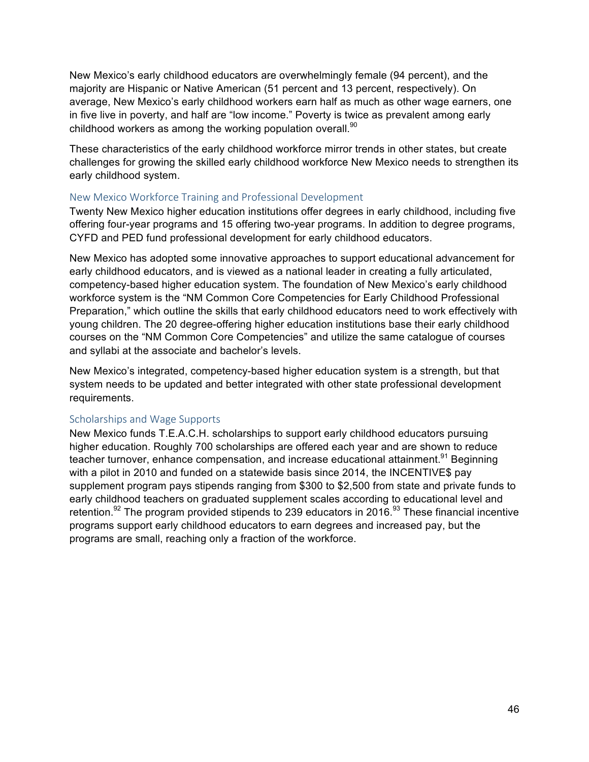New Mexico's early childhood educators are overwhelmingly female (94 percent), and the majority are Hispanic or Native American (51 percent and 13 percent, respectively). On average, New Mexico's early childhood workers earn half as much as other wage earners, one in five live in poverty, and half are "low income." Poverty is twice as prevalent among early childhood workers as among the working population overall.[90]

These characteristics of the early childhood workforce mirror trends in other states, but create challenges for growing the skilled early childhood workforce New Mexico needs to strengthen its early childhood system.

### New Mexico Workforce Training and Professional Development

Twenty New Mexico higher education institutions offer degrees in early childhood, including five offering four-year programs and 15 offering two-year programs. In addition to degree programs, CYFD and PED fund professional development for early childhood educators.

New Mexico has adopted some innovative approaches to support educational advancement for early childhood educators, and is viewed as a national leader in creating a fully articulated, competency-based higher education system. The foundation of New Mexico's early childhood workforce system is the "NM Common Core Competencies for Early Childhood Professional Preparation," which outline the skills that early childhood educators need to work effectively with young children. The 20 degree-offering higher education institutions base their early childhood courses on the "NM Common Core Competencies" and utilize the same catalogue of courses and syllabi at the associate and bachelor's levels.

New Mexico's integrated, competency-based higher education system is a strength, but that system needs to be updated and better integrated with other state professional development requirements.

### Scholarships and Wage Supports

New Mexico funds T.E.A.C.H. scholarships to support early childhood educators pursuing higher education. Roughly 700 scholarships are offered each year and are shown to reduce teacher turnover, enhance compensation, and increase educational attainment.[91] Beginning with a pilot in 2010 and funded on a statewide basis since 2014, the INCENTIVE$ pay supplement program pays stipends ranging from $300 to $2,500 from state and private funds to early childhood teachers on graduated supplement scales according to educational level and retention.[92] The program provided stipends to 239 educators in 2016.[93] These financial incentive programs support early childhood educators to earn degrees and increased pay, but the programs are small, reaching only a fraction of the workforce.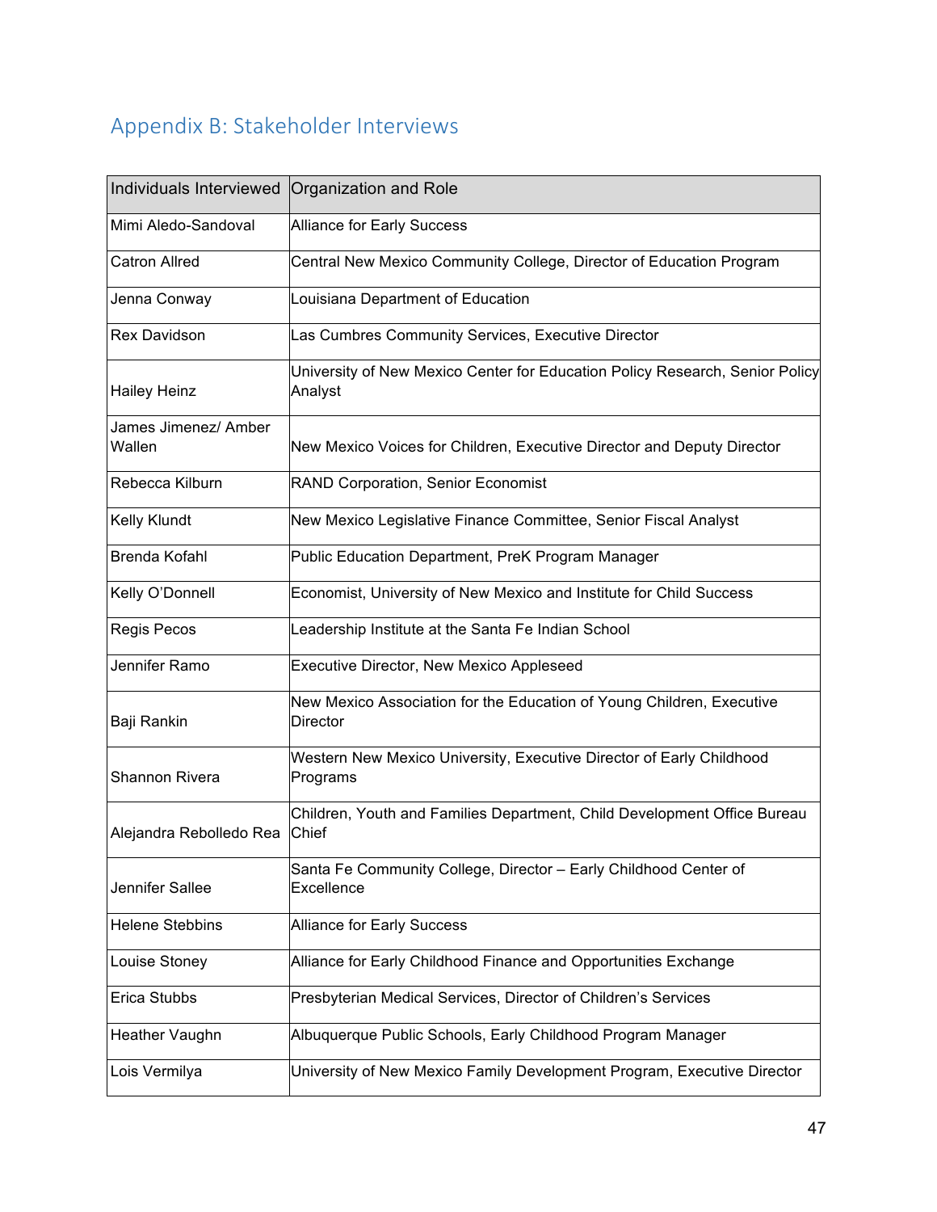## Appendix B: Stakeholder Interviews

| Individuals Interviewed | Organization and Role |
| --- | --- |
| Mimi Aledo-Sandoval | Alliance for Early Success |
| Catron Allred | Central New Mexico Community College, Director of Education Program |
| Jenna Conway | Louisiana Department of Education |
| Rex Davidson | Las Cumbres Community Services, Executive Director |
| Hailey Heinz | University of New Mexico Center for Education Policy Research, Senior Policy Analyst |
| James Jimenez/ Amber Wallen | New Mexico Voices for Children, Executive Director and Deputy Director |
| Rebecca Kilburn | RAND Corporation, Senior Economist |
| Kelly Klundt | New Mexico Legislative Finance Committee, Senior Fiscal Analyst |
| Brenda Kofahl | Public Education Department, PreK Program Manager |
| Kelly O'Donnell | Economist, University of New Mexico and Institute for Child Success |
| Regis Pecos | Leadership Institute at the Santa Fe Indian School |
| Jennifer Ramo | Executive Director, New Mexico Appleseed |
| Baji Rankin | New Mexico Association for the Education of Young Children, Executive Director |
| Shannon Rivera | Western New Mexico University, Executive Director of Early Childhood Programs |
| Alejandra Rebolledo Rea | Children, Youth and Families Department, Child Development Office Bureau Chief |
| Jennifer Sallee | Santa Fe Community College, Director – Early Childhood Center of Excellence |
| Helene Stebbins | Alliance for Early Success |
| Louise Stoney | Alliance for Early Childhood Finance and Opportunities Exchange |
| Erica Stubbs | Presbyterian Medical Services, Director of Children's Services |
| Heather Vaughn | Albuquerque Public Schools, Early Childhood Program Manager |
| Lois Vermilya | University of New Mexico Family Development Program, Executive Director |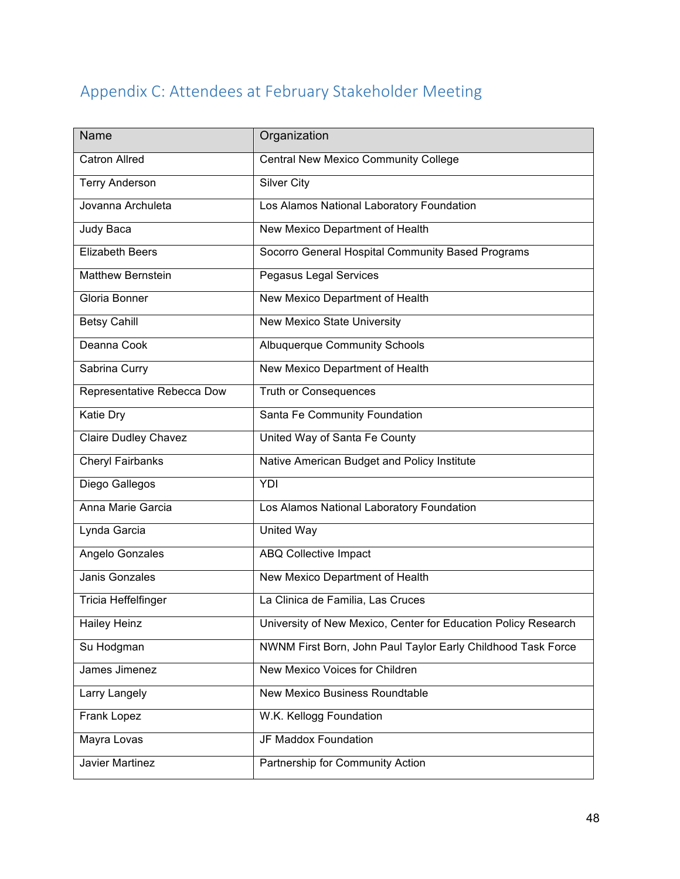## Appendix C: Attendees at February Stakeholder Meeting

| Name | Organization |
|---|---|
| Catron Allred | Central New Mexico Community College |
| Terry Anderson | Silver City |
| Jovanna Archuleta | Los Alamos National Laboratory Foundation |
| Judy Baca | New Mexico Department of Health |
| Elizabeth Beers | Socorro General Hospital Community Based Programs |
| Matthew Bernstein | Pegasus Legal Services |
| Gloria Bonner | New Mexico Department of Health |
| Betsy Cahill | New Mexico State University |
| Deanna Cook | Albuquerque Community Schools |
| Sabrina Curry | New Mexico Department of Health |
| Representative Rebecca Dow | Truth or Consequences |
| Katie Dry | Santa Fe Community Foundation |
| Claire Dudley Chavez | United Way of Santa Fe County |
| Cheryl Fairbanks | Native American Budget and Policy Institute |
| Diego Gallegos | YDI |
| Anna Marie Garcia | Los Alamos National Laboratory Foundation |
| Lynda Garcia | United Way |
| Angelo Gonzales | ABQ Collective Impact |
| Janis Gonzales | New Mexico Department of Health |
| Tricia Heffelfinger | La Clinica de Familia, Las Cruces |
| Hailey Heinz | University of New Mexico, Center for Education Policy Research |
| Su Hodgman | NWNM First Born, John Paul Taylor Early Childhood Task Force |
| James Jimenez | New Mexico Voices for Children |
| Larry Langely | New Mexico Business Roundtable |
| Frank Lopez | W.K. Kellogg Foundation |
| Mayra Lovas | JF Maddox Foundation |
| Javier Martinez | Partnership for Community Action |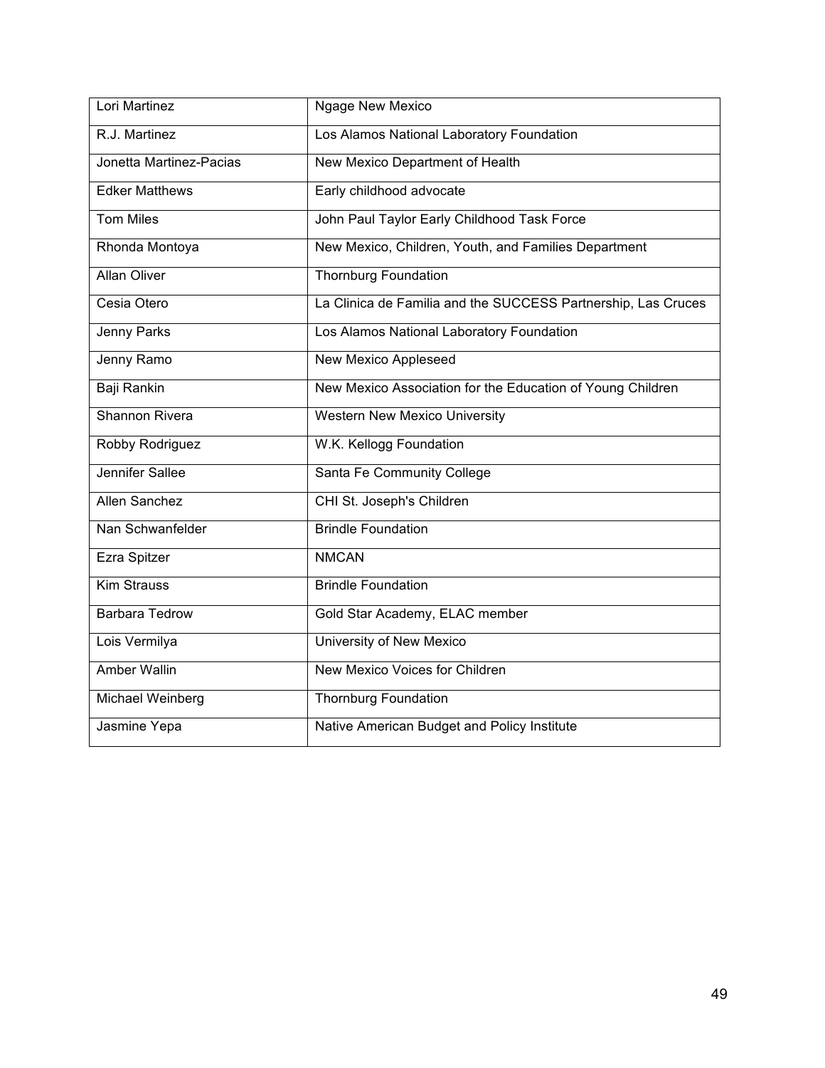| | |
|---|---|
| Lori Martinez | Ngage New Mexico |
| R.J. Martinez | Los Alamos National Laboratory Foundation |
| Jonetta Martinez-Pacias | New Mexico Department of Health |
| Edker Matthews | Early childhood advocate |
| Tom Miles | John Paul Taylor Early Childhood Task Force |
| Rhonda Montoya | New Mexico, Children, Youth, and Families Department |
| Allan Oliver | Thornburg Foundation |
| Cesia Otero | La Clinica de Familia and the SUCCESS Partnership, Las Cruces |
| Jenny Parks | Los Alamos National Laboratory Foundation |
| Jenny Ramo | New Mexico Appleseed |
| Baji Rankin | New Mexico Association for the Education of Young Children |
| Shannon Rivera | Western New Mexico University |
| Robby Rodriguez | W.K. Kellogg Foundation |
| Jennifer Sallee | Santa Fe Community College |
| Allen Sanchez | CHI St. Joseph's Children |
| Nan Schwanfelder | Brindle Foundation |
| Ezra Spitzer | NMCAN |
| Kim Strauss | Brindle Foundation |
| Barbara Tedrow | Gold Star Academy, ELAC member |
| Lois Vermilya | University of New Mexico |
| Amber Wallin | New Mexico Voices for Children |
| Michael Weinberg | Thornburg Foundation |
| Jasmine Yepa | Native American Budget and Policy Institute |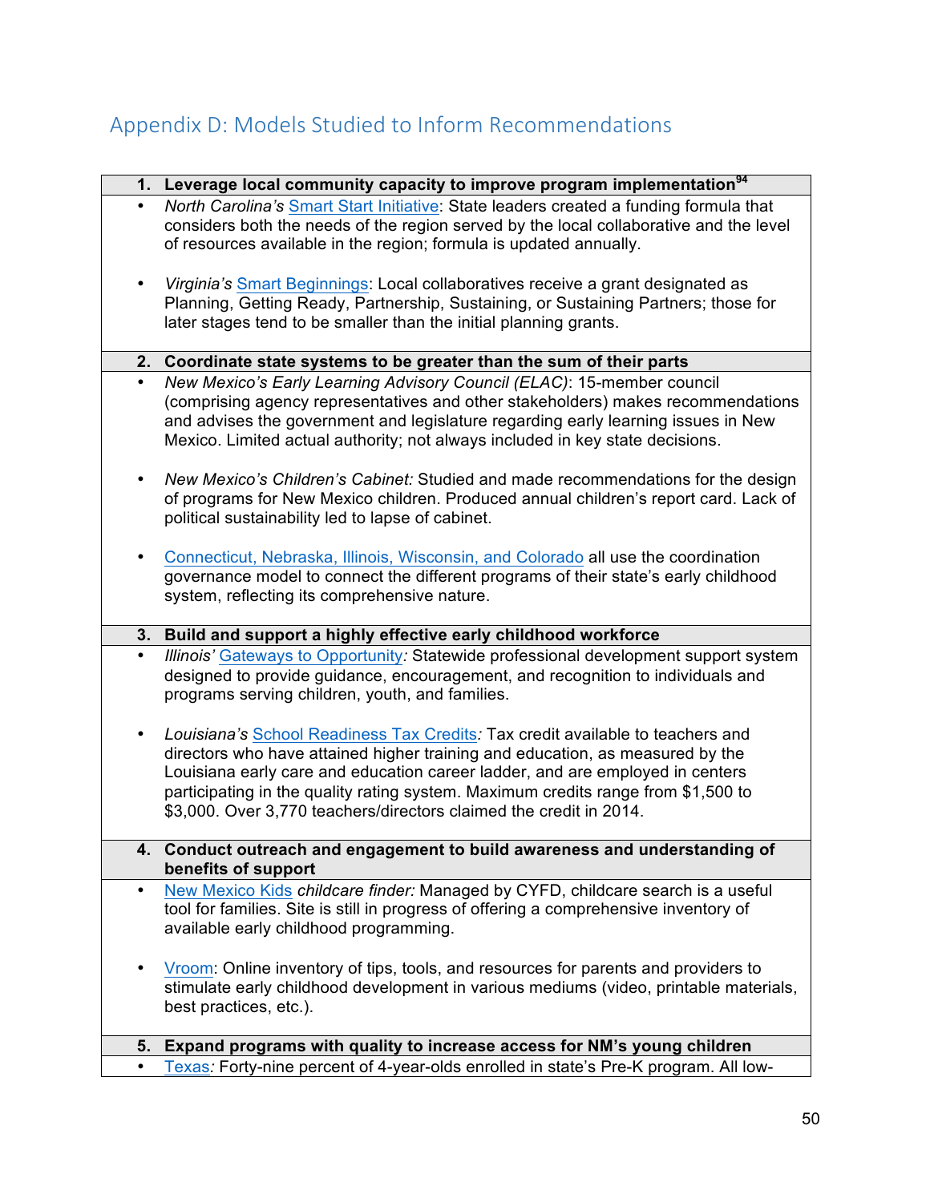## Appendix D: Models Studied to Inform Recommendations

**1. Leverage local community capacity to improve program implementation[94]**

- *North Carolina's* Smart Start Initiative: State leaders created a funding formula that considers both the needs of the region served by the local collaborative and the level of resources available in the region; formula is updated annually.

- *Virginia's* Smart Beginnings: Local collaboratives receive a grant designated as Planning, Getting Ready, Partnership, Sustaining, or Sustaining Partners; those for later stages tend to be smaller than the initial planning grants.

**2. Coordinate state systems to be greater than the sum of their parts**

- *New Mexico's Early Learning Advisory Council (ELAC)*: 15-member council (comprising agency representatives and other stakeholders) makes recommendations and advises the government and legislature regarding early learning issues in New Mexico. Limited actual authority; not always included in key state decisions.

- *New Mexico's Children's Cabinet:* Studied and made recommendations for the design of programs for New Mexico children. Produced annual children's report card. Lack of political sustainability led to lapse of cabinet.

- Connecticut, Nebraska, Illinois, Wisconsin, and Colorado all use the coordination governance model to connect the different programs of their state's early childhood system, reflecting its comprehensive nature.

**3. Build and support a highly effective early childhood workforce**

- *Illinois'* Gateways to Opportunity*:* Statewide professional development support system designed to provide guidance, encouragement, and recognition to individuals and programs serving children, youth, and families.

- *Louisiana's* School Readiness Tax Credits*:* Tax credit available to teachers and directors who have attained higher training and education, as measured by the Louisiana early care and education career ladder, and are employed in centers participating in the quality rating system. Maximum credits range from $1,500 to $3,000. Over 3,770 teachers/directors claimed the credit in 2014.

**4. Conduct outreach and engagement to build awareness and understanding of benefits of support**

- New Mexico Kids *childcare finder:* Managed by CYFD, childcare search is a useful tool for families. Site is still in progress of offering a comprehensive inventory of available early childhood programming.

- Vroom: Online inventory of tips, tools, and resources for parents and providers to stimulate early childhood development in various mediums (video, printable materials, best practices, etc.).

**5. Expand programs with quality to increase access for NM's young children**

- Texas*:* Forty-nine percent of 4-year-olds enrolled in state's Pre-K program. All low-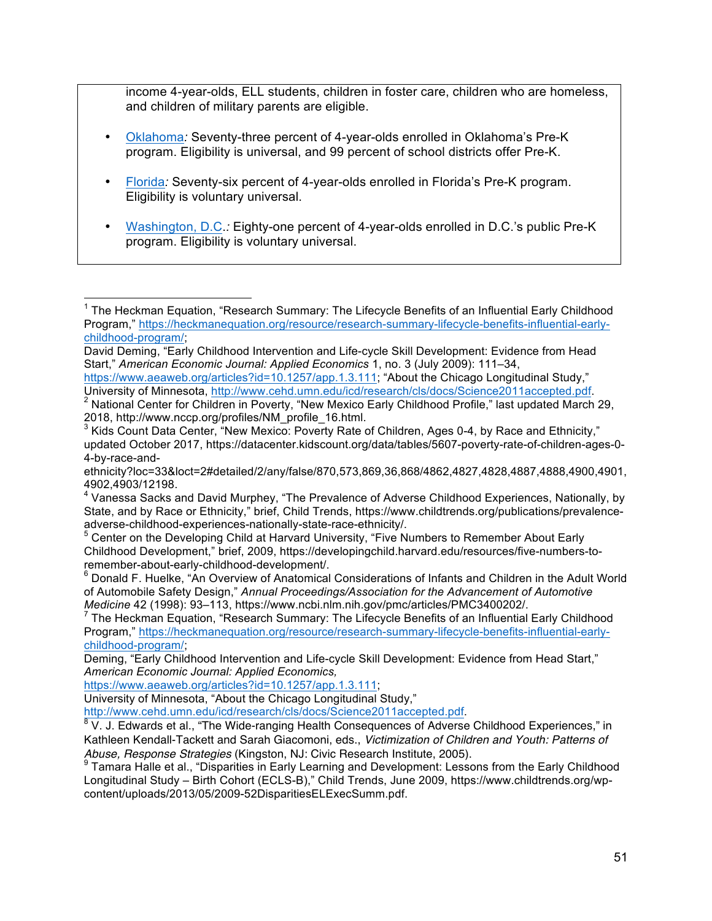income 4-year-olds, ELL students, children in foster care, children who are homeless, and children of military parents are eligible.

- [Oklahoma](#): Seventy-three percent of 4-year-olds enrolled in Oklahoma's Pre-K program. Eligibility is universal, and 99 percent of school districts offer Pre-K.

- [Florida](#): Seventy-six percent of 4-year-olds enrolled in Florida's Pre-K program. Eligibility is voluntary universal.

- [Washington, D.C.](#): Eighty-one percent of 4-year-olds enrolled in D.C.'s public Pre-K program. Eligibility is voluntary universal.

---

[1] The Heckman Equation, "Research Summary: The Lifecycle Benefits of an Influential Early Childhood Program," https://heckmanequation.org/resource/research-summary-lifecycle-benefits-influential-early-childhood-program/;
David Deming, "Early Childhood Intervention and Life-cycle Skill Development: Evidence from Head Start," *American Economic Journal: Applied Economics* 1, no. 3 (July 2009): 111–34, https://www.aeaweb.org/articles?id=10.1257/app.1.3.111; "About the Chicago Longitudinal Study," University of Minnesota, http://www.cehd.umn.edu/icd/research/cls/docs/Science2011accepted.pdf.

[2] National Center for Children in Poverty, "New Mexico Early Childhood Profile," last updated March 29, 2018, http://www.nccp.org/profiles/NM_profile_16.html.

[3] Kids Count Data Center, "New Mexico: Poverty Rate of Children, Ages 0-4, by Race and Ethnicity," updated October 2017, https://datacenter.kidscount.org/data/tables/5607-poverty-rate-of-children-ages-0-4-by-race-and-ethnicity?loc=33&loct=2#detailed/2/any/false/870,573,869,36,868/4862,4827,4828,4887,4888,4900,4901,4902,4903/12198.

[4] Vanessa Sacks and David Murphey, "The Prevalence of Adverse Childhood Experiences, Nationally, by State, and by Race or Ethnicity," brief, Child Trends, https://www.childtrends.org/publications/prevalence-adverse-childhood-experiences-nationally-state-race-ethnicity/.

[5] Center on the Developing Child at Harvard University, "Five Numbers to Remember About Early Childhood Development," brief, 2009, https://developingchild.harvard.edu/resources/five-numbers-to-remember-about-early-childhood-development/.

[6] Donald F. Huelke, "An Overview of Anatomical Considerations of Infants and Children in the Adult World of Automobile Safety Design," *Annual Proceedings/Association for the Advancement of Automotive Medicine* 42 (1998): 93–113, https://www.ncbi.nlm.nih.gov/pmc/articles/PMC3400202/.

[7] The Heckman Equation, "Research Summary: The Lifecycle Benefits of an Influential Early Childhood Program," https://heckmanequation.org/resource/research-summary-lifecycle-benefits-influential-early-childhood-program/;
Deming, "Early Childhood Intervention and Life-cycle Skill Development: Evidence from Head Start," *American Economic Journal: Applied Economics,* https://www.aeaweb.org/articles?id=10.1257/app.1.3.111;
University of Minnesota, "About the Chicago Longitudinal Study," http://www.cehd.umn.edu/icd/research/cls/docs/Science2011accepted.pdf.

[8] V. J. Edwards et al., "The Wide-ranging Health Consequences of Adverse Childhood Experiences," in Kathleen Kendall-Tackett and Sarah Giacomoni, eds., *Victimization of Children and Youth: Patterns of Abuse, Response Strategies* (Kingston, NJ: Civic Research Institute, 2005).

[9] Tamara Halle et al., "Disparities in Early Learning and Development: Lessons from the Early Childhood Longitudinal Study – Birth Cohort (ECLS-B)," Child Trends, June 2009, https://www.childtrends.org/wp-content/uploads/2013/05/2009-52DisparitiesELExecSumm.pdf.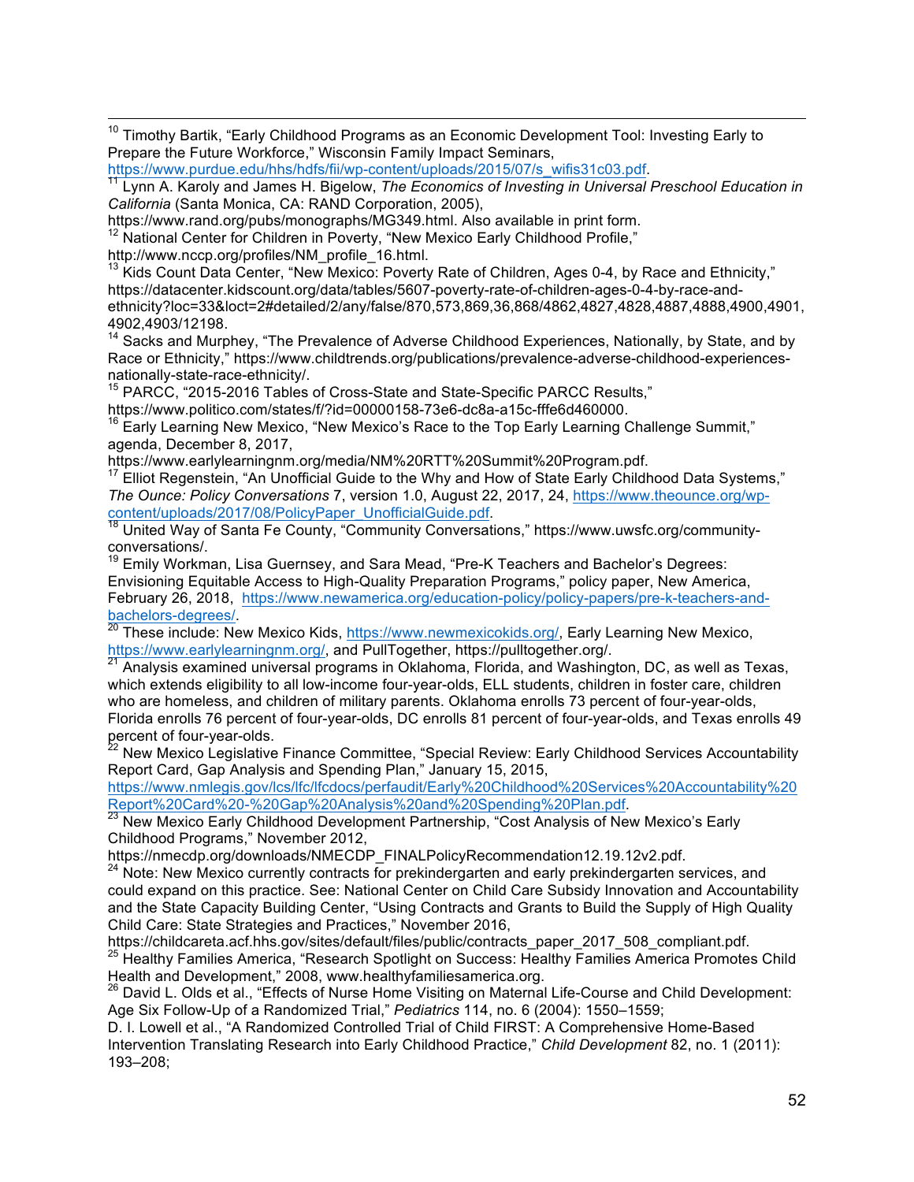[10] Timothy Bartik, "Early Childhood Programs as an Economic Development Tool: Investing Early to Prepare the Future Workforce," Wisconsin Family Impact Seminars, https://www.purdue.edu/hhs/hdfs/fii/wp-content/uploads/2015/07/s_wifis31c03.pdf.

[11] Lynn A. Karoly and James H. Bigelow, *The Economics of Investing in Universal Preschool Education in California* (Santa Monica, CA: RAND Corporation, 2005), https://www.rand.org/pubs/monographs/MG349.html. Also available in print form.

[12] National Center for Children in Poverty, "New Mexico Early Childhood Profile," http://www.nccp.org/profiles/NM_profile_16.html.

[13] Kids Count Data Center, "New Mexico: Poverty Rate of Children, Ages 0-4, by Race and Ethnicity," https://datacenter.kidscount.org/data/tables/5607-poverty-rate-of-children-ages-0-4-by-race-and-ethnicity?loc=33&loct=2#detailed/2/any/false/870,573,869,36,868/4862,4827,4828,4887,4888,4900,4901,4902,4903/12198.

[14] Sacks and Murphey, "The Prevalence of Adverse Childhood Experiences, Nationally, by State, and by Race or Ethnicity," https://www.childtrends.org/publications/prevalence-adverse-childhood-experiences-nationally-state-race-ethnicity/.

[15] PARCC, "2015-2016 Tables of Cross-State and State-Specific PARCC Results," https://www.politico.com/states/f/?id=00000158-73e6-dc8a-a15c-fffe6d460000.

[16] Early Learning New Mexico, "New Mexico's Race to the Top Early Learning Challenge Summit," agenda, December 8, 2017, https://www.earlylearningnm.org/media/NM%20RTT%20Summit%20Program.pdf.

[17] Elliot Regenstein, "An Unofficial Guide to the Why and How of State Early Childhood Data Systems," *The Ounce: Policy Conversations* 7, version 1.0, August 22, 2017, 24, https://www.theounce.org/wp-content/uploads/2017/08/PolicyPaper_UnofficialGuide.pdf.

[18] United Way of Santa Fe County, "Community Conversations," https://www.uwsfc.org/community-conversations/.

[19] Emily Workman, Lisa Guernsey, and Sara Mead, "Pre-K Teachers and Bachelor's Degrees: Envisioning Equitable Access to High-Quality Preparation Programs," policy paper, New America, February 26, 2018, https://www.newamerica.org/education-policy/policy-papers/pre-k-teachers-and-bachelors-degrees/.

[20] These include: New Mexico Kids, https://www.newmexicokids.org/, Early Learning New Mexico, https://www.earlylearningnm.org/, and PullTogether, https://pulltogether.org/.

[21] Analysis examined universal programs in Oklahoma, Florida, and Washington, DC, as well as Texas, which extends eligibility to all low-income four-year-olds, ELL students, children in foster care, children who are homeless, and children of military parents. Oklahoma enrolls 73 percent of four-year-olds, Florida enrolls 76 percent of four-year-olds, DC enrolls 81 percent of four-year-olds, and Texas enrolls 49 percent of four-year-olds.

[22] New Mexico Legislative Finance Committee, "Special Review: Early Childhood Services Accountability Report Card, Gap Analysis and Spending Plan," January 15, 2015, https://www.nmlegis.gov/lcs/lfc/lfcdocs/perfaudit/Early%20Childhood%20Services%20Accountability%20Report%20Card%20-%20Gap%20Analysis%20and%20Spending%20Plan.pdf.

[23] New Mexico Early Childhood Development Partnership, "Cost Analysis of New Mexico's Early Childhood Programs," November 2012, https://nmecdp.org/downloads/NMECDP_FINALPolicyRecommendation12.19.12v2.pdf.

[24] Note: New Mexico currently contracts for prekindergarten and early prekindergarten services, and could expand on this practice. See: National Center on Child Care Subsidy Innovation and Accountability and the State Capacity Building Center, "Using Contracts and Grants to Build the Supply of High Quality Child Care: State Strategies and Practices," November 2016, https://childcareta.acf.hhs.gov/sites/default/files/public/contracts_paper_2017_508_compliant.pdf.

[25] Healthy Families America, "Research Spotlight on Success: Healthy Families America Promotes Child Health and Development," 2008, www.healthyfamiliesamerica.org.

[26] David L. Olds et al., "Effects of Nurse Home Visiting on Maternal Life-Course and Child Development: Age Six Follow-Up of a Randomized Trial," *Pediatrics* 114, no. 6 (2004): 1550–1559;
D. I. Lowell et al., "A Randomized Controlled Trial of Child FIRST: A Comprehensive Home-Based Intervention Translating Research into Early Childhood Practice," *Child Development* 82, no. 1 (2011): 193–208;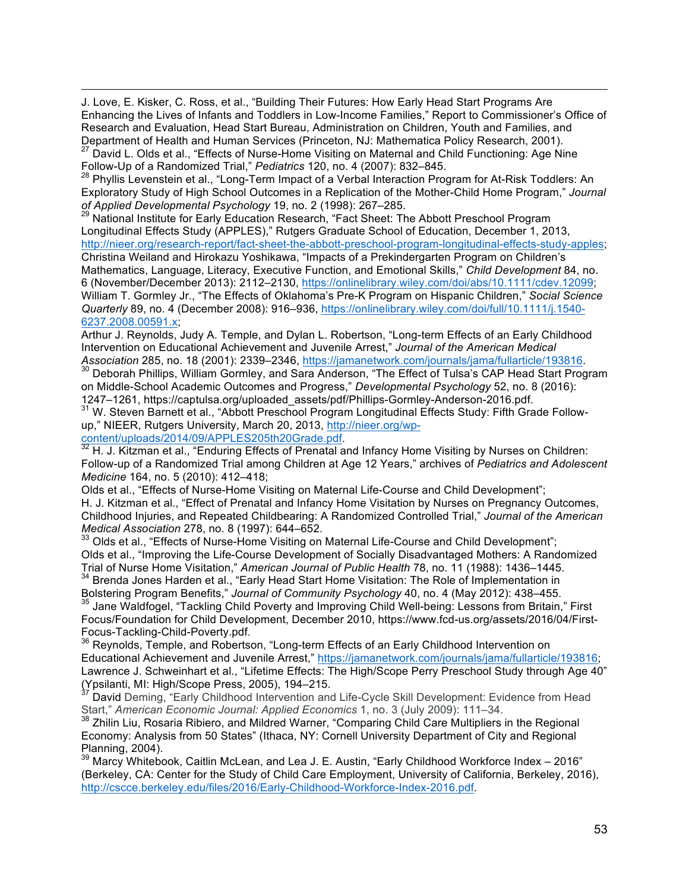J. Love, E. Kisker, C. Ross, et al., "Building Their Futures: How Early Head Start Programs Are Enhancing the Lives of Infants and Toddlers in Low-Income Families," Report to Commissioner's Office of Research and Evaluation, Head Start Bureau, Administration on Children, Youth and Families, and Department of Health and Human Services (Princeton, NJ: Mathematica Policy Research, 2001).

[27] David L. Olds et al., "Effects of Nurse-Home Visiting on Maternal and Child Functioning: Age Nine Follow-Up of a Randomized Trial," *Pediatrics* 120, no. 4 (2007): 832–845.

[28] Phyllis Levenstein et al., "Long-Term Impact of a Verbal Interaction Program for At-Risk Toddlers: An Exploratory Study of High School Outcomes in a Replication of the Mother-Child Home Program," *Journal of Applied Developmental Psychology* 19, no. 2 (1998): 267–285.

[29] National Institute for Early Education Research, "Fact Sheet: The Abbott Preschool Program Longitudinal Effects Study (APPLES)," Rutgers Graduate School of Education, December 1, 2013, http://nieer.org/research-report/fact-sheet-the-abbott-preschool-program-longitudinal-effects-study-apples;
Christina Weiland and Hirokazu Yoshikawa, "Impacts of a Prekindergarten Program on Children's Mathematics, Language, Literacy, Executive Function, and Emotional Skills," *Child Development* 84, no. 6 (November/December 2013): 2112–2130, https://onlinelibrary.wiley.com/doi/abs/10.1111/cdev.12099;
William T. Gormley Jr., "The Effects of Oklahoma's Pre-K Program on Hispanic Children," *Social Science Quarterly* 89, no. 4 (December 2008): 916–936, https://onlinelibrary.wiley.com/doi/full/10.1111/j.1540-6237.2008.00591.x;
Arthur J. Reynolds, Judy A. Temple, and Dylan L. Robertson, "Long-term Effects of an Early Childhood Intervention on Educational Achievement and Juvenile Arrest," *Journal of the American Medical Association* 285, no. 18 (2001): 2339–2346, https://jamanetwork.com/journals/jama/fullarticle/193816.

[30] Deborah Phillips, William Gormley, and Sara Anderson, "The Effect of Tulsa's CAP Head Start Program on Middle-School Academic Outcomes and Progress," *Developmental Psychology* 52, no. 8 (2016): 1247–1261, https://captulsa.org/uploaded_assets/pdf/Phillips-Gormley-Anderson-2016.pdf.

[31] W. Steven Barnett et al., "Abbott Preschool Program Longitudinal Effects Study: Fifth Grade Follow-up," NIEER, Rutgers University, March 20, 2013, http://nieer.org/wp-content/uploads/2014/09/APPLES205th20Grade.pdf.

[32] H. J. Kitzman et al., "Enduring Effects of Prenatal and Infancy Home Visiting by Nurses on Children: Follow-up of a Randomized Trial among Children at Age 12 Years," archives of *Pediatrics and Adolescent Medicine* 164, no. 5 (2010): 412–418;
Olds et al., "Effects of Nurse-Home Visiting on Maternal Life-Course and Child Development";
H. J. Kitzman et al., "Effect of Prenatal and Infancy Home Visitation by Nurses on Pregnancy Outcomes, Childhood Injuries, and Repeated Childbearing: A Randomized Controlled Trial," *Journal of the American Medical Association* 278, no. 8 (1997): 644–652.

[33] Olds et al., "Effects of Nurse-Home Visiting on Maternal Life-Course and Child Development";
Olds et al., "Improving the Life-Course Development of Socially Disadvantaged Mothers: A Randomized Trial of Nurse Home Visitation," *American Journal of Public Health* 78, no. 11 (1988): 1436–1445.

[34] Brenda Jones Harden et al., "Early Head Start Home Visitation: The Role of Implementation in Bolstering Program Benefits," *Journal of Community Psychology* 40, no. 4 (May 2012): 438–455.

[35] Jane Waldfogel, "Tackling Child Poverty and Improving Child Well-being: Lessons from Britain," First Focus/Foundation for Child Development, December 2010, https://www.fcd-us.org/assets/2016/04/First-Focus-Tackling-Child-Poverty.pdf.

[36] Reynolds, Temple, and Robertson, "Long-term Effects of an Early Childhood Intervention on Educational Achievement and Juvenile Arrest," https://jamanetwork.com/journals/jama/fullarticle/193816;
Lawrence J. Schweinhart et al., "Lifetime Effects: The High/Scope Perry Preschool Study through Age 40" (Ypsilanti, MI: High/Scope Press, 2005), 194–215.

[37] David Deming, "Early Childhood Intervention and Life-Cycle Skill Development: Evidence from Head Start," *American Economic Journal: Applied Economics* 1, no. 3 (July 2009): 111–34.

[38] Zhilin Liu, Rosaria Ribiero, and Mildred Warner, "Comparing Child Care Multipliers in the Regional Economy: Analysis from 50 States" (Ithaca, NY: Cornell University Department of City and Regional Planning, 2004).

[39] Marcy Whitebook, Caitlin McLean, and Lea J. E. Austin, "Early Childhood Workforce Index – 2016" (Berkeley, CA: Center for the Study of Child Care Employment, University of California, Berkeley, 2016), http://cscce.berkeley.edu/files/2016/Early-Childhood-Workforce-Index-2016.pdf.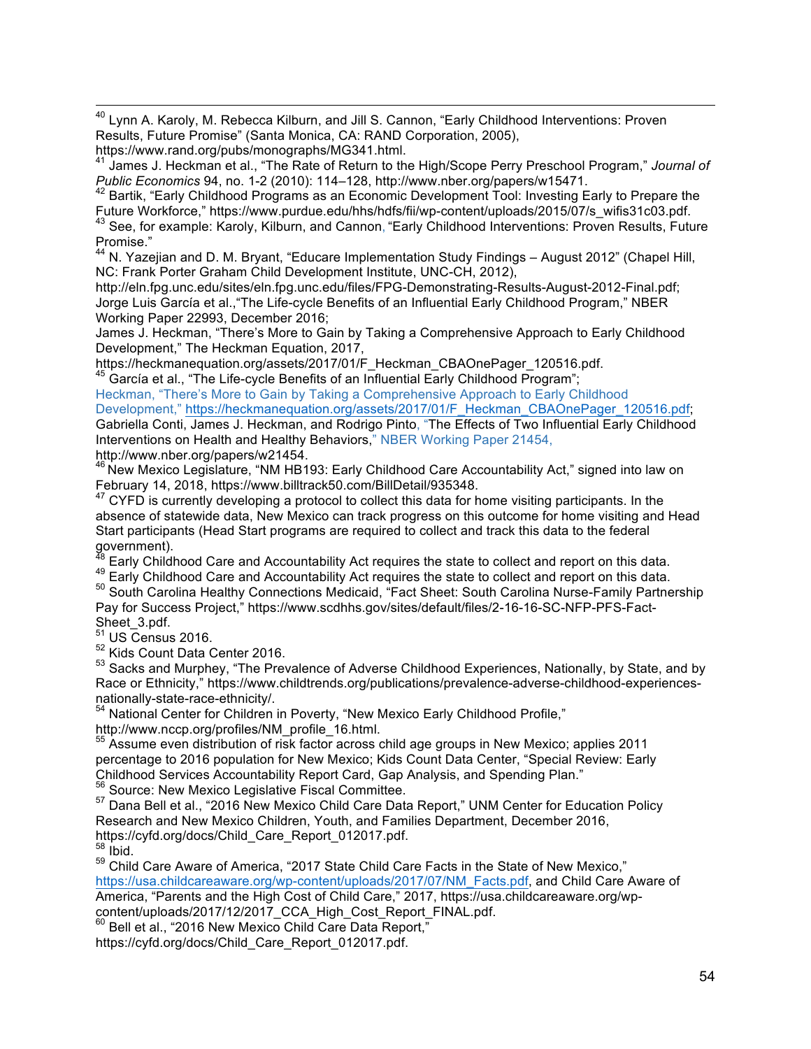[40] Lynn A. Karoly, M. Rebecca Kilburn, and Jill S. Cannon, "Early Childhood Interventions: Proven Results, Future Promise" (Santa Monica, CA: RAND Corporation, 2005), https://www.rand.org/pubs/monographs/MG341.html.

[41] James J. Heckman et al., "The Rate of Return to the High/Scope Perry Preschool Program," *Journal of Public Economics* 94, no. 1-2 (2010): 114–128, http://www.nber.org/papers/w15471.

[42] Bartik, "Early Childhood Programs as an Economic Development Tool: Investing Early to Prepare the Future Workforce," https://www.purdue.edu/hhs/hdfs/fii/wp-content/uploads/2015/07/s_wifis31c03.pdf.

[43] See, for example: Karoly, Kilburn, and Cannon, "Early Childhood Interventions: Proven Results, Future Promise."

[44] N. Yazejian and D. M. Bryant, "Educare Implementation Study Findings – August 2012" (Chapel Hill, NC: Frank Porter Graham Child Development Institute, UNC-CH, 2012), http://eln.fpg.unc.edu/sites/eln.fpg.unc.edu/files/FPG-Demonstrating-Results-August-2012-Final.pdf; Jorge Luis García et al.,"The Life-cycle Benefits of an Influential Early Childhood Program," NBER Working Paper 22993, December 2016;
James J. Heckman, "There's More to Gain by Taking a Comprehensive Approach to Early Childhood Development," The Heckman Equation, 2017, https://heckmanequation.org/assets/2017/01/F_Heckman_CBAOnePager_120516.pdf.

[45] García et al., "The Life-cycle Benefits of an Influential Early Childhood Program"; Heckman, "There's More to Gain by Taking a Comprehensive Approach to Early Childhood Development," https://heckmanequation.org/assets/2017/01/F_Heckman_CBAOnePager_120516.pdf; Gabriella Conti, James J. Heckman, and Rodrigo Pinto, "The Effects of Two Influential Early Childhood Interventions on Health and Healthy Behaviors," NBER Working Paper 21454, http://www.nber.org/papers/w21454.

[46] New Mexico Legislature, "NM HB193: Early Childhood Care Accountability Act," signed into law on February 14, 2018, https://www.billtrack50.com/BillDetail/935348.

[47] CYFD is currently developing a protocol to collect this data for home visiting participants. In the absence of statewide data, New Mexico can track progress on this outcome for home visiting and Head Start participants (Head Start programs are required to collect and track this data to the federal government).

[48] Early Childhood Care and Accountability Act requires the state to collect and report on this data.

[49] Early Childhood Care and Accountability Act requires the state to collect and report on this data.

[50] South Carolina Healthy Connections Medicaid, "Fact Sheet: South Carolina Nurse-Family Partnership Pay for Success Project," https://www.scdhhs.gov/sites/default/files/2-16-16-SC-NFP-PFS-Fact-Sheet_3.pdf.

[51] US Census 2016.

[52] Kids Count Data Center 2016.

[53] Sacks and Murphey, "The Prevalence of Adverse Childhood Experiences, Nationally, by State, and by Race or Ethnicity," https://www.childtrends.org/publications/prevalence-adverse-childhood-experiences-nationally-state-race-ethnicity/.

[54] National Center for Children in Poverty, "New Mexico Early Childhood Profile," http://www.nccp.org/profiles/NM_profile_16.html.

[55] Assume even distribution of risk factor across child age groups in New Mexico; applies 2011 percentage to 2016 population for New Mexico; Kids Count Data Center, "Special Review: Early Childhood Services Accountability Report Card, Gap Analysis, and Spending Plan."

[56] Source: New Mexico Legislative Fiscal Committee.

[57] Dana Bell et al., "2016 New Mexico Child Care Data Report," UNM Center for Education Policy Research and New Mexico Children, Youth, and Families Department, December 2016, https://cyfd.org/docs/Child_Care_Report_012017.pdf.

[58] Ibid.

[59] Child Care Aware of America, "2017 State Child Care Facts in the State of New Mexico," https://usa.childcareaware.org/wp-content/uploads/2017/07/NM_Facts.pdf, and Child Care Aware of America, "Parents and the High Cost of Child Care," 2017, https://usa.childcareaware.org/wp-content/uploads/2017/12/2017_CCA_High_Cost_Report_FINAL.pdf.

[60] Bell et al., "2016 New Mexico Child Care Data Report," https://cyfd.org/docs/Child_Care_Report_012017.pdf.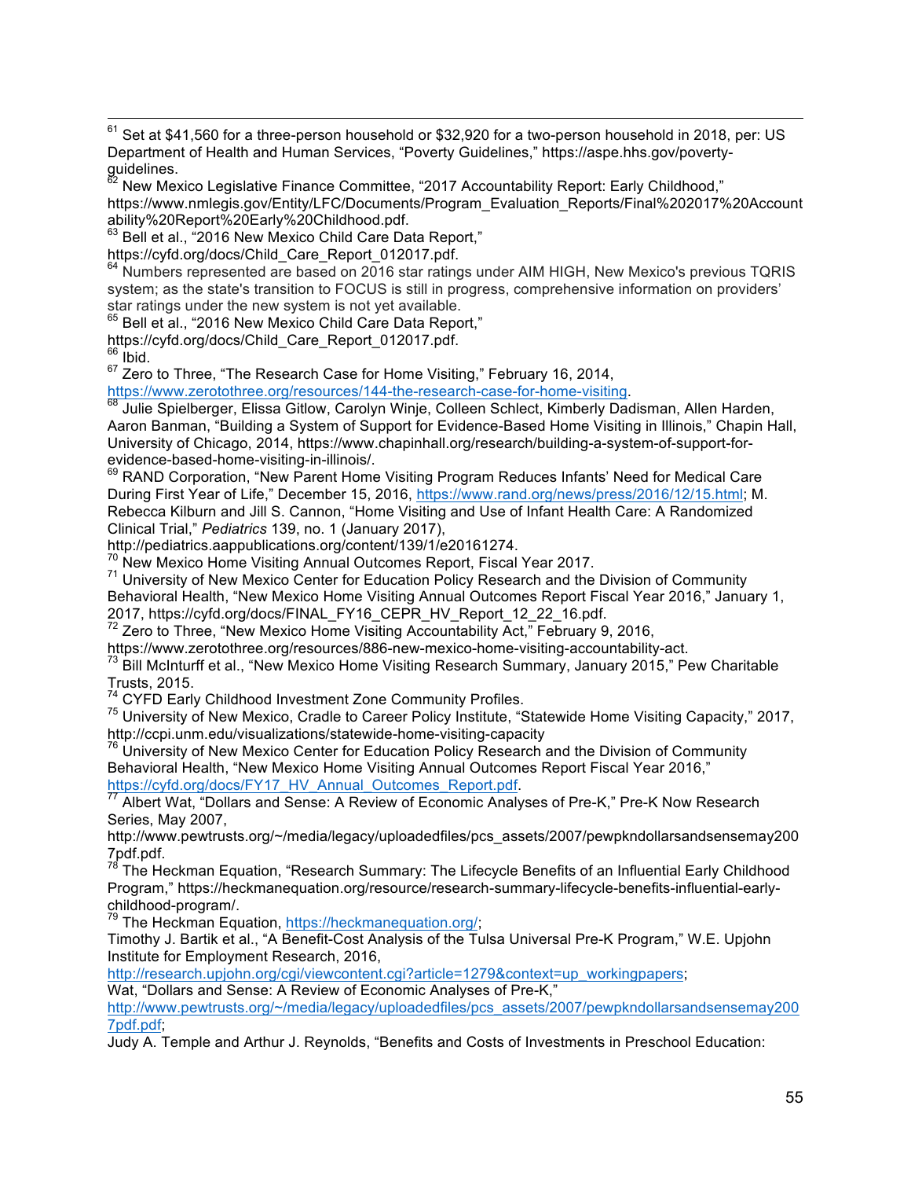[61] Set at $41,560 for a three-person household or $32,920 for a two-person household in 2018, per: US Department of Health and Human Services, "Poverty Guidelines," https://aspe.hhs.gov/poverty-guidelines.

[62] New Mexico Legislative Finance Committee, "2017 Accountability Report: Early Childhood," https://www.nmlegis.gov/Entity/LFC/Documents/Program_Evaluation_Reports/Final%202017%20Accountability%20Report%20Early%20Childhood.pdf.

[63] Bell et al., "2016 New Mexico Child Care Data Report," https://cyfd.org/docs/Child_Care_Report_012017.pdf.

[64] Numbers represented are based on 2016 star ratings under AIM HIGH, New Mexico's previous TQRIS system; as the state's transition to FOCUS is still in progress, comprehensive information on providers' star ratings under the new system is not yet available.

[65] Bell et al., "2016 New Mexico Child Care Data Report," https://cyfd.org/docs/Child_Care_Report_012017.pdf.

[66] Ibid.

[67] Zero to Three, "The Research Case for Home Visiting," February 16, 2014, https://www.zerotothree.org/resources/144-the-research-case-for-home-visiting.

[68] Julie Spielberger, Elissa Gitlow, Carolyn Winje, Colleen Schlect, Kimberly Dadisman, Allen Harden, Aaron Banman, "Building a System of Support for Evidence-Based Home Visiting in Illinois," Chapin Hall, University of Chicago, 2014, https://www.chapinhall.org/research/building-a-system-of-support-for-evidence-based-home-visiting-in-illinois/.

[69] RAND Corporation, "New Parent Home Visiting Program Reduces Infants' Need for Medical Care During First Year of Life," December 15, 2016, https://www.rand.org/news/press/2016/12/15.html; M. Rebecca Kilburn and Jill S. Cannon, "Home Visiting and Use of Infant Health Care: A Randomized Clinical Trial," *Pediatrics* 139, no. 1 (January 2017), http://pediatrics.aappublications.org/content/139/1/e20161274.

[70] New Mexico Home Visiting Annual Outcomes Report, Fiscal Year 2017.

[71] University of New Mexico Center for Education Policy Research and the Division of Community Behavioral Health, "New Mexico Home Visiting Annual Outcomes Report Fiscal Year 2016," January 1, 2017, https://cyfd.org/docs/FINAL_FY16_CEPR_HV_Report_12_22_16.pdf.

[72] Zero to Three, "New Mexico Home Visiting Accountability Act," February 9, 2016, https://www.zerotothree.org/resources/886-new-mexico-home-visiting-accountability-act.

[73] Bill McInturff et al., "New Mexico Home Visiting Research Summary, January 2015," Pew Charitable Trusts, 2015.

[74] CYFD Early Childhood Investment Zone Community Profiles.

[75] University of New Mexico, Cradle to Career Policy Institute, "Statewide Home Visiting Capacity," 2017, http://ccpi.unm.edu/visualizations/statewide-home-visiting-capacity

[76] University of New Mexico Center for Education Policy Research and the Division of Community Behavioral Health, "New Mexico Home Visiting Annual Outcomes Report Fiscal Year 2016," https://cyfd.org/docs/FY17_HV_Annual_Outcomes_Report.pdf.

[77] Albert Wat, "Dollars and Sense: A Review of Economic Analyses of Pre-K," Pre-K Now Research Series, May 2007, http://www.pewtrusts.org/~/media/legacy/uploadedfiles/pcs_assets/2007/pewpkndollarsandsensemay2007pdf.pdf.

[78] The Heckman Equation, "Research Summary: The Lifecycle Benefits of an Influential Early Childhood Program," https://heckmanequation.org/resource/research-summary-lifecycle-benefits-influential-early-childhood-program/.

[79] The Heckman Equation, https://heckmanequation.org/;
Timothy J. Bartik et al., "A Benefit-Cost Analysis of the Tulsa Universal Pre-K Program," W.E. Upjohn Institute for Employment Research, 2016, http://research.upjohn.org/cgi/viewcontent.cgi?article=1279&context=up_workingpapers;
Wat, "Dollars and Sense: A Review of Economic Analyses of Pre-K," http://www.pewtrusts.org/~/media/legacy/uploadedfiles/pcs_assets/2007/pewpkndollarsandsensemay2007pdf.pdf;
Judy A. Temple and Arthur J. Reynolds, "Benefits and Costs of Investments in Preschool Education: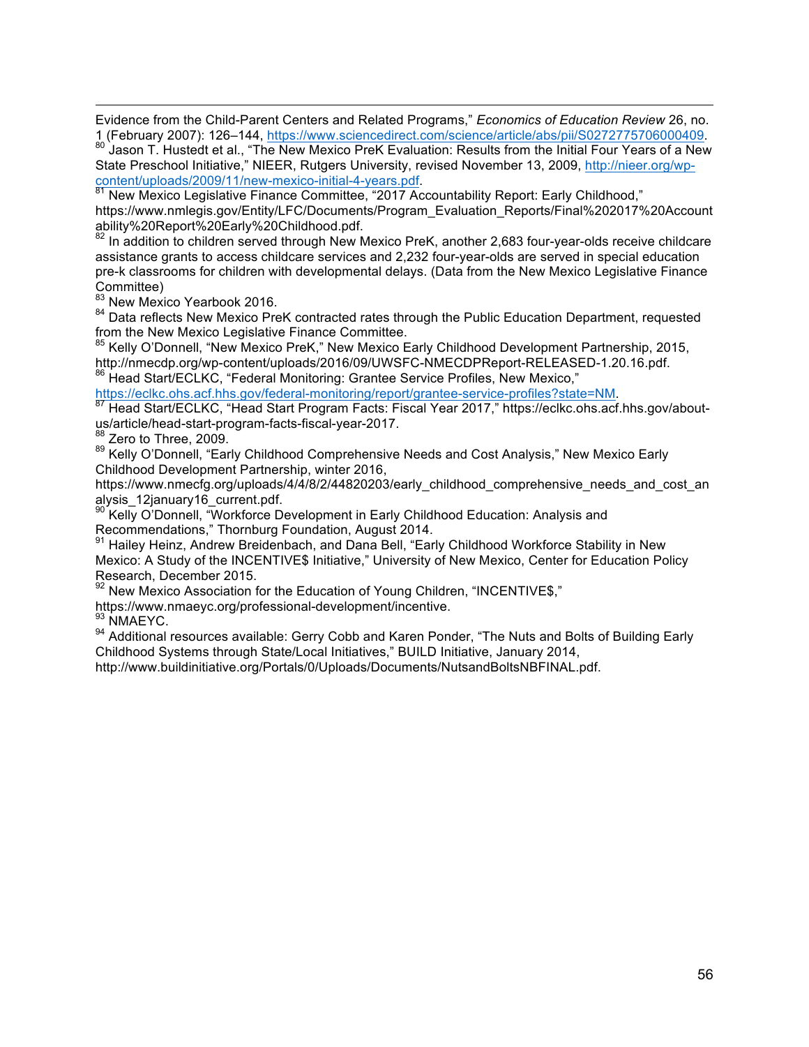Evidence from the Child-Parent Centers and Related Programs," *Economics of Education Review* 26, no. 1 (February 2007): 126–144, https://www.sciencedirect.com/science/article/abs/pii/S0272775706000409.

[80] Jason T. Hustedt et al., "The New Mexico PreK Evaluation: Results from the Initial Four Years of a New State Preschool Initiative," NIEER, Rutgers University, revised November 13, 2009, http://nieer.org/wp-content/uploads/2009/11/new-mexico-initial-4-years.pdf.

[81] New Mexico Legislative Finance Committee, "2017 Accountability Report: Early Childhood," https://www.nmlegis.gov/Entity/LFC/Documents/Program_Evaluation_Reports/Final%202017%20Accountability%20Report%20Early%20Childhood.pdf.

[82] In addition to children served through New Mexico PreK, another 2,683 four-year-olds receive childcare assistance grants to access childcare services and 2,232 four-year-olds are served in special education pre-k classrooms for children with developmental delays. (Data from the New Mexico Legislative Finance Committee)

[83] New Mexico Yearbook 2016.

[84] Data reflects New Mexico PreK contracted rates through the Public Education Department, requested from the New Mexico Legislative Finance Committee.

[85] Kelly O'Donnell, "New Mexico PreK," New Mexico Early Childhood Development Partnership, 2015, http://nmecdp.org/wp-content/uploads/2016/09/UWSFC-NMECDPReport-RELEASED-1.20.16.pdf.

[86] Head Start/ECLKC, "Federal Monitoring: Grantee Service Profiles, New Mexico," https://eclkc.ohs.acf.hhs.gov/federal-monitoring/report/grantee-service-profiles?state=NM.

[87] Head Start/ECLKC, "Head Start Program Facts: Fiscal Year 2017," https://eclkc.ohs.acf.hhs.gov/about-us/article/head-start-program-facts-fiscal-year-2017.

[88] Zero to Three, 2009.

[89] Kelly O'Donnell, "Early Childhood Comprehensive Needs and Cost Analysis," New Mexico Early Childhood Development Partnership, winter 2016, https://www.nmecfg.org/uploads/4/4/8/2/44820203/early_childhood_comprehensive_needs_and_cost_analysis_12january16_current.pdf.

[90] Kelly O'Donnell, "Workforce Development in Early Childhood Education: Analysis and Recommendations," Thornburg Foundation, August 2014.

[91] Hailey Heinz, Andrew Breidenbach, and Dana Bell, "Early Childhood Workforce Stability in New Mexico: A Study of the INCENTIVE$ Initiative," University of New Mexico, Center for Education Policy Research, December 2015.

[92] New Mexico Association for the Education of Young Children, "INCENTIVE$," https://www.nmaeyc.org/professional-development/incentive.

[93] NMAEYC.

[94] Additional resources available: Gerry Cobb and Karen Ponder, "The Nuts and Bolts of Building Early Childhood Systems through State/Local Initiatives," BUILD Initiative, January 2014, http://www.buildinitiative.org/Portals/0/Uploads/Documents/NutsandBoltsNBFINAL.pdf.